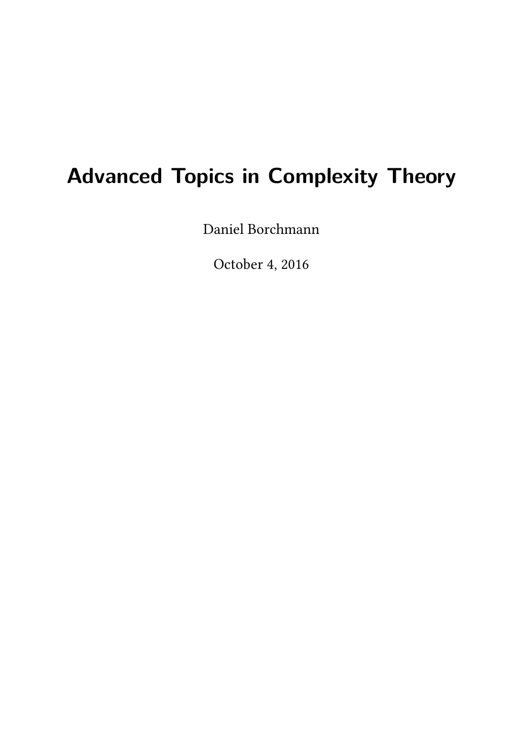# Advanced Topics in Complexity Theory

Daniel Borchmann

October 4, 2016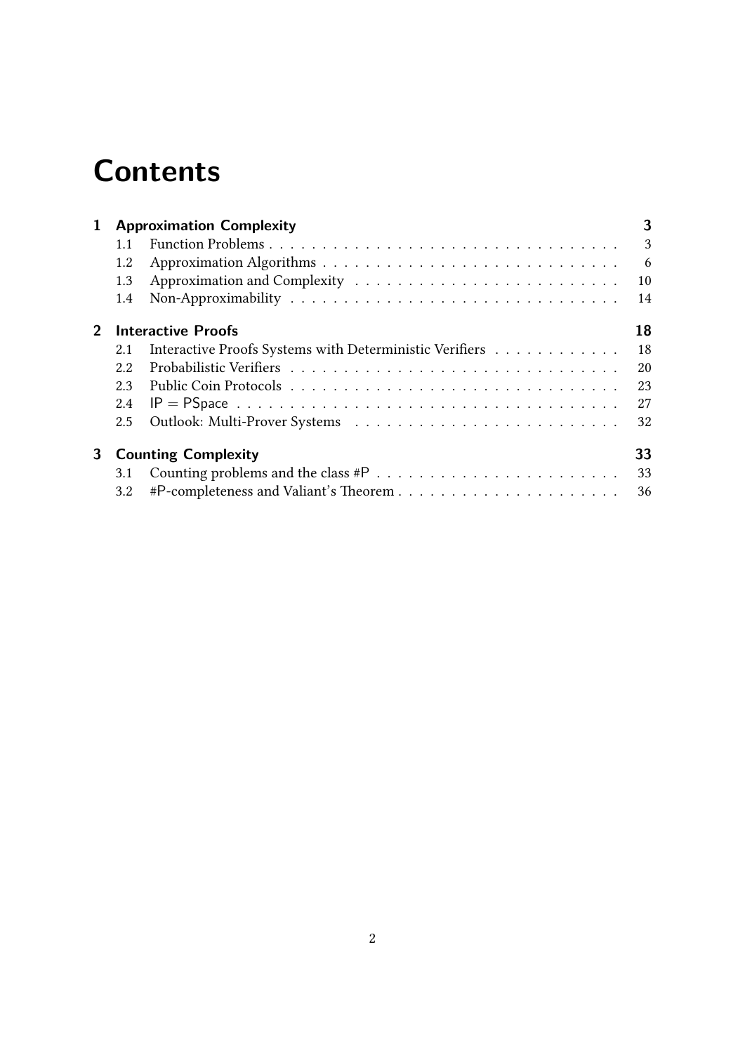# Contents

**1 Approximation Complexity** — **3**

- 1.1 Function Problems — 3
- 1.2 Approximation Algorithms — 6
- 1.3 Approximation and Complexity — 10
- 1.4 Non-Approximability — 14

**2 Interactive Proofs** — **18**

- 2.1 Interactive Proofs Systems with Deterministic Verifiers — 18
- 2.2 Probabilistic Verifiers — 20
- 2.3 Public Coin Protocols — 23
- 2.4 $\mathsf{IP} = \mathsf{PSpace}$ — 27
- 2.5 Outlook: Multi-Prover Systems — 32

**3 Counting Complexity** — **33**

- 3.1 Counting problems and the class #P — 33
- 3.2 #P-completeness and Valiant's Theorem — 36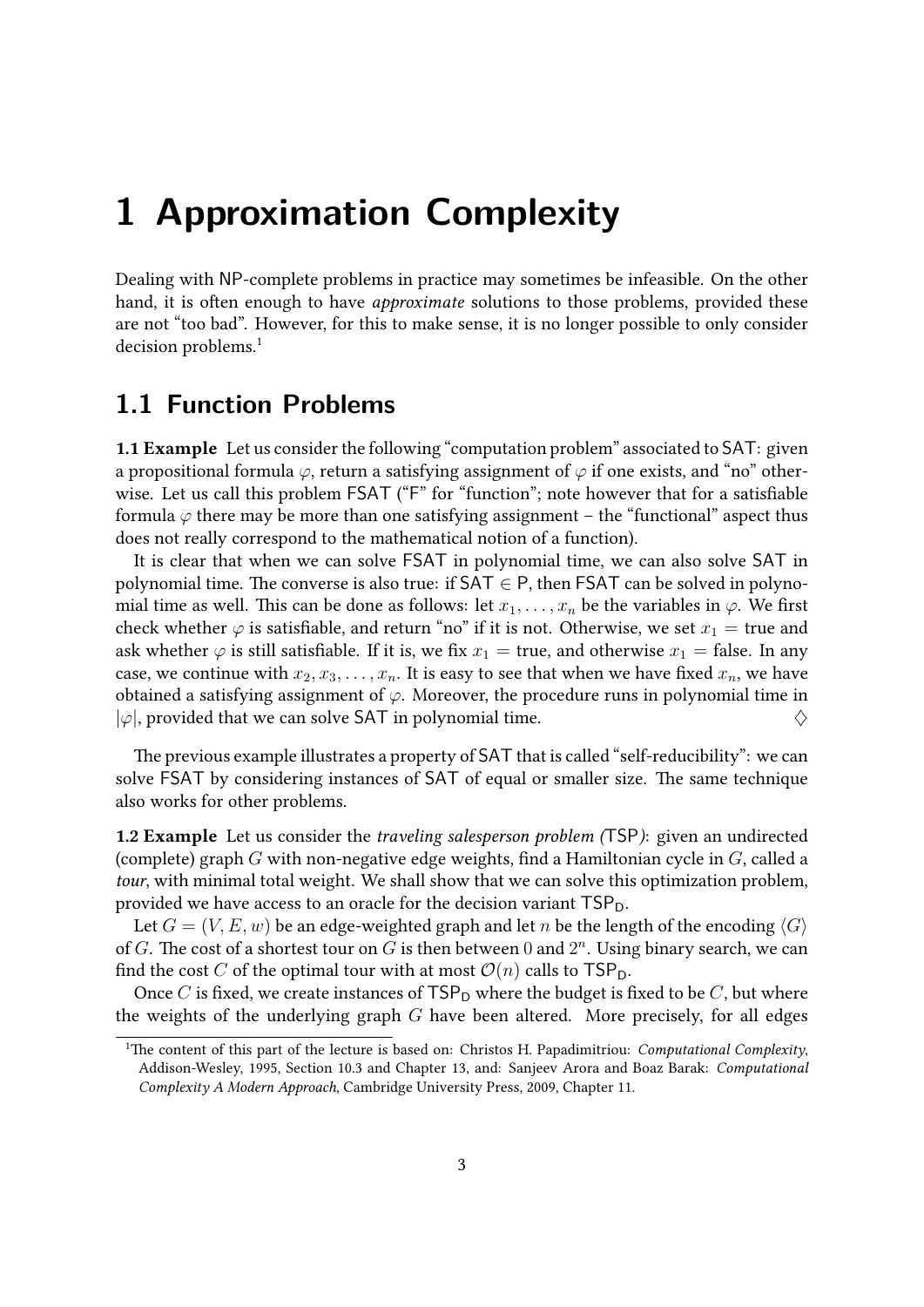# 1 Approximation Complexity

Dealing with NP-complete problems in practice may sometimes be infeasible. On the other hand, it is often enough to have *approximate* solutions to those problems, provided these are not "too bad". However, for this to make sense, it is no longer possible to only consider decision problems.[1]

## 1.1 Function Problems

**1.1 Example** Let us consider the following "computation problem" associated to SAT: given a propositional formula $\varphi$, return a satisfying assignment of $\varphi$ if one exists, and "no" otherwise. Let us call this problem FSAT ("F" for "function"; note however that for a satisfiable formula $\varphi$ there may be more than one satisfying assignment – the "functional" aspect thus does not really correspond to the mathematical notion of a function).

It is clear that when we can solve FSAT in polynomial time, we can also solve SAT in polynomial time. The converse is also true: if $\mathsf{SAT} \in \mathsf{P}$, then FSAT can be solved in polynomial time as well. This can be done as follows: let $x_1, \ldots, x_n$ be the variables in $\varphi$. We first check whether $\varphi$ is satisfiable, and return "no" if it is not. Otherwise, we set $x_1 = \text{true}$ and ask whether $\varphi$ is still satisfiable. If it is, we fix $x_1 = \text{true}$, and otherwise $x_1 = \text{false}$. In any case, we continue with $x_2, x_3, \ldots, x_n$. It is easy to see that when we have fixed $x_n$, we have obtained a satisfying assignment of $\varphi$. Moreover, the procedure runs in polynomial time in $|\varphi|$, provided that we can solve SAT in polynomial time. $\diamondsuit$

The previous example illustrates a property of SAT that is called "self-reducibility": we can solve FSAT by considering instances of SAT of equal or smaller size. The same technique also works for other problems.

**1.2 Example** Let us consider the *traveling salesperson problem (*TSP*)*: given an undirected (complete) graph $G$ with non-negative edge weights, find a Hamiltonian cycle in $G$, called a *tour*, with minimal total weight. We shall show that we can solve this optimization problem, provided we have access to an oracle for the decision variant $\mathsf{TSP_D}$.

Let $G = (V, E, w)$ be an edge-weighted graph and let $n$ be the length of the encoding $\langle G \rangle$ of $G$. The cost of a shortest tour on $G$ is then between $0$ and $2^n$. Using binary search, we can find the cost $C$ of the optimal tour with at most $\mathcal{O}(n)$ calls to $\mathsf{TSP_D}$.

Once $C$ is fixed, we create instances of $\mathsf{TSP_D}$ where the budget is fixed to be $C$, but where the weights of the underlying graph $G$ have been altered. More precisely, for all edges

[1] The content of this part of the lecture is based on: Christos H. Papadimitriou: *Computational Complexity*, Addison-Wesley, 1995, Section 10.3 and Chapter 13, and: Sanjeev Arora and Boaz Barak: *Computational Complexity A Modern Approach*, Cambridge University Press, 2009, Chapter 11.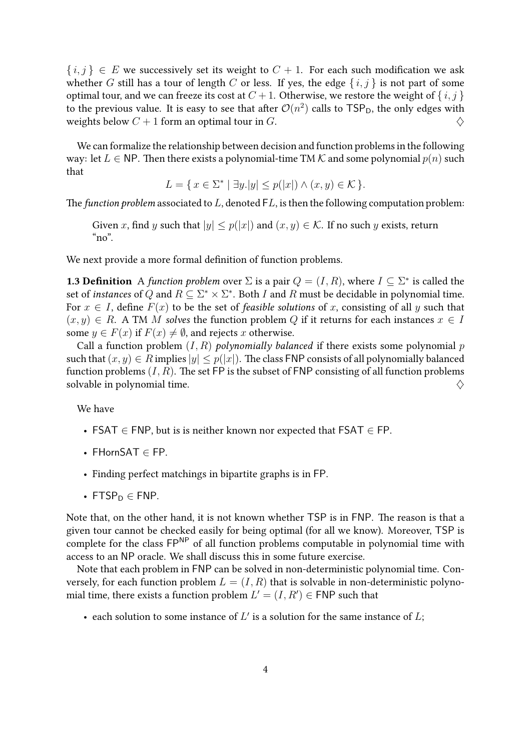$\{ i, j \} \in E$ we successively set its weight to $C + 1$. For each such modification we ask whether $G$ still has a tour of length $C$ or less. If yes, the edge $\{ i, j \}$ is not part of some optimal tour, and we can freeze its cost at $C + 1$. Otherwise, we restore the weight of $\{ i, j \}$ to the previous value. It is easy to see that after $\mathcal{O}(n^2)$ calls to $\mathsf{TSP_D}$, the only edges with weights below $C + 1$ form an optimal tour in $G$. $\diamondsuit$

We can formalize the relationship between decision and function problems in the following way: let $L \in \mathsf{NP}$. Then there exists a polynomial-time TM $\mathcal{K}$ and some polynomial $p(n)$ such that

$$L = \{ x \in \Sigma^* \mid \exists y. |y| \leq p(|x|) \wedge (x, y) \in \mathcal{K} \}.$$

The *function problem* associated to $L$, denoted $\mathsf{F}L$, is then the following computation problem:

> Given $x$, find $y$ such that $|y| \leq p(|x|)$ and $(x, y) \in \mathcal{K}$. If no such $y$ exists, return "no".

We next provide a more formal definition of function problems.

**1.3 Definition** A *function problem* over $\Sigma$ is a pair $Q = (I, R)$, where $I \subseteq \Sigma^*$ is called the set of *instances* of $Q$ and $R \subseteq \Sigma^* \times \Sigma^*$. Both $I$ and $R$ must be decidable in polynomial time. For $x \in I$, define $F(x)$ to be the set of *feasible solutions* of $x$, consisting of all $y$ such that $(x, y) \in R$. A TM $M$ *solves* the function problem $Q$ if it returns for each instances $x \in I$ some $y \in F(x)$ if $F(x) \neq \emptyset$, and rejects $x$ otherwise.

Call a function problem $(I, R)$ *polynomially balanced* if there exists some polynomial $p$ such that $(x, y) \in R$ implies $|y| \leq p(|x|)$. The class $\mathsf{FNP}$ consists of all polynomially balanced function problems $(I, R)$. The set $\mathsf{FP}$ is the subset of $\mathsf{FNP}$ consisting of all function problems solvable in polynomial time. $\diamondsuit$

We have

- $\mathsf{FSAT} \in \mathsf{FNP}$, but is is neither known nor expected that $\mathsf{FSAT} \in \mathsf{FP}$.
- $\mathsf{FHornSAT} \in \mathsf{FP}$.
- Finding perfect matchings in bipartite graphs is in $\mathsf{FP}$.
- $\mathsf{FTSP_D} \in \mathsf{FNP}$.

Note that, on the other hand, it is not known whether $\mathsf{TSP}$ is in $\mathsf{FNP}$. The reason is that a given tour cannot be checked easily for being optimal (for all we know). Moreover, $\mathsf{TSP}$ is complete for the class $\mathsf{FP}^{\mathsf{NP}}$ of all function problems computable in polynomial time with access to an $\mathsf{NP}$ oracle. We shall discuss this in some future exercise.

Note that each problem in $\mathsf{FNP}$ can be solved in non-deterministic polynomial time. Conversely, for each function problem $L = (I, R)$ that is solvable in non-deterministic polynomial time, there exists a function problem $L' = (I, R') \in \mathsf{FNP}$ such that

- each solution to some instance of $L'$ is a solution for the same instance of $L$;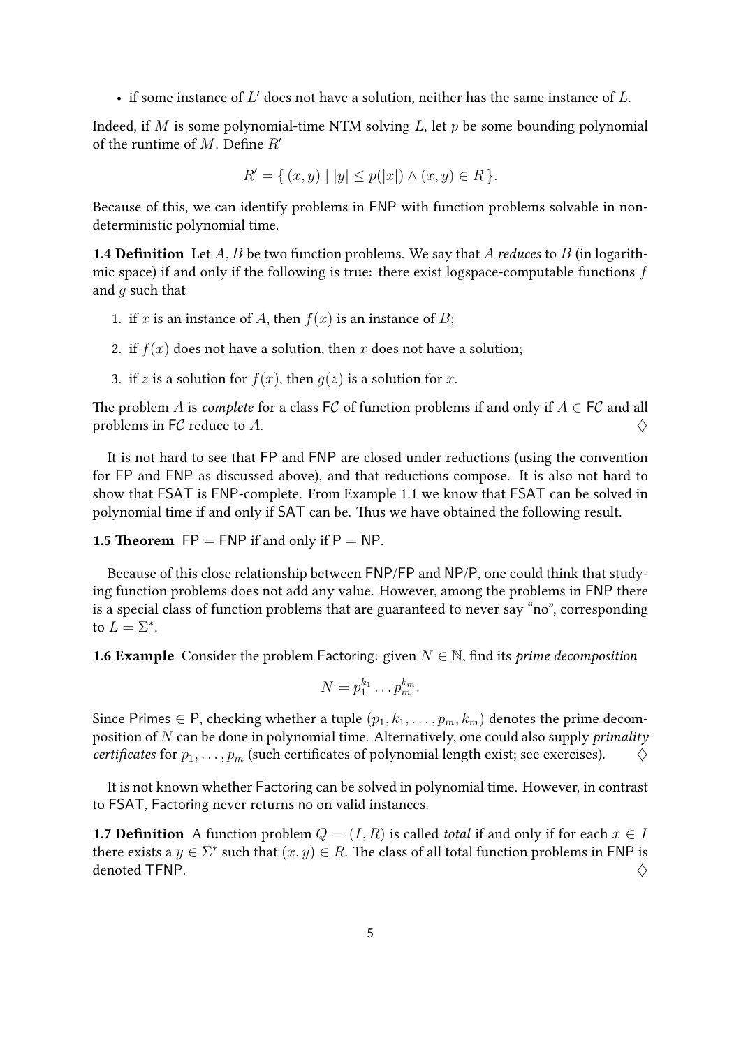- if some instance of $L'$ does not have a solution, neither has the same instance of $L$.

Indeed, if $M$ is some polynomial-time NTM solving $L$, let $p$ be some bounding polynomial of the runtime of $M$. Define $R'$

$$R' = \{ (x, y) \mid |y| \leq p(|x|) \wedge (x, y) \in R \}.$$

Because of this, we can identify problems in FNP with function problems solvable in nondeterministic polynomial time.

**1.4 Definition** Let $A, B$ be two function problems. We say that $A$ *reduces* to $B$ (in logarithmic space) if and only if the following is true: there exist logspace-computable functions $f$ and $g$ such that

1. if $x$ is an instance of $A$, then $f(x)$ is an instance of $B$;
2. if $f(x)$ does not have a solution, then $x$ does not have a solution;
3. if $z$ is a solution for $f(x)$, then $g(z)$ is a solution for $x$.

The problem $A$ is *complete* for a class $\mathsf{F}\mathcal{C}$ of function problems if and only if $A \in \mathsf{F}\mathcal{C}$ and all problems in $\mathsf{F}\mathcal{C}$ reduce to $A$. $\diamondsuit$

It is not hard to see that FP and FNP are closed under reductions (using the convention for FP and FNP as discussed above), and that reductions compose. It is also not hard to show that FSAT is FNP-complete. From Example 1.1 we know that FSAT can be solved in polynomial time if and only if SAT can be. Thus we have obtained the following result.

**1.5 Theorem** FP = FNP if and only if P = NP.

Because of this close relationship between FNP/FP and NP/P, one could think that studying function problems does not add any value. However, among the problems in FNP there is a special class of function problems that are guaranteed to never say "no", corresponding to $L = \Sigma^*$.

**1.6 Example** Consider the problem Factoring: given $N \in \mathbb{N}$, find its *prime decomposition*

$$N = p_1^{k_1} \dots p_m^{k_m}.$$

Since Primes $\in$ P, checking whether a tuple $(p_1, k_1, \dots, p_m, k_m)$ denotes the prime decomposition of $N$ can be done in polynomial time. Alternatively, one could also supply *primality certificates* for $p_1, \dots, p_m$ (such certificates of polynomial length exist; see exercises). $\diamondsuit$

It is not known whether Factoring can be solved in polynomial time. However, in contrast to FSAT, Factoring never returns no on valid instances.

**1.7 Definition** A function problem $Q = (I, R)$ is called *total* if and only if for each $x \in I$ there exists a $y \in \Sigma^*$ such that $(x, y) \in R$. The class of all total function problems in FNP is denoted TFNP. $\diamondsuit$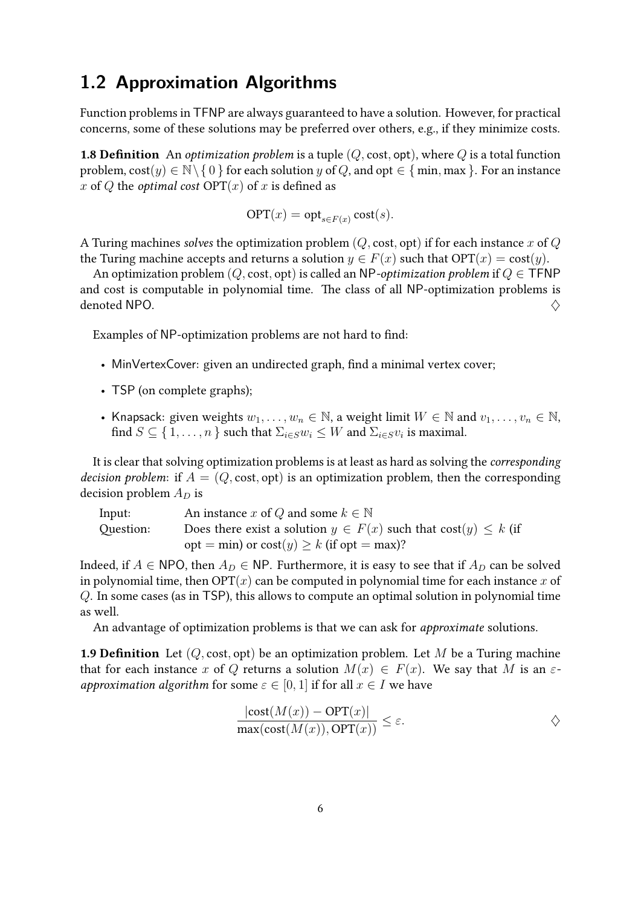## 1.2 Approximation Algorithms

Function problems in TFNP are always guaranteed to have a solution. However, for practical concerns, some of these solutions may be preferred over others, e.g., if they minimize costs.

**1.8 Definition** An *optimization problem* is a tuple $(Q, \text{cost}, \text{opt})$, where $Q$ is a total function problem, $\text{cost}(y) \in \mathbb{N} \setminus \{ 0 \}$ for each solution $y$ of $Q$, and $\text{opt} \in \{ \min, \max \}$. For an instance $x$ of $Q$ the *optimal cost* $\text{OPT}(x)$ of $x$ is defined as

$$\text{OPT}(x) = \text{opt}_{s \in F(x)} \text{cost}(s).$$

A Turing machines *solves* the optimization problem $(Q, \text{cost}, \text{opt})$ if for each instance $x$ of $Q$ the Turing machine accepts and returns a solution $y \in F(x)$ such that $\text{OPT}(x) = \text{cost}(y)$.

An optimization problem $(Q, \text{cost}, \text{opt})$ is called an NP*-optimization problem* if $Q \in \mathsf{TFNP}$ and cost is computable in polynomial time. The class of all NP-optimization problems is denoted NPO. $\diamondsuit$

Examples of NP-optimization problems are not hard to find:

- MinVertexCover: given an undirected graph, find a minimal vertex cover;
- TSP (on complete graphs);
- Knapsack: given weights $w_1, \dots, w_n \in \mathbb{N}$, a weight limit $W \in \mathbb{N}$ and $v_1, \dots, v_n \in \mathbb{N}$, find $S \subseteq \{ 1, \dots, n \}$ such that $\Sigma_{i \in S} w_i \leq W$ and $\Sigma_{i \in S} v_i$ is maximal.

It is clear that solving optimization problems is at least as hard as solving the *corresponding decision problem*: if $A = (Q, \text{cost}, \text{opt})$ is an optimization problem, then the corresponding decision problem $A_D$ is

| | |
|---|---|
| Input: | An instance $x$ of $Q$ and some $k \in \mathbb{N}$ |
| Question: | Does there exist a solution $y \in F(x)$ such that $\text{cost}(y) \leq k$ (if $\text{opt} = \min$) or $\text{cost}(y) \geq k$ (if $\text{opt} = \max$)? |

Indeed, if $A \in \mathsf{NPO}$, then $A_D \in \mathsf{NP}$. Furthermore, it is easy to see that if $A_D$ can be solved in polynomial time, then $\text{OPT}(x)$ can be computed in polynomial time for each instance $x$ of $Q$. In some cases (as in TSP), this allows to compute an optimal solution in polynomial time as well.

An advantage of optimization problems is that we can ask for *approximate* solutions.

**1.9 Definition** Let $(Q, \text{cost}, \text{opt})$ be an optimization problem. Let $M$ be a Turing machine that for each instance $x$ of $Q$ returns a solution $M(x) \in F(x)$. We say that $M$ is an $\varepsilon$-*approximation algorithm* for some $\varepsilon \in [0, 1]$ if for all $x \in I$ we have

$$\frac{|\text{cost}(M(x)) - \text{OPT}(x)|}{\max(\text{cost}(M(x)), \text{OPT}(x))} \leq \varepsilon.$$

$\diamondsuit$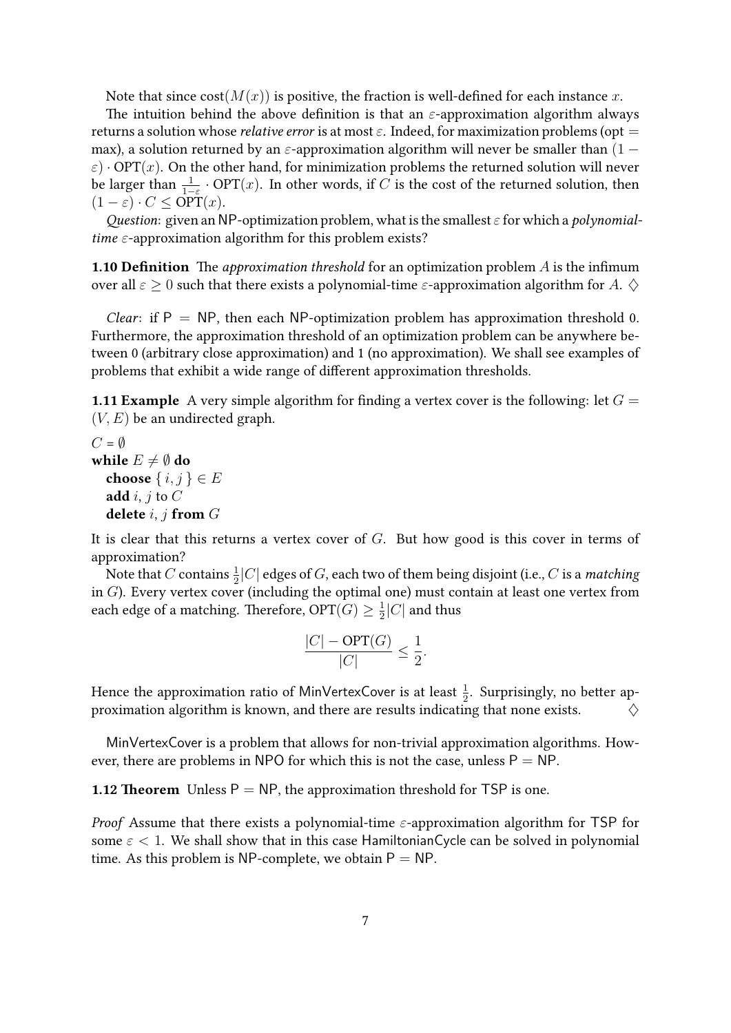Note that since $\text{cost}(M(x))$ is positive, the fraction is well-defined for each instance $x$.

The intuition behind the above definition is that an $\varepsilon$-approximation algorithm always returns a solution whose *relative error* is at most $\varepsilon$. Indeed, for maximization problems (opt $=$ max), a solution returned by an $\varepsilon$-approximation algorithm will never be smaller than $(1-\varepsilon)\cdot \text{OPT}(x)$. On the other hand, for minimization problems the returned solution will never be larger than $\frac{1}{1-\varepsilon}\cdot \text{OPT}(x)$. In other words, if $C$ is the cost of the returned solution, then $(1-\varepsilon)\cdot C \leq \text{OPT}(x)$.

*Question*: given an NP-optimization problem, what is the smallest $\varepsilon$ for which a *polynomial-time* $\varepsilon$-approximation algorithm for this problem exists?

**1.10 Definition** The *approximation threshold* for an optimization problem $A$ is the infimum over all $\varepsilon \geq 0$ such that there exists a polynomial-time $\varepsilon$-approximation algorithm for $A$. $\diamondsuit$

*Clear*: if $\mathsf{P} = \mathsf{NP}$, then each NP-optimization problem has approximation threshold 0. Furthermore, the approximation threshold of an optimization problem can be anywhere between 0 (arbitrary close approximation) and 1 (no approximation). We shall see examples of problems that exhibit a wide range of different approximation thresholds.

**1.11 Example** A very simple algorithm for finding a vertex cover is the following: let $G = (V, E)$ be an undirected graph.

$C = \emptyset$
**while** $E \neq \emptyset$ **do**
  **choose** $\{ i, j \} \in E$
  **add** $i$, $j$ to $C$
  **delete** $i$, $j$ **from** $G$

It is clear that this returns a vertex cover of $G$. But how good is this cover in terms of approximation?

Note that $C$ contains $\frac{1}{2}|C|$ edges of $G$, each two of them being disjoint (i.e., $C$ is a *matching* in $G$). Every vertex cover (including the optimal one) must contain at least one vertex from each edge of a matching. Therefore, $\text{OPT}(G) \geq \frac{1}{2}|C|$ and thus

$$\frac{|C| - \text{OPT}(G)}{|C|} \leq \frac{1}{2}.$$

Hence the approximation ratio of MinVertexCover is at least $\frac{1}{2}$. Surprisingly, no better approximation algorithm is known, and there are results indicating that none exists. $\diamondsuit$

MinVertexCover is a problem that allows for non-trivial approximation algorithms. However, there are problems in NPO for which this is not the case, unless $\mathsf{P} = \mathsf{NP}$.

**1.12 Theorem** Unless $\mathsf{P} = \mathsf{NP}$, the approximation threshold for TSP is one.

*Proof* Assume that there exists a polynomial-time $\varepsilon$-approximation algorithm for TSP for some $\varepsilon < 1$. We shall show that in this case HamiltonianCycle can be solved in polynomial time. As this problem is NP-complete, we obtain $\mathsf{P} = \mathsf{NP}$.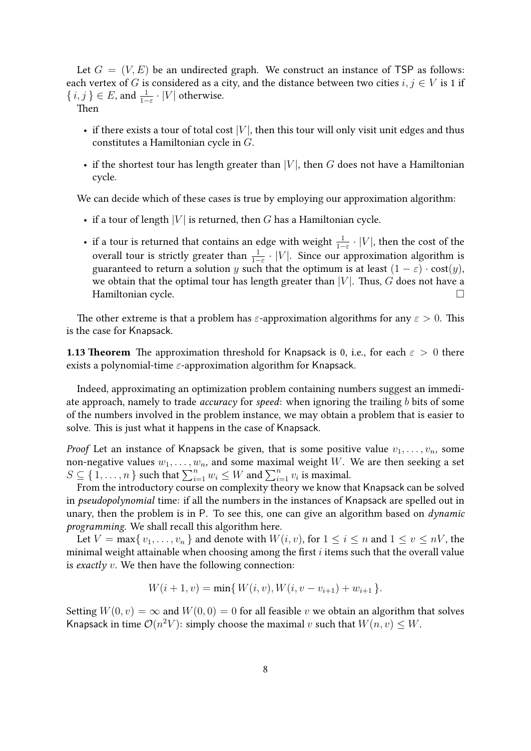Let $G = (V, E)$ be an undirected graph. We construct an instance of TSP as follows: each vertex of $G$ is considered as a city, and the distance between two cities $i, j \in V$ is 1 if $\{ i, j \} \in E$, and $\frac{1}{1-\varepsilon} \cdot |V|$ otherwise.

Then

- if there exists a tour of total cost $|V|$, then this tour will only visit unit edges and thus constitutes a Hamiltonian cycle in $G$.
- if the shortest tour has length greater than $|V|$, then $G$ does not have a Hamiltonian cycle.

We can decide which of these cases is true by employing our approximation algorithm:

- if a tour of length $|V|$ is returned, then $G$ has a Hamiltonian cycle.
- if a tour is returned that contains an edge with weight $\frac{1}{1-\varepsilon} \cdot |V|$, then the cost of the overall tour is strictly greater than $\frac{1}{1-\varepsilon} \cdot |V|$. Since our approximation algorithm is guaranteed to return a solution $y$ such that the optimum is at least $(1 - \varepsilon) \cdot \text{cost}(y)$, we obtain that the optimal tour has length greater than $|V|$. Thus, $G$ does not have a Hamiltonian cycle. □

The other extreme is that a problem has $\varepsilon$-approximation algorithms for any $\varepsilon > 0$. This is the case for Knapsack.

**1.13 Theorem** The approximation threshold for Knapsack is 0, i.e., for each $\varepsilon > 0$ there exists a polynomial-time $\varepsilon$-approximation algorithm for Knapsack.

Indeed, approximating an optimization problem containing numbers suggest an immediate approach, namely to trade *accuracy* for *speed*: when ignoring the trailing $b$ bits of some of the numbers involved in the problem instance, we may obtain a problem that is easier to solve. This is just what it happens in the case of Knapsack.

*Proof* Let an instance of Knapsack be given, that is some positive value $v_1, \ldots, v_n$, some non-negative values $w_1, \ldots, w_n$, and some maximal weight $W$. We are then seeking a set $S \subseteq \{ 1, \ldots, n \}$ such that $\sum_{i=1}^{n} w_i \leq W$ and $\sum_{i=1}^{n} v_i$ is maximal.

From the introductory course on complexity theory we know that Knapsack can be solved in *pseudopolynomial* time: if all the numbers in the instances of Knapsack are spelled out in unary, then the problem is in P. To see this, one can give an algorithm based on *dynamic programming*. We shall recall this algorithm here.

Let $V = \max\{ v_1, \ldots, v_n \}$ and denote with $W(i, v)$, for $1 \leq i \leq n$ and $1 \leq v \leq nV$, the minimal weight attainable when choosing among the first $i$ items such that the overall value is *exactly* $v$. We then have the following connection:

$$W(i + 1, v) = \min\{ W(i, v), W(i, v - v_{i+1}) + w_{i+1} \}.$$

Setting $W(0, v) = \infty$ and $W(0, 0) = 0$ for all feasible $v$ we obtain an algorithm that solves Knapsack in time $\mathcal{O}(n^2 V)$: simply choose the maximal $v$ such that $W(n, v) \leq W$.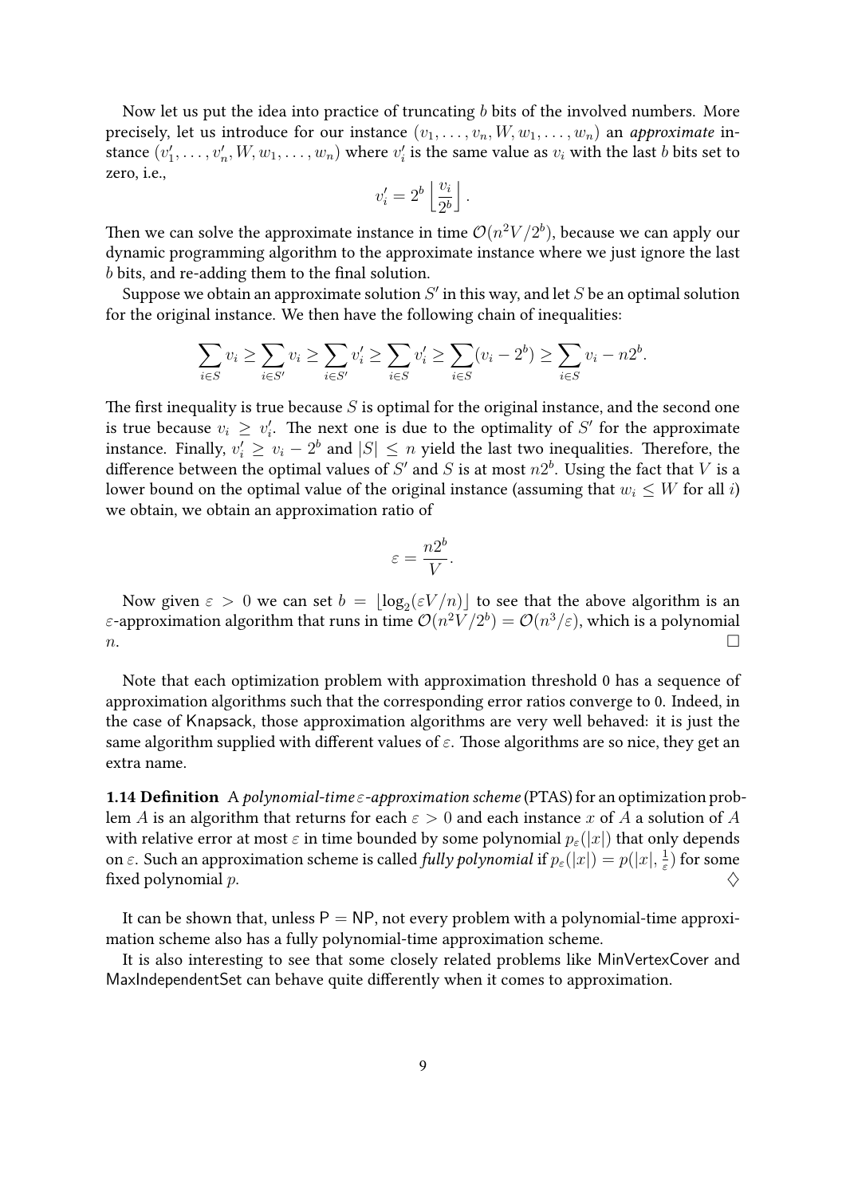Now let us put the idea into practice of truncating $b$ bits of the involved numbers. More precisely, let us introduce for our instance $(v_1, \ldots, v_n, W, w_1, \ldots, w_n)$ an *approximate* instance $(v'_1, \ldots, v'_n, W, w_1, \ldots, w_n)$ where $v'_i$ is the same value as $v_i$ with the last $b$ bits set to zero, i.e.,

$$v'_i = 2^b \left\lfloor \frac{v_i}{2^b} \right\rfloor.$$

Then we can solve the approximate instance in time $\mathcal{O}(n^2 V/2^b)$, because we can apply our dynamic programming algorithm to the approximate instance where we just ignore the last $b$ bits, and re-adding them to the final solution.

Suppose we obtain an approximate solution $S'$ in this way, and let $S$ be an optimal solution for the original instance. We then have the following chain of inequalities:

$$\sum_{i \in S} v_i \geq \sum_{i \in S'} v_i \geq \sum_{i \in S'} v'_i \geq \sum_{i \in S} v'_i \geq \sum_{i \in S} (v_i - 2^b) \geq \sum_{i \in S} v_i - n2^b.$$

The first inequality is true because $S$ is optimal for the original instance, and the second one is true because $v_i \geq v'_i$. The next one is due to the optimality of $S'$ for the approximate instance. Finally, $v'_i \geq v_i - 2^b$ and $|S| \leq n$ yield the last two inequalities. Therefore, the difference between the optimal values of $S'$ and $S$ is at most $n2^b$. Using the fact that $V$ is a lower bound on the optimal value of the original instance (assuming that $w_i \leq W$ for all $i$) we obtain, we obtain an approximation ratio of

$$\varepsilon = \frac{n2^b}{V}.$$

Now given $\varepsilon > 0$ we can set $b = \lfloor \log_2(\varepsilon V/n) \rfloor$ to see that the above algorithm is an $\varepsilon$-approximation algorithm that runs in time $\mathcal{O}(n^2 V/2^b) = \mathcal{O}(n^3/\varepsilon)$, which is a polynomial $n$. □

Note that each optimization problem with approximation threshold 0 has a sequence of approximation algorithms such that the corresponding error ratios converge to 0. Indeed, in the case of Knapsack, those approximation algorithms are very well behaved: it is just the same algorithm supplied with different values of $\varepsilon$. Those algorithms are so nice, they get an extra name.

**1.14 Definition** A *polynomial-time $\varepsilon$-approximation scheme* (PTAS) for an optimization problem $A$ is an algorithm that returns for each $\varepsilon > 0$ and each instance $x$ of $A$ a solution of $A$ with relative error at most $\varepsilon$ in time bounded by some polynomial $p_\varepsilon(|x|)$ that only depends on $\varepsilon$. Such an approximation scheme is called *fully polynomial* if $p_\varepsilon(|x|) = p(|x|, \frac{1}{\varepsilon})$ for some fixed polynomial $p$. ♢

It can be shown that, unless P = NP, not every problem with a polynomial-time approximation scheme also has a fully polynomial-time approximation scheme.

It is also interesting to see that some closely related problems like MinVertexCover and MaxIndependentSet can behave quite differently when it comes to approximation.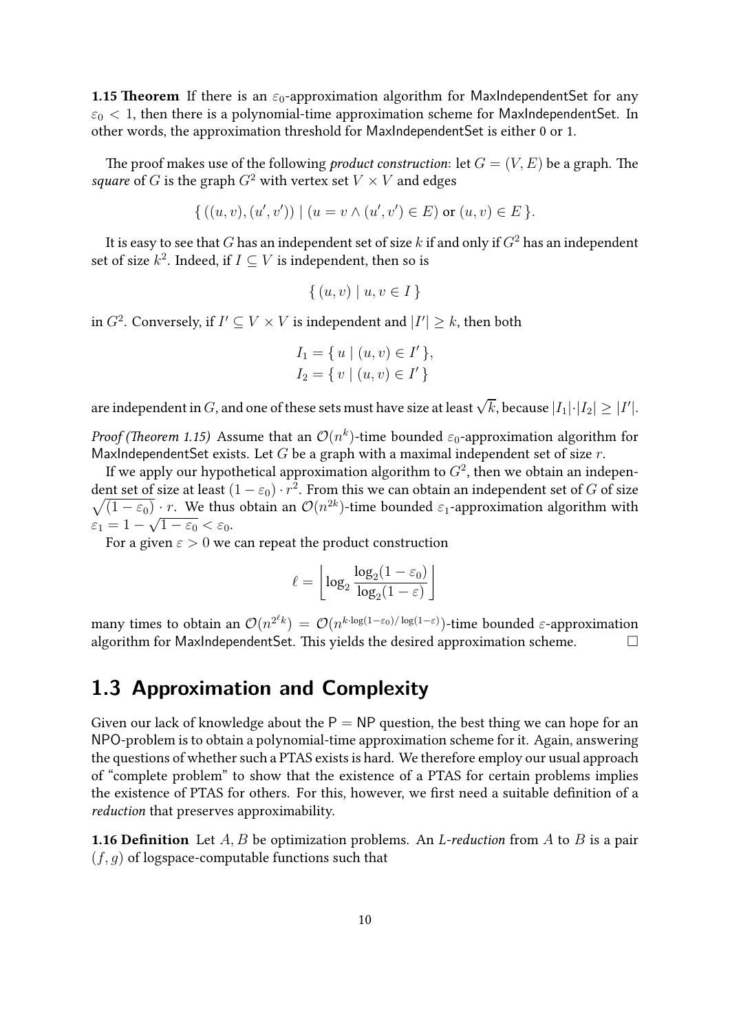**1.15 Theorem** If there is an $\varepsilon_0$-approximation algorithm for MaxIndependentSet for any $\varepsilon_0 < 1$, then there is a polynomial-time approximation scheme for MaxIndependentSet. In other words, the approximation threshold for MaxIndependentSet is either 0 or 1.

The proof makes use of the following *product construction*: let $G = (V, E)$ be a graph. The *square* of $G$ is the graph $G^2$ with vertex set $V \times V$ and edges

$$\{ ((u, v), (u', v')) \mid (u = v \wedge (u', v') \in E) \text{ or } (u, v) \in E \}.$$

It is easy to see that $G$ has an independent set of size $k$ if and only if $G^2$ has an independent set of size $k^2$. Indeed, if $I \subseteq V$ is independent, then so is

$$\{ (u, v) \mid u, v \in I \}$$

in $G^2$. Conversely, if $I' \subseteq V \times V$ is independent and $|I'| \geq k$, then both

$$I_1 = \{ u \mid (u, v) \in I' \},$$
$$I_2 = \{ v \mid (u, v) \in I' \}$$

are independent in $G$, and one of these sets must have size at least $\sqrt{k}$, because $|I_1| \cdot |I_2| \geq |I'|$.

*Proof (Theorem 1.15)* Assume that an $\mathcal{O}(n^k)$-time bounded $\varepsilon_0$-approximation algorithm for MaxIndependentSet exists. Let $G$ be a graph with a maximal independent set of size $r$.

If we apply our hypothetical approximation algorithm to $G^2$, then we obtain an independent set of size at least $(1 - \varepsilon_0) \cdot r^2$. From this we can obtain an independent set of $G$ of size $\sqrt{(1 - \varepsilon_0)} \cdot r$. We thus obtain an $\mathcal{O}(n^{2k})$-time bounded $\varepsilon_1$-approximation algorithm with $\varepsilon_1 = 1 - \sqrt{1 - \varepsilon_0} < \varepsilon_0$.

For a given $\varepsilon > 0$ we can repeat the product construction

$$\ell = \left\lceil \log_2 \frac{\log_2(1 - \varepsilon_0)}{\log_2(1 - \varepsilon)} \right\rceil$$

many times to obtain an $\mathcal{O}(n^{2^\ell k}) = \mathcal{O}(n^{k \cdot \log(1-\varepsilon_0)/\log(1-\varepsilon)})$-time bounded $\varepsilon$-approximation algorithm for MaxIndependentSet. This yields the desired approximation scheme. □

## 1.3 Approximation and Complexity

Given our lack of knowledge about the P = NP question, the best thing we can hope for an NPO-problem is to obtain a polynomial-time approximation scheme for it. Again, answering the questions of whether such a PTAS exists is hard. We therefore employ our usual approach of "complete problem" to show that the existence of a PTAS for certain problems implies the existence of PTAS for others. For this, however, we first need a suitable definition of a *reduction* that preserves approximability.

**1.16 Definition** Let $A, B$ be optimization problems. An *L-reduction* from $A$ to $B$ is a pair $(f, g)$ of logspace-computable functions such that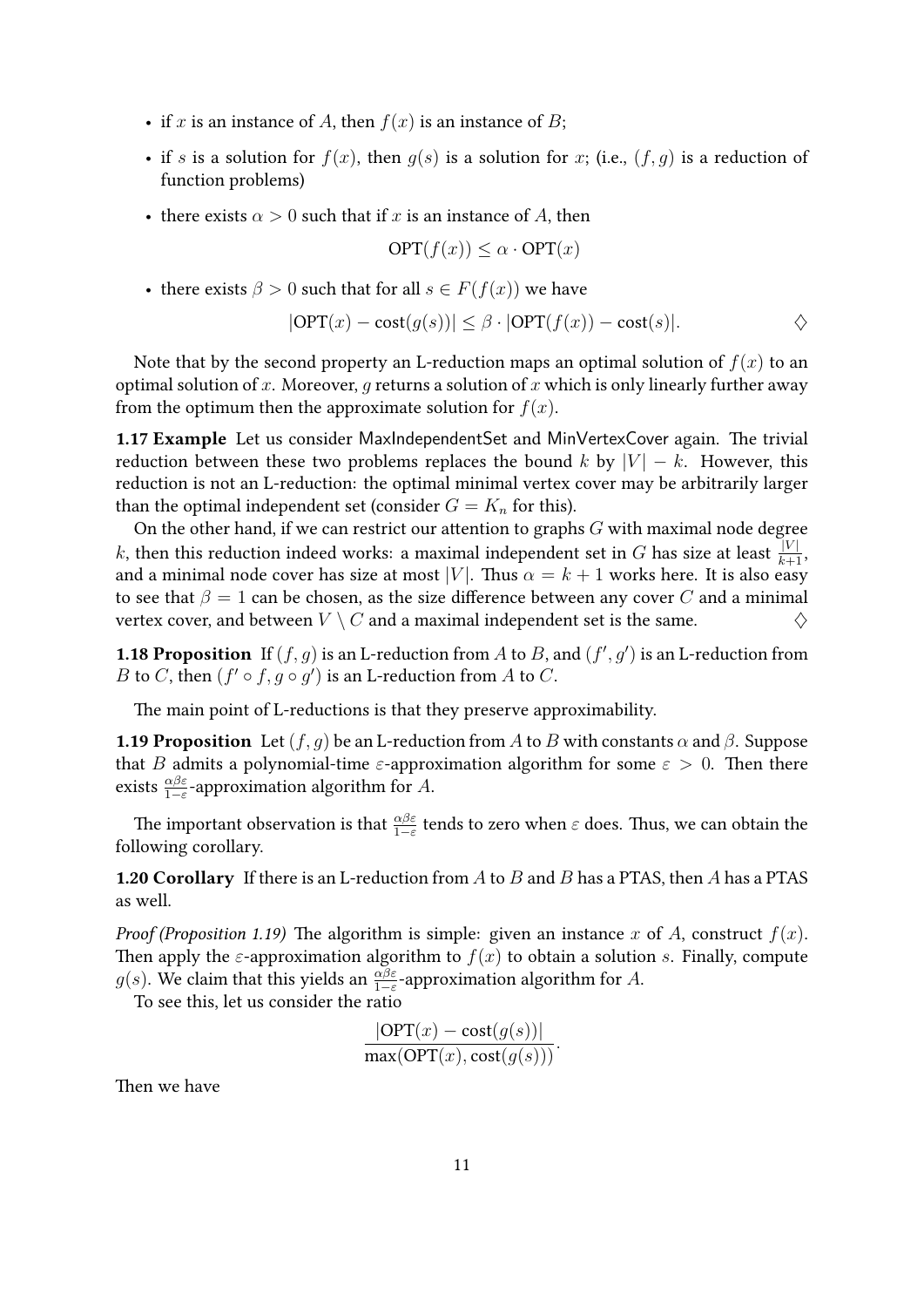- if $x$ is an instance of $A$, then $f(x)$ is an instance of $B$;
- if $s$ is a solution for $f(x)$, then $g(s)$ is a solution for $x$; (i.e., $(f, g)$ is a reduction of function problems)
- there exists $\alpha > 0$ such that if $x$ is an instance of $A$, then

$$\mathrm{OPT}(f(x)) \leq \alpha \cdot \mathrm{OPT}(x)$$

- there exists $\beta > 0$ such that for all $s \in F(f(x))$ we have

$$|\mathrm{OPT}(x) - \mathrm{cost}(g(s))| \leq \beta \cdot |\mathrm{OPT}(f(x)) - \mathrm{cost}(s)|. \qquad \diamondsuit$$

Note that by the second property an L-reduction maps an optimal solution of $f(x)$ to an optimal solution of $x$. Moreover, $g$ returns a solution of $x$ which is only linearly further away from the optimum then the approximate solution for $f(x)$.

**1.17 Example** Let us consider MaxIndependentSet and MinVertexCover again. The trivial reduction between these two problems replaces the bound $k$ by $|V| - k$. However, this reduction is not an L-reduction: the optimal minimal vertex cover may be arbitrarily larger than the optimal independent set (consider $G = K_n$ for this).

On the other hand, if we can restrict our attention to graphs $G$ with maximal node degree $k$, then this reduction indeed works: a maximal independent set in $G$ has size at least $\frac{|V|}{k+1}$, and a minimal node cover has size at most $|V|$. Thus $\alpha = k + 1$ works here. It is also easy to see that $\beta = 1$ can be chosen, as the size difference between any cover $C$ and a minimal vertex cover, and between $V \setminus C$ and a maximal independent set is the same. $\diamondsuit$

**1.18 Proposition** If $(f, g)$ is an L-reduction from $A$ to $B$, and $(f', g')$ is an L-reduction from $B$ to $C$, then $(f' \circ f, g \circ g')$ is an L-reduction from $A$ to $C$.

The main point of L-reductions is that they preserve approximability.

**1.19 Proposition** Let $(f, g)$ be an L-reduction from $A$ to $B$ with constants $\alpha$ and $\beta$. Suppose that $B$ admits a polynomial-time $\varepsilon$-approximation algorithm for some $\varepsilon > 0$. Then there exists $\frac{\alpha\beta\varepsilon}{1-\varepsilon}$-approximation algorithm for $A$.

The important observation is that $\frac{\alpha\beta\varepsilon}{1-\varepsilon}$ tends to zero when $\varepsilon$ does. Thus, we can obtain the following corollary.

**1.20 Corollary** If there is an L-reduction from $A$ to $B$ and $B$ has a PTAS, then $A$ has a PTAS as well.

*Proof (Proposition 1.19)* The algorithm is simple: given an instance $x$ of $A$, construct $f(x)$. Then apply the $\varepsilon$-approximation algorithm to $f(x)$ to obtain a solution $s$. Finally, compute $g(s)$. We claim that this yields an $\frac{\alpha\beta\varepsilon}{1-\varepsilon}$-approximation algorithm for $A$.

To see this, let us consider the ratio

$$\frac{|\mathrm{OPT}(x) - \mathrm{cost}(g(s))|}{\max(\mathrm{OPT}(x), \mathrm{cost}(g(s)))}.$$

Then we have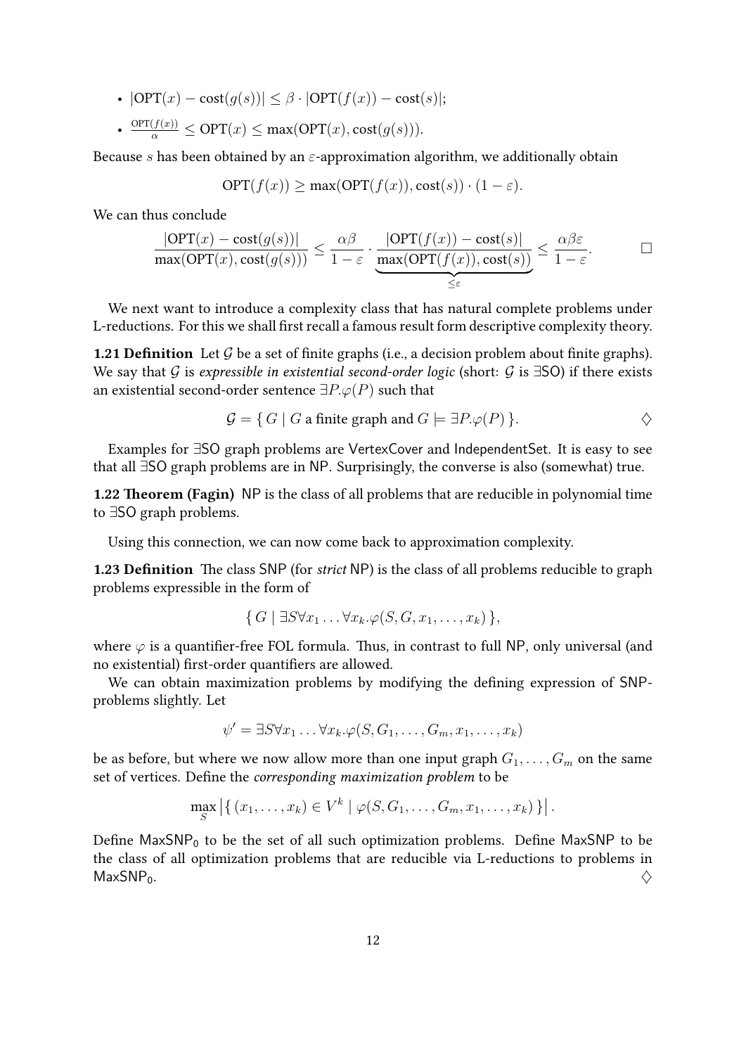- $|\mathrm{OPT}(x) - \mathrm{cost}(g(s))| \leq \beta \cdot |\mathrm{OPT}(f(x)) - \mathrm{cost}(s)|$;
- $\frac{\mathrm{OPT}(f(x))}{\alpha} \leq \mathrm{OPT}(x) \leq \max(\mathrm{OPT}(x), \mathrm{cost}(g(s)))$.

Because $s$ has been obtained by an $\varepsilon$-approximation algorithm, we additionally obtain

$$\mathrm{OPT}(f(x)) \geq \max(\mathrm{OPT}(f(x)), \mathrm{cost}(s)) \cdot (1 - \varepsilon).$$

We can thus conclude

$$\frac{|\mathrm{OPT}(x) - \mathrm{cost}(g(s))|}{\max(\mathrm{OPT}(x), \mathrm{cost}(g(s)))} \leq \frac{\alpha\beta}{1-\varepsilon} \cdot \underbrace{\frac{|\mathrm{OPT}(f(x)) - \mathrm{cost}(s)|}{\max(\mathrm{OPT}(f(x)), \mathrm{cost}(s))}}_{\leq \varepsilon} \leq \frac{\alpha\beta\varepsilon}{1-\varepsilon}. \qquad \square$$

We next want to introduce a complexity class that has natural complete problems under L-reductions. For this we shall first recall a famous result form descriptive complexity theory.

**1.21 Definition** Let $\mathcal{G}$ be a set of finite graphs (i.e., a decision problem about finite graphs). We say that $\mathcal{G}$ is *expressible in existential second-order logic* (short: $\mathcal{G}$ is $\exists$SO) if there exists an existential second-order sentence $\exists P.\varphi(P)$ such that

$$\mathcal{G} = \{\, G \mid G \text{ a finite graph and } G \models \exists P.\varphi(P) \,\}. \qquad \diamondsuit$$

Examples for $\exists$SO graph problems are VertexCover and IndependentSet. It is easy to see that all $\exists$SO graph problems are in NP. Surprisingly, the converse is also (somewhat) true.

**1.22 Theorem (Fagin)** NP is the class of all problems that are reducible in polynomial time to $\exists$SO graph problems.

Using this connection, we can now come back to approximation complexity.

**1.23 Definition** The class SNP (for *strict* NP) is the class of all problems reducible to graph problems expressible in the form of

$$\{\, G \mid \exists S \forall x_1 \ldots \forall x_k . \varphi(S, G, x_1, \ldots, x_k) \,\},$$

where $\varphi$ is a quantifier-free FOL formula. Thus, in contrast to full NP, only universal (and no existential) first-order quantifiers are allowed.

We can obtain maximization problems by modifying the defining expression of SNP-problems slightly. Let

$$\psi' = \exists S \forall x_1 \ldots \forall x_k . \varphi(S, G_1, \ldots, G_m, x_1, \ldots, x_k)$$

be as before, but where we now allow more than one input graph $G_1, \ldots, G_m$ on the same set of vertices. Define the *corresponding maximization problem* to be

$$\max_S \left| \{\, (x_1, \ldots, x_k) \in V^k \mid \varphi(S, G_1, \ldots, G_m, x_1, \ldots, x_k) \,\} \right|.$$

Define $\mathsf{MaxSNP}_0$ to be the set of all such optimization problems. Define MaxSNP to be the class of all optimization problems that are reducible via L-reductions to problems in $\mathsf{MaxSNP}_0$. $\diamondsuit$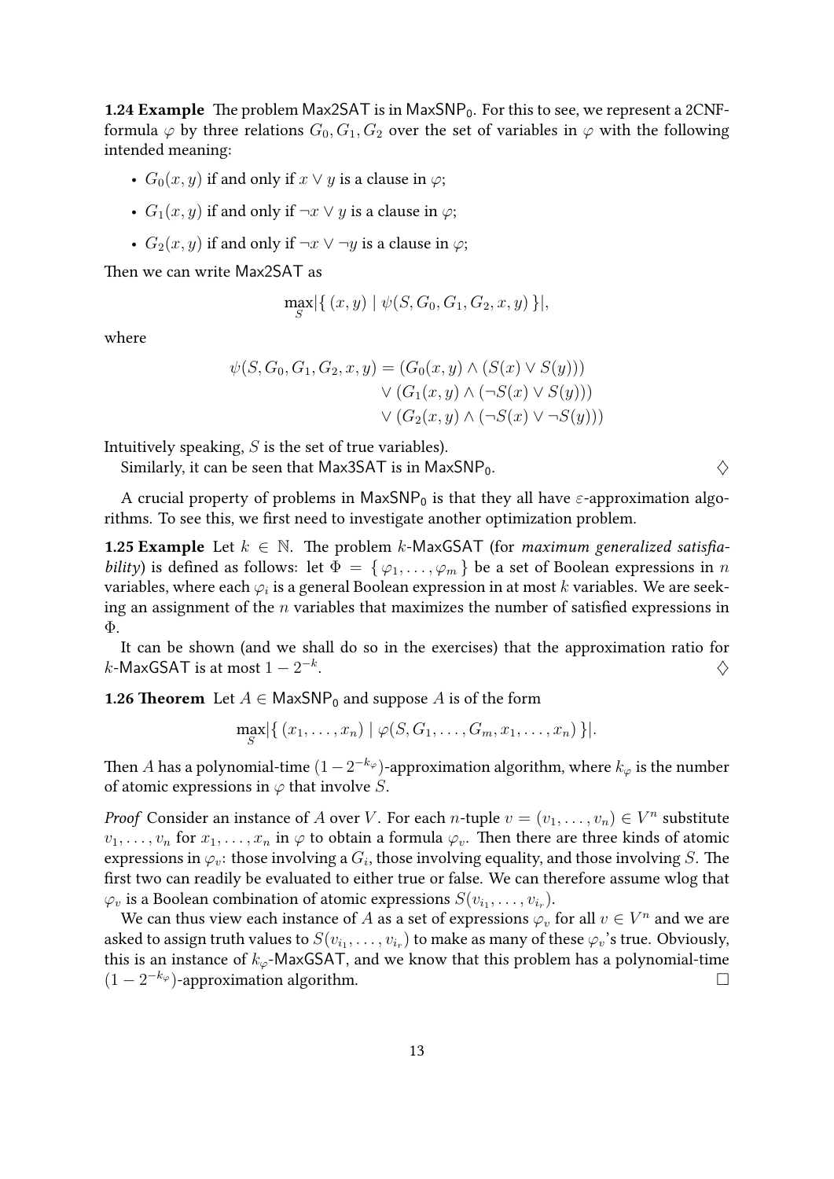**1.24 Example** The problem Max2SAT is in $\mathsf{MaxSNP}_0$. For this to see, we represent a 2CNF-formula $\varphi$ by three relations $G_0, G_1, G_2$ over the set of variables in $\varphi$ with the following intended meaning:

- $G_0(x, y)$ if and only if $x \vee y$ is a clause in $\varphi$;
- $G_1(x, y)$ if and only if $\neg x \vee y$ is a clause in $\varphi$;
- $G_2(x, y)$ if and only if $\neg x \vee \neg y$ is a clause in $\varphi$;

Then we can write Max2SAT as

$$\max_S |\{ (x, y) \mid \psi(S, G_0, G_1, G_2, x, y) \}|,$$

where

$$\begin{aligned}\psi(S, G_0, G_1, G_2, x, y) = {} & (G_0(x, y) \wedge (S(x) \vee S(y))) \\ & \vee (G_1(x, y) \wedge (\neg S(x) \vee S(y))) \\ & \vee (G_2(x, y) \wedge (\neg S(x) \vee \neg S(y)))\end{aligned}$$

Intuitively speaking, $S$ is the set of true variables).

Similarly, it can be seen that Max3SAT is in $\mathsf{MaxSNP}_0$. $\diamondsuit$

A crucial property of problems in $\mathsf{MaxSNP}_0$ is that they all have $\varepsilon$-approximation algorithms. To see this, we first need to investigate another optimization problem.

**1.25 Example** Let $k \in \mathbb{N}$. The problem $k$-MaxGSAT (for *maximum generalized satisfiability*) is defined as follows: let $\Phi = \{ \varphi_1, \ldots, \varphi_m \}$ be a set of Boolean expressions in $n$ variables, where each $\varphi_i$ is a general Boolean expression in at most $k$ variables. We are seeking an assignment of the $n$ variables that maximizes the number of satisfied expressions in $\Phi$.

It can be shown (and we shall do so in the exercises) that the approximation ratio for $k$-MaxGSAT is at most $1 - 2^{-k}$. $\diamondsuit$

**1.26 Theorem** Let $A \in \mathsf{MaxSNP}_0$ and suppose $A$ is of the form

$$\max_S |\{ (x_1, \ldots, x_n) \mid \varphi(S, G_1, \ldots, G_m, x_1, \ldots, x_n) \}|.$$

Then $A$ has a polynomial-time $(1 - 2^{-k_\varphi})$-approximation algorithm, where $k_\varphi$ is the number of atomic expressions in $\varphi$ that involve $S$.

*Proof* Consider an instance of $A$ over $V$. For each $n$-tuple $v = (v_1, \ldots, v_n) \in V^n$ substitute $v_1, \ldots, v_n$ for $x_1, \ldots, x_n$ in $\varphi$ to obtain a formula $\varphi_v$. Then there are three kinds of atomic expressions in $\varphi_v$: those involving a $G_i$, those involving equality, and those involving $S$. The first two can readily be evaluated to either true or false. We can therefore assume wlog that $\varphi_v$ is a Boolean combination of atomic expressions $S(v_{i_1}, \ldots, v_{i_r})$.

We can thus view each instance of $A$ as a set of expressions $\varphi_v$ for all $v \in V^n$ and we are asked to assign truth values to $S(v_{i_1}, \ldots, v_{i_r})$ to make as many of these $\varphi_v$'s true. Obviously, this is an instance of $k_\varphi$-MaxGSAT, and we know that this problem has a polynomial-time $(1 - 2^{-k_\varphi})$-approximation algorithm. $\square$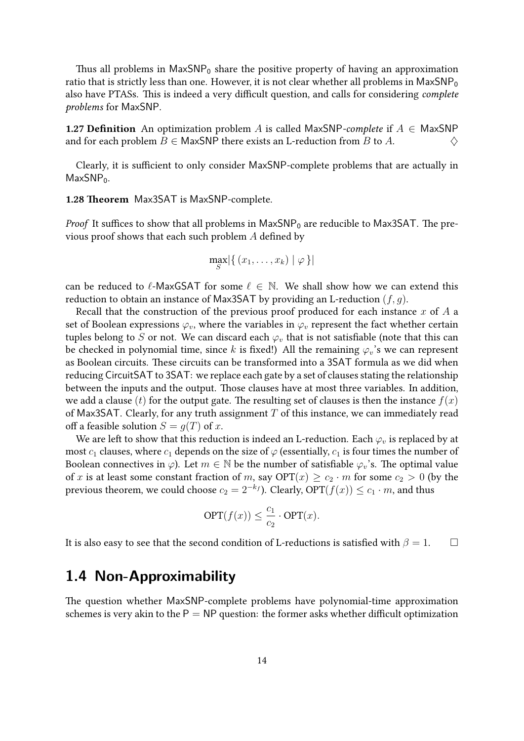Thus all problems in $\mathsf{MaxSNP}_0$ share the positive property of having an approximation ratio that is strictly less than one. However, it is not clear whether all problems in $\mathsf{MaxSNP}_0$ also have PTASs. This is indeed a very difficult question, and calls for considering *complete problems* for MaxSNP.

**1.27 Definition** An optimization problem $A$ is called MaxSNP-*complete* if $A \in \mathsf{MaxSNP}$ and for each problem $B \in \mathsf{MaxSNP}$ there exists an L-reduction from $B$ to $A$. ♢

Clearly, it is sufficient to only consider MaxSNP-complete problems that are actually in $\mathsf{MaxSNP}_0$.

**1.28 Theorem** Max3SAT is MaxSNP-complete.

*Proof* It suffices to show that all problems in $\mathsf{MaxSNP}_0$ are reducible to Max3SAT. The previous proof shows that each such problem $A$ defined by

$$\max_S |\{ (x_1, \ldots, x_k) \mid \varphi \}|$$

can be reduced to $\ell$-MaxGSAT for some $\ell \in \mathbb{N}$. We shall show how we can extend this reduction to obtain an instance of Max3SAT by providing an L-reduction $(f, g)$.

Recall that the construction of the previous proof produced for each instance $x$ of $A$ a set of Boolean expressions $\varphi_v$, where the variables in $\varphi_v$ represent the fact whether certain tuples belong to $S$ or not. We can discard each $\varphi_v$ that is not satisfiable (note that this can be checked in polynomial time, since $k$ is fixed!) All the remaining $\varphi_v$'s we can represent as Boolean circuits. These circuits can be transformed into a 3SAT formula as we did when reducing CircuitSAT to 3SAT: we replace each gate by a set of clauses stating the relationship between the inputs and the output. Those clauses have at most three variables. In addition, we add a clause $(t)$ for the output gate. The resulting set of clauses is then the instance $f(x)$ of Max3SAT. Clearly, for any truth assignment $T$ of this instance, we can immediately read off a feasible solution $S = g(T)$ of $x$.

We are left to show that this reduction is indeed an L-reduction. Each $\varphi_v$ is replaced by at most $c_1$ clauses, where $c_1$ depends on the size of $\varphi$ (essentially, $c_1$ is four times the number of Boolean connectives in $\varphi$). Let $m \in \mathbb{N}$ be the number of satisfiable $\varphi_v$'s. The optimal value of $x$ is at least some constant fraction of $m$, say $\mathrm{OPT}(x) \geq c_2 \cdot m$ for some $c_2 > 0$ (by the previous theorem, we could choose $c_2 = 2^{-k_f}$). Clearly, $\mathrm{OPT}(f(x)) \leq c_1 \cdot m$, and thus

$$\mathrm{OPT}(f(x)) \leq \frac{c_1}{c_2} \cdot \mathrm{OPT}(x).$$

It is also easy to see that the second condition of L-reductions is satisfied with $\beta = 1$. □

## 1.4 Non-Approximability

The question whether MaxSNP-complete problems have polynomial-time approximation schemes is very akin to the $\mathsf{P} = \mathsf{NP}$ question: the former asks whether difficult optimization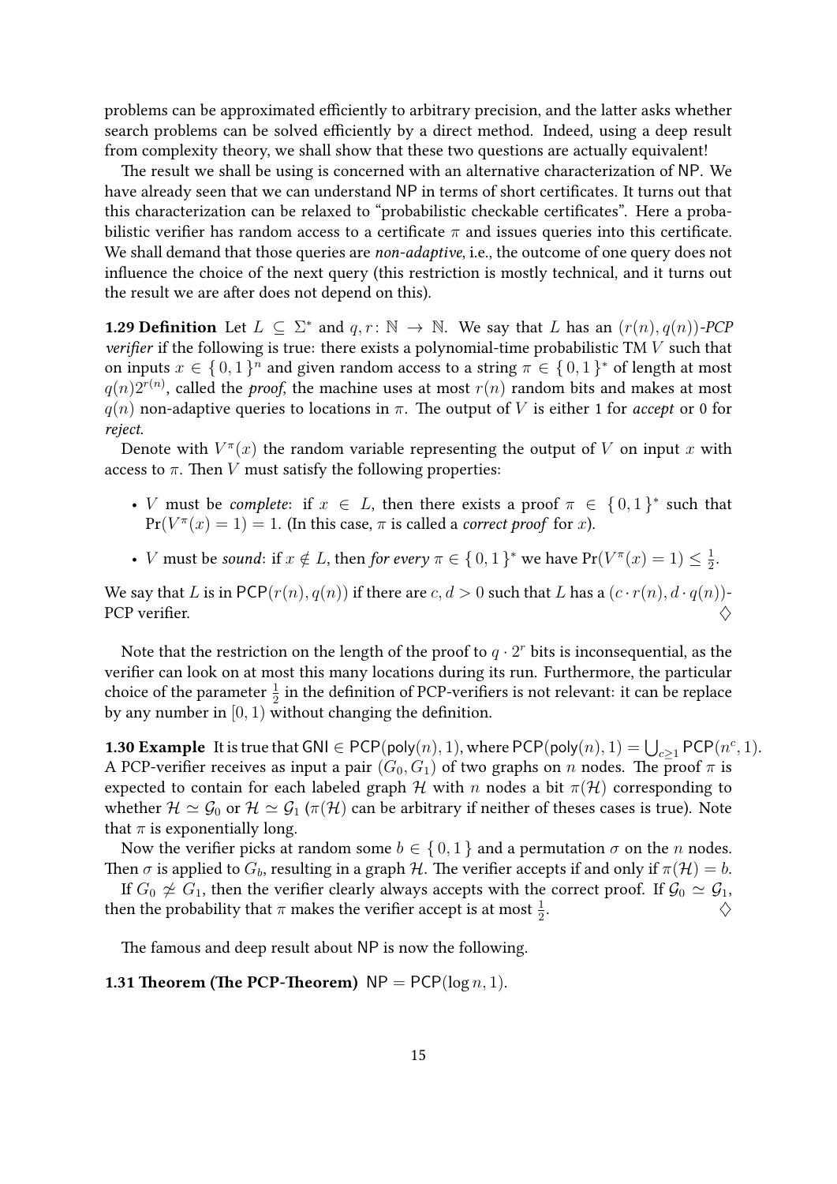problems can be approximated efficiently to arbitrary precision, and the latter asks whether search problems can be solved efficiently by a direct method. Indeed, using a deep result from complexity theory, we shall show that these two questions are actually equivalent!

The result we shall be using is concerned with an alternative characterization of NP. We have already seen that we can understand NP in terms of short certificates. It turns out that this characterization can be relaxed to "probabilistic checkable certificates". Here a probabilistic verifier has random access to a certificate $\pi$ and issues queries into this certificate. We shall demand that those queries are *non-adaptive*, i.e., the outcome of one query does not influence the choice of the next query (this restriction is mostly technical, and it turns out the result we are after does not depend on this).

**1.29 Definition** Let $L \subseteq \Sigma^*$ and $q, r \colon \mathbb{N} \to \mathbb{N}$. We say that $L$ has an $(r(n), q(n))$-*PCP verifier* if the following is true: there exists a polynomial-time probabilistic TM $V$ such that on inputs $x \in \{0,1\}^n$ and given random access to a string $\pi \in \{0,1\}^*$ of length at most $q(n)2^{r(n)}$, called the *proof*, the machine uses at most $r(n)$ random bits and makes at most $q(n)$ non-adaptive queries to locations in $\pi$. The output of $V$ is either 1 for *accept* or 0 for *reject*.

Denote with $V^\pi(x)$ the random variable representing the output of $V$ on input $x$ with access to $\pi$. Then $V$ must satisfy the following properties:

- $V$ must be *complete*: if $x \in L$, then there exists a proof $\pi \in \{0,1\}^*$ such that $\Pr(V^\pi(x) = 1) = 1$. (In this case, $\pi$ is called a *correct proof* for $x$).
- $V$ must be *sound*: if $x \notin L$, then *for every* $\pi \in \{0,1\}^*$ we have $\Pr(V^\pi(x) = 1) \leq \frac{1}{2}$.

We say that $L$ is in $\mathsf{PCP}(r(n), q(n))$ if there are $c, d > 0$ such that $L$ has a $(c \cdot r(n), d \cdot q(n))$-PCP verifier. $\diamondsuit$

Note that the restriction on the length of the proof to $q \cdot 2^r$ bits is inconsequential, as the verifier can look on at most this many locations during its run. Furthermore, the particular choice of the parameter $\frac{1}{2}$ in the definition of PCP-verifiers is not relevant: it can be replace by any number in $[0, 1)$ without changing the definition.

**1.30 Example** It is true that $\mathsf{GNI} \in \mathsf{PCP}(\mathsf{poly}(n), 1)$, where $\mathsf{PCP}(\mathsf{poly}(n), 1) = \bigcup_{c \geq 1} \mathsf{PCP}(n^c, 1)$. A PCP-verifier receives as input a pair $(G_0, G_1)$ of two graphs on $n$ nodes. The proof $\pi$ is expected to contain for each labeled graph $\mathcal{H}$ with $n$ nodes a bit $\pi(\mathcal{H})$ corresponding to whether $\mathcal{H} \simeq \mathcal{G}_0$ or $\mathcal{H} \simeq \mathcal{G}_1$ ($\pi(\mathcal{H})$ can be arbitrary if neither of theses cases is true). Note that $\pi$ is exponentially long.

Now the verifier picks at random some $b \in \{0,1\}$ and a permutation $\sigma$ on the $n$ nodes. Then $\sigma$ is applied to $G_b$, resulting in a graph $\mathcal{H}$. The verifier accepts if and only if $\pi(\mathcal{H}) = b$.

If $G_0 \not\simeq G_1$, then the verifier clearly always accepts with the correct proof. If $\mathcal{G}_0 \simeq \mathcal{G}_1$, then the probability that $\pi$ makes the verifier accept is at most $\frac{1}{2}$. $\diamondsuit$

The famous and deep result about NP is now the following.

**1.31 Theorem (The PCP-Theorem)** $\mathsf{NP} = \mathsf{PCP}(\log n, 1)$.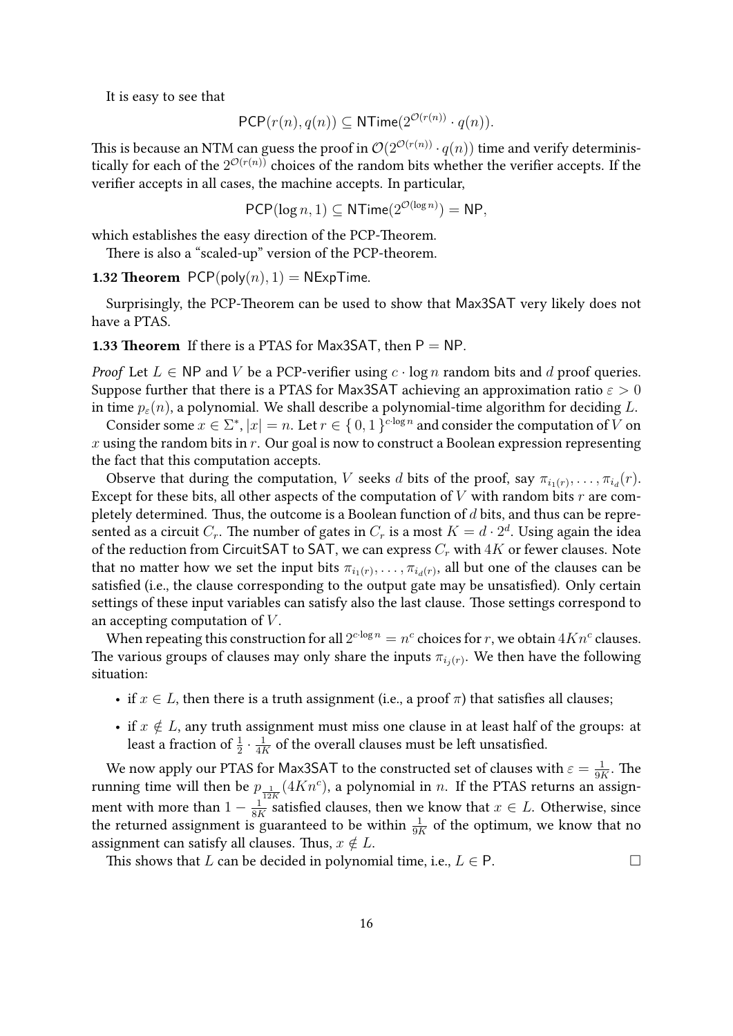It is easy to see that

$$\mathsf{PCP}(r(n), q(n)) \subseteq \mathsf{NTime}(2^{\mathcal{O}(r(n))} \cdot q(n)).$$

This is because an NTM can guess the proof in $\mathcal{O}(2^{\mathcal{O}(r(n))} \cdot q(n))$ time and verify deterministically for each of the $2^{\mathcal{O}(r(n))}$ choices of the random bits whether the verifier accepts. If the verifier accepts in all cases, the machine accepts. In particular,

$$\mathsf{PCP}(\log n, 1) \subseteq \mathsf{NTime}(2^{\mathcal{O}(\log n)}) = \mathsf{NP},$$

which establishes the easy direction of the PCP-Theorem.

There is also a "scaled-up" version of the PCP-theorem.

**1.32 Theorem** $\mathsf{PCP}(\mathsf{poly}(n), 1) = \mathsf{NExpTime}$.

Surprisingly, the PCP-Theorem can be used to show that Max3SAT very likely does not have a PTAS.

**1.33 Theorem** If there is a PTAS for Max3SAT, then $\mathsf{P} = \mathsf{NP}$.

*Proof* Let $L \in \mathsf{NP}$ and $V$ be a PCP-verifier using $c \cdot \log n$ random bits and $d$ proof queries. Suppose further that there is a PTAS for Max3SAT achieving an approximation ratio $\varepsilon > 0$ in time $p_\varepsilon(n)$, a polynomial. We shall describe a polynomial-time algorithm for deciding $L$.

Consider some $x \in \Sigma^*$, $|x| = n$. Let $r \in \{0, 1\}^{c \cdot \log n}$ and consider the computation of $V$ on $x$ using the random bits in $r$. Our goal is now to construct a Boolean expression representing the fact that this computation accepts.

Observe that during the computation, $V$ seeks $d$ bits of the proof, say $\pi_{i_1(r)}, \ldots, \pi_{i_d}(r)$. Except for these bits, all other aspects of the computation of $V$ with random bits $r$ are completely determined. Thus, the outcome is a Boolean function of $d$ bits, and thus can be represented as a circuit $C_r$. The number of gates in $C_r$ is a most $K = d \cdot 2^d$. Using again the idea of the reduction from CircuitSAT to SAT, we can express $C_r$ with $4K$ or fewer clauses. Note that no matter how we set the input bits $\pi_{i_1(r)}, \ldots, \pi_{i_d(r)}$, all but one of the clauses can be satisfied (i.e., the clause corresponding to the output gate may be unsatisfied). Only certain settings of these input variables can satisfy also the last clause. Those settings correspond to an accepting computation of $V$.

When repeating this construction for all $2^{c \cdot \log n} = n^c$ choices for $r$, we obtain $4Kn^c$ clauses. The various groups of clauses may only share the inputs $\pi_{i_j(r)}$. We then have the following situation:

- if $x \in L$, then there is a truth assignment (i.e., a proof $\pi$) that satisfies all clauses;
- if $x \notin L$, any truth assignment must miss one clause in at least half of the groups: at least a fraction of $\frac{1}{2} \cdot \frac{1}{4K}$ of the overall clauses must be left unsatisfied.

We now apply our PTAS for Max3SAT to the constructed set of clauses with $\varepsilon = \frac{1}{9K}$. The running time will then be $p_{\frac{1}{12K}}(4Kn^c)$, a polynomial in $n$. If the PTAS returns an assignment with more than $1 - \frac{1}{8K}$ satisfied clauses, then we know that $x \in L$. Otherwise, since the returned assignment is guaranteed to be within $\frac{1}{9K}$ of the optimum, we know that no assignment can satisfy all clauses. Thus, $x \notin L$.

This shows that $L$ can be decided in polynomial time, i.e., $L \in \mathsf{P}$. $\square$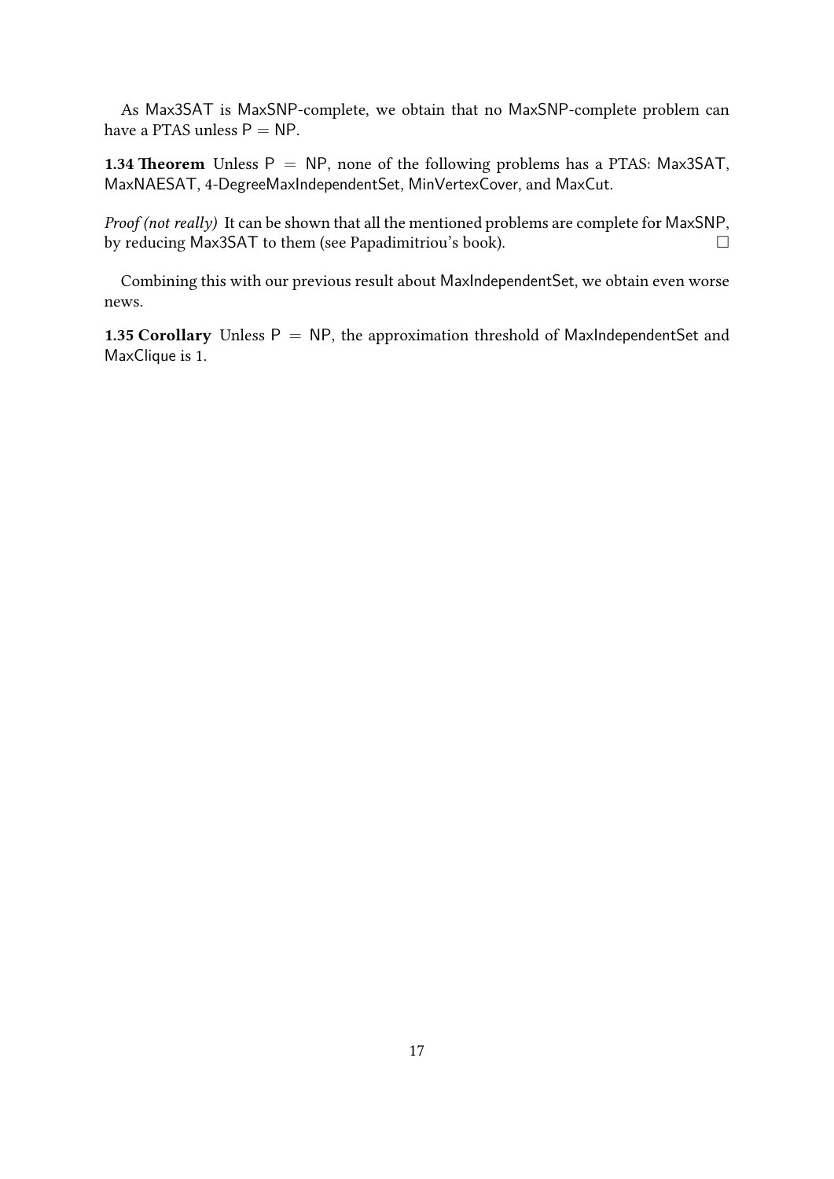As Max3SAT is MaxSNP-complete, we obtain that no MaxSNP-complete problem can have a PTAS unless $\mathsf{P} = \mathsf{NP}$.

**1.34 Theorem** Unless $\mathsf{P} = \mathsf{NP}$, none of the following problems has a PTAS: Max3SAT, MaxNAESAT, 4-DegreeMaxIndependentSet, MinVertexCover, and MaxCut.

*Proof (not really)* It can be shown that all the mentioned problems are complete for MaxSNP, by reducing Max3SAT to them (see Papadimitriou's book). □

Combining this with our previous result about MaxIndependentSet, we obtain even worse news.

**1.35 Corollary** Unless $\mathsf{P} = \mathsf{NP}$, the approximation threshold of MaxIndependentSet and MaxClique is 1.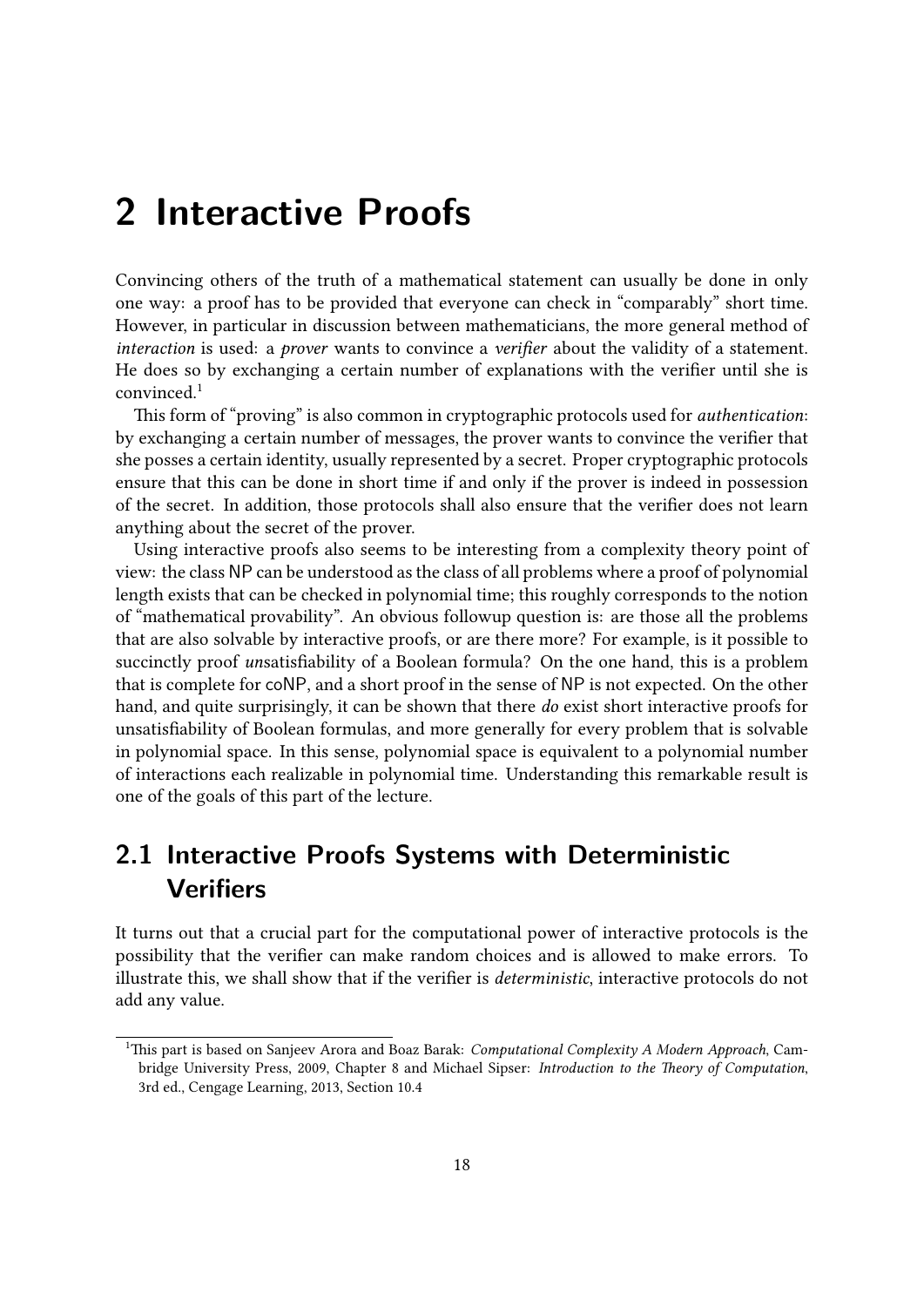# 2 Interactive Proofs

Convincing others of the truth of a mathematical statement can usually be done in only one way: a proof has to be provided that everyone can check in "comparably" short time. However, in particular in discussion between mathematicians, the more general method of *interaction* is used: a *prover* wants to convince a *verifier* about the validity of a statement. He does so by exchanging a certain number of explanations with the verifier until she is convinced.[1]

This form of "proving" is also common in cryptographic protocols used for *authentication*: by exchanging a certain number of messages, the prover wants to convince the verifier that she posses a certain identity, usually represented by a secret. Proper cryptographic protocols ensure that this can be done in short time if and only if the prover is indeed in possession of the secret. In addition, those protocols shall also ensure that the verifier does not learn anything about the secret of the prover.

Using interactive proofs also seems to be interesting from a complexity theory point of view: the class NP can be understood as the class of all problems where a proof of polynomial length exists that can be checked in polynomial time; this roughly corresponds to the notion of "mathematical provability". An obvious followup question is: are those all the problems that are also solvable by interactive proofs, or are there more? For example, is it possible to succinctly proof *un*satisfiability of a Boolean formula? On the one hand, this is a problem that is complete for coNP, and a short proof in the sense of NP is not expected. On the other hand, and quite surprisingly, it can be shown that there *do* exist short interactive proofs for unsatisfiability of Boolean formulas, and more generally for every problem that is solvable in polynomial space. In this sense, polynomial space is equivalent to a polynomial number of interactions each realizable in polynomial time. Understanding this remarkable result is one of the goals of this part of the lecture.

## 2.1 Interactive Proofs Systems with Deterministic Verifiers

It turns out that a crucial part for the computational power of interactive protocols is the possibility that the verifier can make random choices and is allowed to make errors. To illustrate this, we shall show that if the verifier is *deterministic*, interactive protocols do not add any value.

[1] This part is based on Sanjeev Arora and Boaz Barak: *Computational Complexity A Modern Approach*, Cambridge University Press, 2009, Chapter 8 and Michael Sipser: *Introduction to the Theory of Computation*, 3rd ed., Cengage Learning, 2013, Section 10.4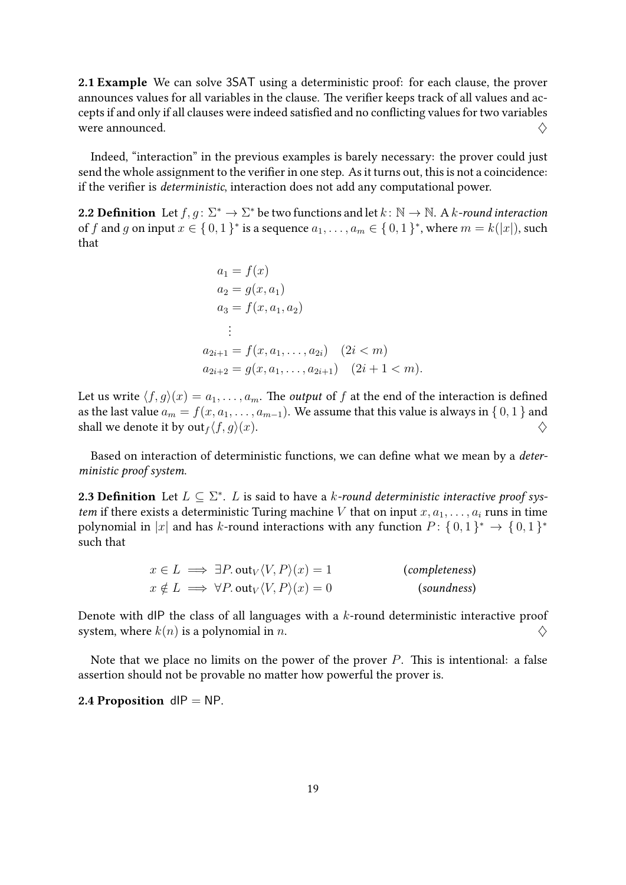**2.1 Example** We can solve 3SAT using a deterministic proof: for each clause, the prover announces values for all variables in the clause. The verifier keeps track of all values and accepts if and only if all clauses were indeed satisfied and no conflicting values for two variables were announced. $\diamondsuit$

Indeed, "interaction" in the previous examples is barely necessary: the prover could just send the whole assignment to the verifier in one step. As it turns out, this is not a coincidence: if the verifier is *deterministic*, interaction does not add any computational power.

**2.2 Definition** Let $f, g\colon \Sigma^* \to \Sigma^*$ be two functions and let $k\colon \mathbb{N} \to \mathbb{N}$. A *$k$-round interaction* of $f$ and $g$ on input $x \in \{0,1\}^*$ is a sequence $a_1, \ldots, a_m \in \{0,1\}^*$, where $m = k(|x|)$, such that

$$
\begin{aligned}
a_1 &= f(x) \\
a_2 &= g(x, a_1) \\
a_3 &= f(x, a_1, a_2) \\
&\vdots \\
a_{2i+1} &= f(x, a_1, \ldots, a_{2i}) \quad (2i < m) \\
a_{2i+2} &= g(x, a_1, \ldots, a_{2i+1}) \quad (2i+1 < m).
\end{aligned}
$$

Let us write $\langle f, g\rangle(x) = a_1, \ldots, a_m$. The *output* of $f$ at the end of the interaction is defined as the last value $a_m = f(x, a_1, \ldots, a_{m-1})$. We assume that this value is always in $\{0,1\}$ and shall we denote it by $\mathrm{out}_f\langle f, g\rangle(x)$. $\diamondsuit$

Based on interaction of deterministic functions, we can define what we mean by a *deterministic proof system*.

**2.3 Definition** Let $L \subseteq \Sigma^*$. $L$ is said to have a *$k$-round deterministic interactive proof system* if there exists a deterministic Turing machine $V$ that on input $x, a_1, \ldots, a_i$ runs in time polynomial in $|x|$ and has $k$-round interactions with any function $P\colon \{0,1\}^* \to \{0,1\}^*$ such that

$$
\begin{aligned}
x \in L &\implies \exists P.\ \mathrm{out}_V\langle V, P\rangle(x) = 1 && (\textit{completeness}) \\
x \notin L &\implies \forall P.\ \mathrm{out}_V\langle V, P\rangle(x) = 0 && (\textit{soundness})
\end{aligned}
$$

Denote with dIP the class of all languages with a $k$-round deterministic interactive proof system, where $k(n)$ is a polynomial in $n$. $\diamondsuit$

Note that we place no limits on the power of the prover $P$. This is intentional: a false assertion should not be provable no matter how powerful the prover is.

**2.4 Proposition** dIP = NP.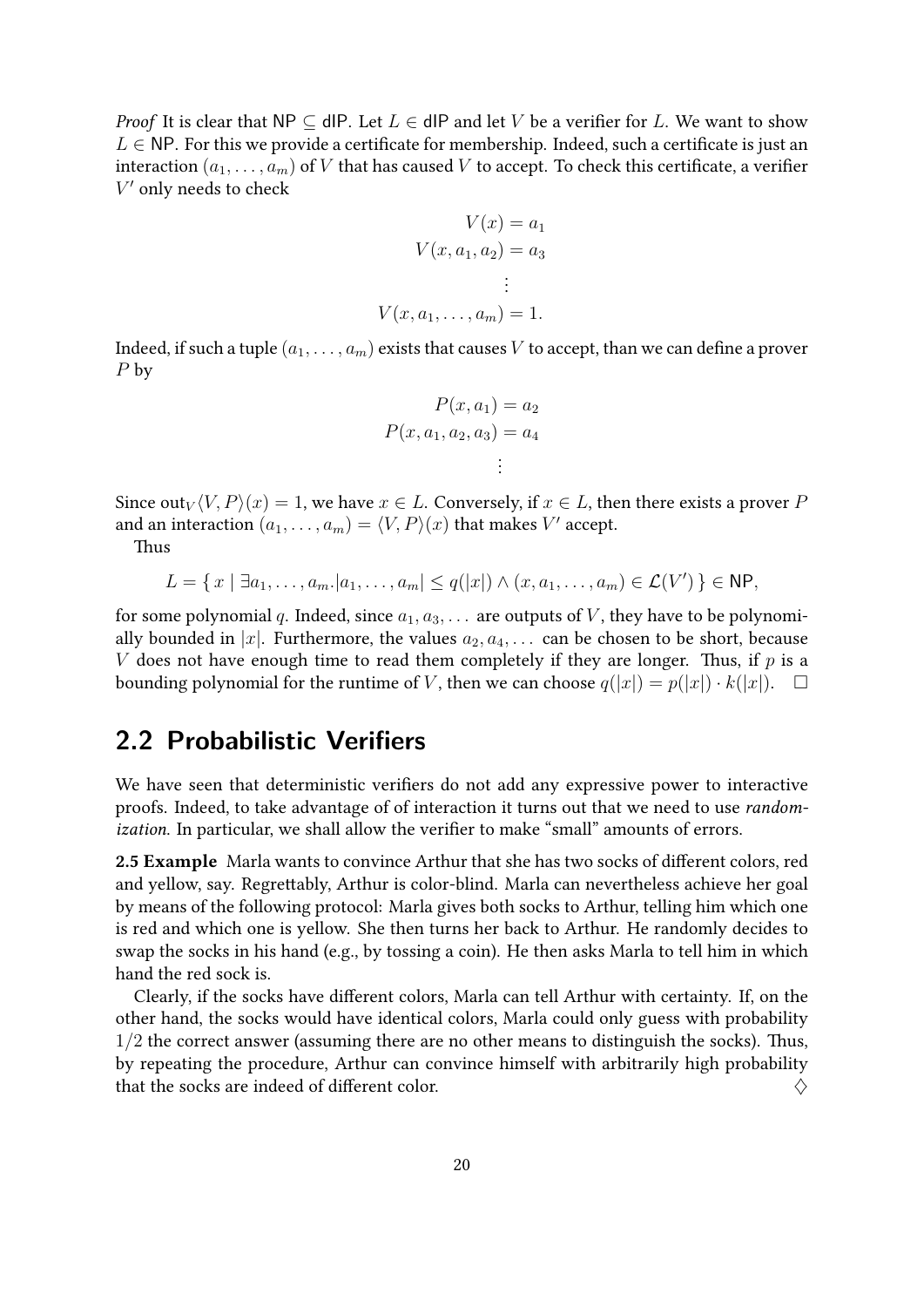*Proof* It is clear that $\mathsf{NP} \subseteq \mathsf{dIP}$. Let $L \in \mathsf{dIP}$ and let $V$ be a verifier for $L$. We want to show $L \in \mathsf{NP}$. For this we provide a certificate for membership. Indeed, such a certificate is just an interaction $(a_1, \dots, a_m)$ of $V$ that has caused $V$ to accept. To check this certificate, a verifier $V'$ only needs to check

$$
\begin{aligned}
V(x) &= a_1 \\
V(x, a_1, a_2) &= a_3 \\
&\vdots \\
V(x, a_1, \dots, a_m) &= 1.
\end{aligned}
$$

Indeed, if such a tuple $(a_1, \dots, a_m)$ exists that causes $V$ to accept, than we can define a prover $P$ by

$$
\begin{aligned}
P(x, a_1) &= a_2 \\
P(x, a_1, a_2, a_3) &= a_4 \\
&\vdots
\end{aligned}
$$

Since $\mathrm{out}_V\langle V, P\rangle(x) = 1$, we have $x \in L$. Conversely, if $x \in L$, then there exists a prover $P$ and an interaction $(a_1, \dots, a_m) = \langle V, P\rangle(x)$ that makes $V'$ accept.

Thus

$$
L = \{\, x \mid \exists a_1, \dots, a_m . |a_1, \dots, a_m| \leq q(|x|) \wedge (x, a_1, \dots, a_m) \in \mathcal{L}(V') \,\} \in \mathsf{NP},
$$

for some polynomial $q$. Indeed, since $a_1, a_3, \dots$ are outputs of $V$, they have to be polynomially bounded in $|x|$. Furthermore, the values $a_2, a_4, \dots$ can be chosen to be short, because $V$ does not have enough time to read them completely if they are longer. Thus, if $p$ is a bounding polynomial for the runtime of $V$, then we can choose $q(|x|) = p(|x|) \cdot k(|x|)$. □

## 2.2 Probabilistic Verifiers

We have seen that deterministic verifiers do not add any expressive power to interactive proofs. Indeed, to take advantage of of interaction it turns out that we need to use *randomization*. In particular, we shall allow the verifier to make "small" amounts of errors.

**2.5 Example** Marla wants to convince Arthur that she has two socks of different colors, red and yellow, say. Regrettably, Arthur is color-blind. Marla can nevertheless achieve her goal by means of the following protocol: Marla gives both socks to Arthur, telling him which one is red and which one is yellow. She then turns her back to Arthur. He randomly decides to swap the socks in his hand (e.g., by tossing a coin). He then asks Marla to tell him in which hand the red sock is.

Clearly, if the socks have different colors, Marla can tell Arthur with certainty. If, on the other hand, the socks would have identical colors, Marla could only guess with probability $1/2$ the correct answer (assuming there are no other means to distinguish the socks). Thus, by repeating the procedure, Arthur can convince himself with arbitrarily high probability that the socks are indeed of different color. ♢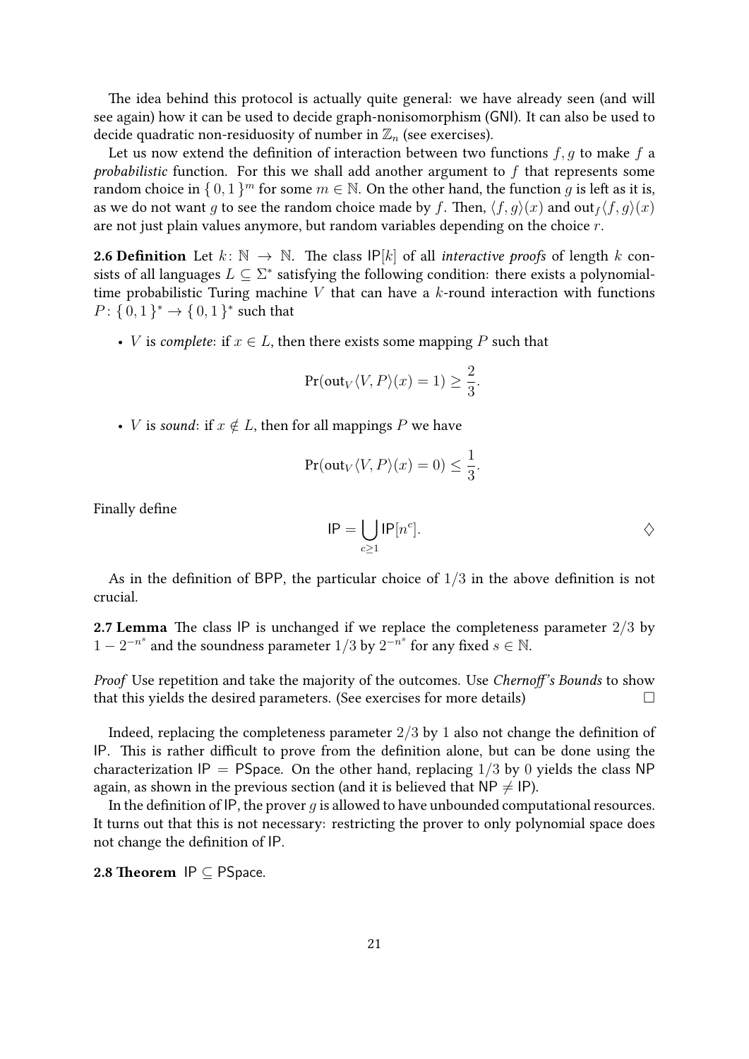The idea behind this protocol is actually quite general: we have already seen (and will see again) how it can be used to decide graph-nonisomorphism (GNI). It can also be used to decide quadratic non-residuosity of number in $\mathbb{Z}_n$ (see exercises).

Let us now extend the definition of interaction between two functions $f, g$ to make $f$ a *probabilistic* function. For this we shall add another argument to $f$ that represents some random choice in $\{0, 1\}^m$ for some $m \in \mathbb{N}$. On the other hand, the function $g$ is left as it is, as we do not want $g$ to see the random choice made by $f$. Then, $\langle f, g\rangle(x)$ and $\mathrm{out}_f\langle f, g\rangle(x)$ are not just plain values anymore, but random variables depending on the choice $r$.

**2.6 Definition** Let $k \colon \mathbb{N} \to \mathbb{N}$. The class $\mathsf{IP}[k]$ of all *interactive proofs* of length $k$ consists of all languages $L \subseteq \Sigma^*$ satisfying the following condition: there exists a polynomial-time probabilistic Turing machine $V$ that can have a $k$-round interaction with functions $P \colon \{0, 1\}^* \to \{0, 1\}^*$ such that

- $V$ is *complete*: if $x \in L$, then there exists some mapping $P$ such that

$$\Pr(\mathrm{out}_V\langle V, P\rangle(x) = 1) \geq \frac{2}{3}.$$

- $V$ is *sound*: if $x \notin L$, then for all mappings $P$ we have

$$\Pr(\mathrm{out}_V\langle V, P\rangle(x) = 0) \leq \frac{1}{3}.$$

Finally define

$$\mathsf{IP} = \bigcup_{c \geq 1} \mathsf{IP}[n^c]. \qquad \diamondsuit$$

As in the definition of BPP, the particular choice of $1/3$ in the above definition is not crucial.

**2.7 Lemma** The class IP is unchanged if we replace the completeness parameter $2/3$ by $1 - 2^{-n^s}$ and the soundness parameter $1/3$ by $2^{-n^s}$ for any fixed $s \in \mathbb{N}$.

*Proof* Use repetition and take the majority of the outcomes. Use *Chernoff's Bounds* to show that this yields the desired parameters. (See exercises for more details) $\square$

Indeed, replacing the completeness parameter $2/3$ by $1$ also not change the definition of IP. This is rather difficult to prove from the definition alone, but can be done using the characterization $\mathsf{IP} = \mathsf{PSpace}$. On the other hand, replacing $1/3$ by $0$ yields the class NP again, as shown in the previous section (and it is believed that $\mathsf{NP} \neq \mathsf{IP}$).

In the definition of IP, the prover $g$ is allowed to have unbounded computational resources. It turns out that this is not necessary: restricting the prover to only polynomial space does not change the definition of IP.

**2.8 Theorem** $\mathsf{IP} \subseteq \mathsf{PSpace}$.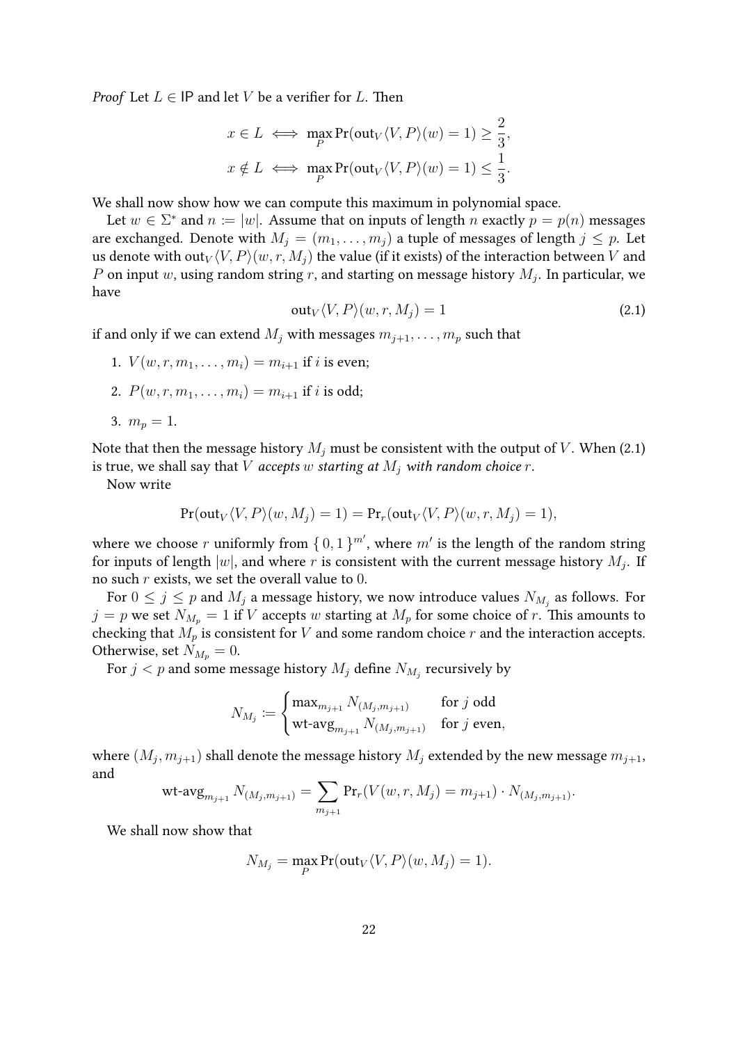*Proof* Let $L \in \mathsf{IP}$ and let $V$ be a verifier for $L$. Then

$$
\begin{aligned}
x \in L &\iff \max_P \Pr(\text{out}_V\langle V, P\rangle(w) = 1) \geq \frac{2}{3}, \\
x \notin L &\iff \max_P \Pr(\text{out}_V\langle V, P\rangle(w) = 1) \leq \frac{1}{3}.
\end{aligned}
$$

We shall now show how we can compute this maximum in polynomial space.

Let $w \in \Sigma^*$ and $n := |w|$. Assume that on inputs of length $n$ exactly $p = p(n)$ messages are exchanged. Denote with $M_j = (m_1, \dots, m_j)$ a tuple of messages of length $j \leq p$. Let us denote with $\text{out}_V\langle V, P\rangle(w, r, M_j)$ the value (if it exists) of the interaction between $V$ and $P$ on input $w$, using random string $r$, and starting on message history $M_j$. In particular, we have

$$
\text{out}_V\langle V, P\rangle(w, r, M_j) = 1 \tag{2.1}
$$

if and only if we can extend $M_j$ with messages $m_{j+1}, \dots, m_p$ such that

1. $V(w, r, m_1, \dots, m_i) = m_{i+1}$ if $i$ is even;
2. $P(w, r, m_1, \dots, m_i) = m_{i+1}$ if $i$ is odd;
3. $m_p = 1$.

Note that then the message history $M_j$ must be consistent with the output of $V$. When (2.1) is true, we shall say that $V$ *accepts* $w$ *starting at* $M_j$ *with random choice* $r$.

Now write

$$
\Pr(\text{out}_V\langle V, P\rangle(w, M_j) = 1) = \Pr_r(\text{out}_V\langle V, P\rangle(w, r, M_j) = 1),
$$

where we choose $r$ uniformly from $\{0, 1\}^{m'}$, where $m'$ is the length of the random string for inputs of length $|w|$, and where $r$ is consistent with the current message history $M_j$. If no such $r$ exists, we set the overall value to $0$.

For $0 \leq j \leq p$ and $M_j$ a message history, we now introduce values $N_{M_j}$ as follows. For $j = p$ we set $N_{M_p} = 1$ if $V$ accepts $w$ starting at $M_p$ for some choice of $r$. This amounts to checking that $M_p$ is consistent for $V$ and some random choice $r$ and the interaction accepts. Otherwise, set $N_{M_p} = 0$.

For $j < p$ and some message history $M_j$ define $N_{M_j}$ recursively by

$$
N_{M_j} := \begin{cases} \max_{m_{j+1}} N_{(M_j, m_{j+1})} & \text{for } j \text{ odd} \\ \text{wt-avg}_{m_{j+1}} N_{(M_j, m_{j+1})} & \text{for } j \text{ even}, \end{cases}
$$

where $(M_j, m_{j+1})$ shall denote the message history $M_j$ extended by the new message $m_{j+1}$, and

$$
\text{wt-avg}_{m_{j+1}} N_{(M_j, m_{j+1})} = \sum_{m_{j+1}} \Pr_r(V(w, r, M_j) = m_{j+1}) \cdot N_{(M_j, m_{j+1})}.
$$

We shall now show that

$$
N_{M_j} = \max_P \Pr(\text{out}_V\langle V, P\rangle(w, M_j) = 1).
$$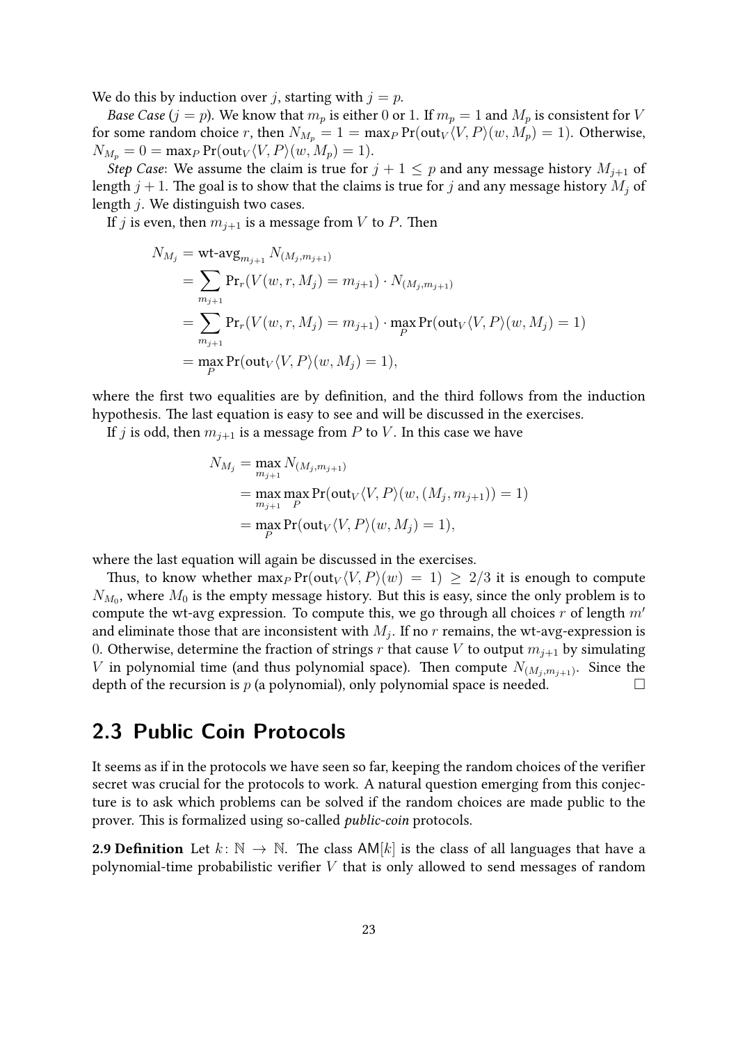We do this by induction over $j$, starting with $j = p$.

*Base Case* ($j = p$). We know that $m_p$ is either 0 or 1. If $m_p = 1$ and $M_p$ is consistent for $V$ for some random choice $r$, then $N_{M_p} = 1 = \max_P \Pr(\text{out}_V\langle V, P\rangle(w, M_p) = 1)$. Otherwise, $N_{M_p} = 0 = \max_P \Pr(\text{out}_V\langle V, P\rangle(w, M_p) = 1)$.

*Step Case*: We assume the claim is true for $j + 1 \leq p$ and any message history $M_{j+1}$ of length $j + 1$. The goal is to show that the claims is true for $j$ and any message history $M_j$ of length $j$. We distinguish two cases.

If $j$ is even, then $m_{j+1}$ is a message from $V$ to $P$. Then

$$
\begin{aligned}
N_{M_j} &= \text{wt-avg}_{m_{j+1}} N_{(M_j, m_{j+1})} \\
&= \sum_{m_{j+1}} \Pr_r(V(w, r, M_j) = m_{j+1}) \cdot N_{(M_j, m_{j+1})} \\
&= \sum_{m_{j+1}} \Pr_r(V(w, r, M_j) = m_{j+1}) \cdot \max_P \Pr(\text{out}_V\langle V, P\rangle(w, M_j) = 1) \\
&= \max_P \Pr(\text{out}_V\langle V, P\rangle(w, M_j) = 1),
\end{aligned}
$$

where the first two equalities are by definition, and the third follows from the induction hypothesis. The last equation is easy to see and will be discussed in the exercises.

If $j$ is odd, then $m_{j+1}$ is a message from $P$ to $V$. In this case we have

$$
\begin{aligned}
N_{M_j} &= \max_{m_{j+1}} N_{(M_j, m_{j+1})} \\
&= \max_{m_{j+1}} \max_P \Pr(\text{out}_V\langle V, P\rangle(w, (M_j, m_{j+1})) = 1) \\
&= \max_P \Pr(\text{out}_V\langle V, P\rangle(w, M_j) = 1),
\end{aligned}
$$

where the last equation will again be discussed in the exercises.

Thus, to know whether $\max_P \Pr(\text{out}_V\langle V, P\rangle(w) = 1) \geq 2/3$ it is enough to compute $N_{M_0}$, where $M_0$ is the empty message history. But this is easy, since the only problem is to compute the wt-avg expression. To compute this, we go through all choices $r$ of length $m'$ and eliminate those that are inconsistent with $M_j$. If no $r$ remains, the wt-avg-expression is 0. Otherwise, determine the fraction of strings $r$ that cause $V$ to output $m_{j+1}$ by simulating $V$ in polynomial time (and thus polynomial space). Then compute $N_{(M_j, m_{j+1})}$. Since the depth of the recursion is $p$ (a polynomial), only polynomial space is needed. □

## 2.3 Public Coin Protocols

It seems as if in the protocols we have seen so far, keeping the random choices of the verifier secret was crucial for the protocols to work. A natural question emerging from this conjecture is to ask which problems can be solved if the random choices are made public to the prover. This is formalized using so-called *public-coin* protocols.

**2.9 Definition** Let $k\colon \mathbb{N} \to \mathbb{N}$. The class $\mathsf{AM}[k]$ is the class of all languages that have a polynomial-time probabilistic verifier $V$ that is only allowed to send messages of random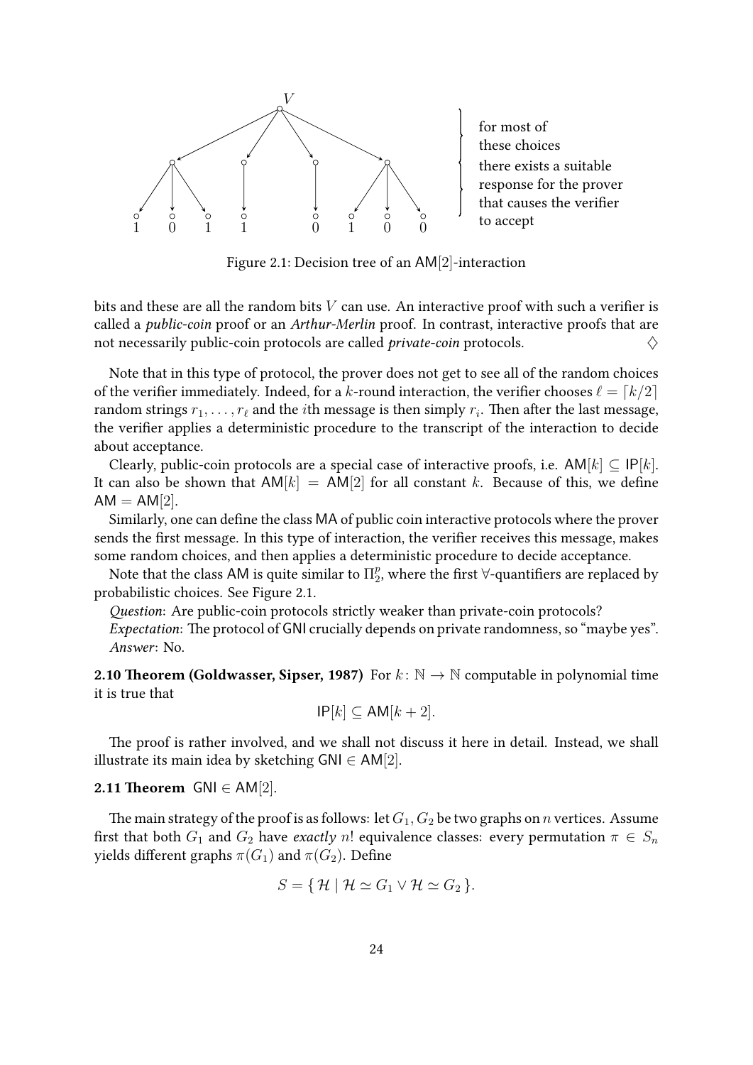for most of these choices there exists a suitable response for the prover that causes the verifier to accept

Figure 2.1: Decision tree of an $\mathsf{AM}[2]$-interaction

bits and these are all the random bits $V$ can use. An interactive proof with such a verifier is called a *public-coin* proof or an *Arthur-Merlin* proof. In contrast, interactive proofs that are not necessarily public-coin protocols are called *private-coin* protocols. ♢

Note that in this type of protocol, the prover does not get to see all of the random choices of the verifier immediately. Indeed, for a $k$-round interaction, the verifier chooses $\ell = \lceil k/2 \rceil$ random strings $r_1, \ldots, r_\ell$ and the $i$th message is then simply $r_i$. Then after the last message, the verifier applies a deterministic procedure to the transcript of the interaction to decide about acceptance.

Clearly, public-coin protocols are a special case of interactive proofs, i.e. $\mathsf{AM}[k] \subseteq \mathsf{IP}[k]$. It can also be shown that $\mathsf{AM}[k] = \mathsf{AM}[2]$ for all constant $k$. Because of this, we define $\mathsf{AM} = \mathsf{AM}[2]$.

Similarly, one can define the class $\mathsf{MA}$ of public coin interactive protocols where the prover sends the first message. In this type of interaction, the verifier receives this message, makes some random choices, and then applies a deterministic procedure to decide acceptance.

Note that the class $\mathsf{AM}$ is quite similar to $\Pi_2^p$, where the first $\forall$-quantifiers are replaced by probabilistic choices. See Figure 2.1.

*Question*: Are public-coin protocols strictly weaker than private-coin protocols?

*Expectation*: The protocol of $\mathsf{GNI}$ crucially depends on private randomness, so "maybe yes".

*Answer*: No.

**2.10 Theorem (Goldwasser, Sipser, 1987)** For $k\colon \mathbb{N} \to \mathbb{N}$ computable in polynomial time it is true that

$$\mathsf{IP}[k] \subseteq \mathsf{AM}[k+2].$$

The proof is rather involved, and we shall not discuss it here in detail. Instead, we shall illustrate its main idea by sketching $\mathsf{GNI} \in \mathsf{AM}[2]$.

**2.11 Theorem** $\mathsf{GNI} \in \mathsf{AM}[2]$.

The main strategy of the proof is as follows: let $G_1, G_2$ be two graphs on $n$ vertices. Assume first that both $G_1$ and $G_2$ have *exactly* $n!$ equivalence classes: every permutation $\pi \in S_n$ yields different graphs $\pi(G_1)$ and $\pi(G_2)$. Define

$$S = \{\, \mathcal{H} \mid \mathcal{H} \simeq G_1 \vee \mathcal{H} \simeq G_2 \,\}.$$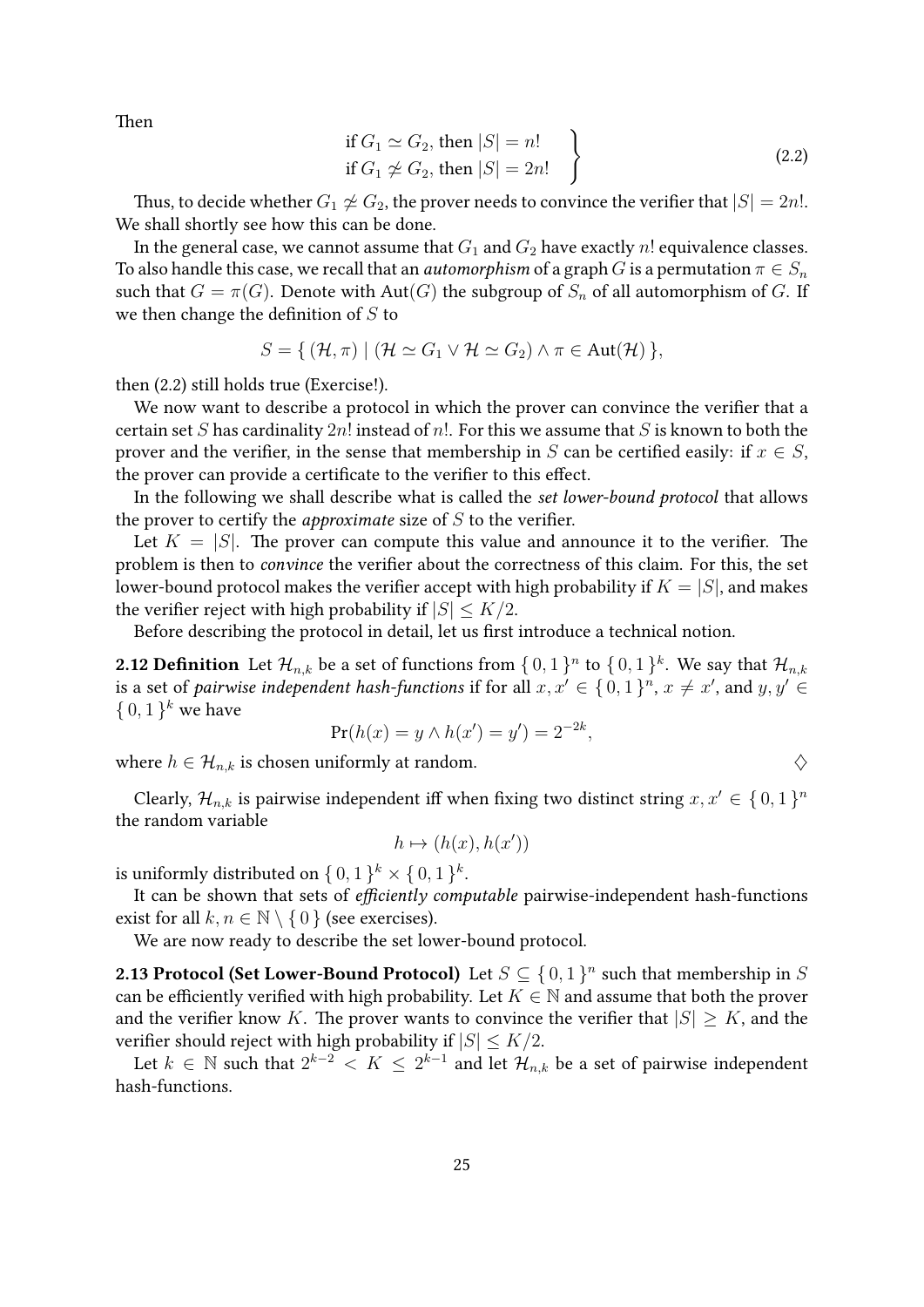Then

$$\left.\begin{array}{l}\text{if } G_1 \simeq G_2, \text{ then } |S| = n! \\ \text{if } G_1 \not\simeq G_2, \text{ then } |S| = 2n!\end{array}\right\} \tag{2.2}$$

Thus, to decide whether $G_1 \not\simeq G_2$, the prover needs to convince the verifier that $|S| = 2n!$. We shall shortly see how this can be done.

In the general case, we cannot assume that $G_1$ and $G_2$ have exactly $n!$ equivalence classes. To also handle this case, we recall that an *automorphism* of a graph $G$ is a permutation $\pi \in S_n$ such that $G = \pi(G)$. Denote with $\mathrm{Aut}(G)$ the subgroup of $S_n$ of all automorphism of $G$. If we then change the definition of $S$ to

$$S = \{ (\mathcal{H}, \pi) \mid (\mathcal{H} \simeq G_1 \vee \mathcal{H} \simeq G_2) \wedge \pi \in \mathrm{Aut}(\mathcal{H}) \},$$

then (2.2) still holds true (Exercise!).

We now want to describe a protocol in which the prover can convince the verifier that a certain set $S$ has cardinality $2n!$ instead of $n!$. For this we assume that $S$ is known to both the prover and the verifier, in the sense that membership in $S$ can be certified easily: if $x \in S$, the prover can provide a certificate to the verifier to this effect.

In the following we shall describe what is called the *set lower-bound protocol* that allows the prover to certify the *approximate* size of $S$ to the verifier.

Let $K = |S|$. The prover can compute this value and announce it to the verifier. The problem is then to *convince* the verifier about the correctness of this claim. For this, the set lower-bound protocol makes the verifier accept with high probability if $K = |S|$, and makes the verifier reject with high probability if $|S| \leq K/2$.

Before describing the protocol in detail, let us first introduce a technical notion.

**2.12 Definition** Let $\mathcal{H}_{n,k}$ be a set of functions from $\{0,1\}^n$ to $\{0,1\}^k$. We say that $\mathcal{H}_{n,k}$ is a set of *pairwise independent hash-functions* if for all $x, x' \in \{0,1\}^n$, $x \neq x'$, and $y, y' \in \{0,1\}^k$ we have

$$\Pr(h(x) = y \wedge h(x') = y') = 2^{-2k},$$

where $h \in \mathcal{H}_{n,k}$ is chosen uniformly at random. ♢

Clearly, $\mathcal{H}_{n,k}$ is pairwise independent iff when fixing two distinct string $x, x' \in \{0,1\}^n$ the random variable

$$h \mapsto (h(x), h(x'))$$

is uniformly distributed on $\{0,1\}^k \times \{0,1\}^k$.

It can be shown that sets of *efficiently computable* pairwise-independent hash-functions exist for all $k, n \in \mathbb{N} \setminus \{0\}$ (see exercises).

We are now ready to describe the set lower-bound protocol.

**2.13 Protocol (Set Lower-Bound Protocol)** Let $S \subseteq \{0,1\}^n$ such that membership in $S$ can be efficiently verified with high probability. Let $K \in \mathbb{N}$ and assume that both the prover and the verifier know $K$. The prover wants to convince the verifier that $|S| \geq K$, and the verifier should reject with high probability if $|S| \leq K/2$.

Let $k \in \mathbb{N}$ such that $2^{k-2} < K \leq 2^{k-1}$ and let $\mathcal{H}_{n,k}$ be a set of pairwise independent hash-functions.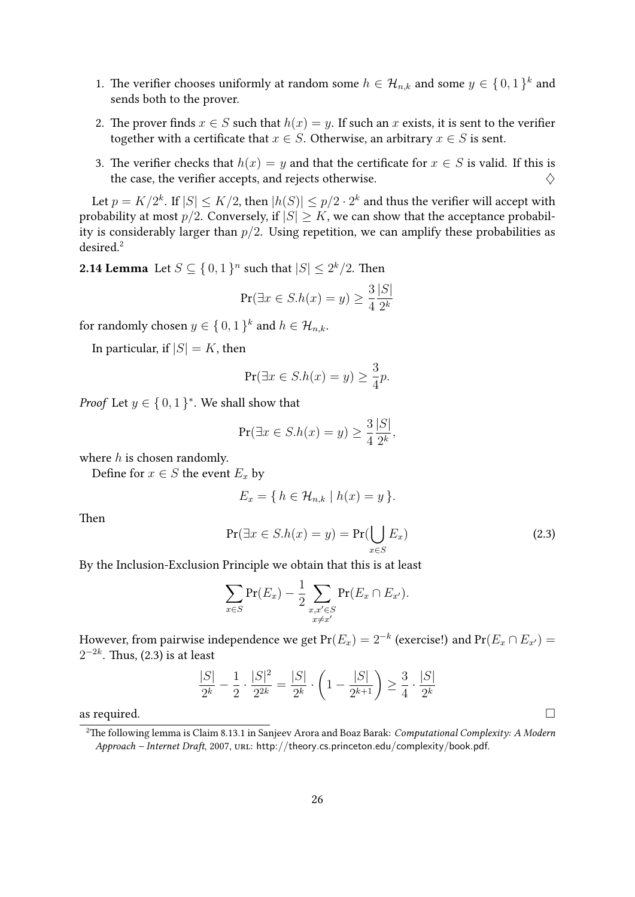1. The verifier chooses uniformly at random some $h \in \mathcal{H}_{n,k}$ and some $y \in \{0,1\}^k$ and sends both to the prover.
2. The prover finds $x \in S$ such that $h(x) = y$. If such an $x$ exists, it is sent to the verifier together with a certificate that $x \in S$. Otherwise, an arbitrary $x \in S$ is sent.
3. The verifier checks that $h(x) = y$ and that the certificate for $x \in S$ is valid. If this is the case, the verifier accepts, and rejects otherwise. ♢

Let $p = K/2^k$. If $|S| \leq K/2$, then $|h(S)| \leq p/2 \cdot 2^k$ and thus the verifier will accept with probability at most $p/2$. Conversely, if $|S| \geq K$, we can show that the acceptance probability is considerably larger than $p/2$. Using repetition, we can amplify these probabilities as desired.[2]

**2.14 Lemma** Let $S \subseteq \{0,1\}^n$ such that $|S| \leq 2^k/2$. Then

$$\Pr(\exists x \in S. h(x) = y) \geq \frac{3}{4}\frac{|S|}{2^k}$$

for randomly chosen $y \in \{0,1\}^k$ and $h \in \mathcal{H}_{n,k}$.

In particular, if $|S| = K$, then

$$\Pr(\exists x \in S. h(x) = y) \geq \frac{3}{4}p.$$

*Proof* Let $y \in \{0,1\}^*$. We shall show that

$$\Pr(\exists x \in S. h(x) = y) \geq \frac{3}{4}\frac{|S|}{2^k},$$

where $h$ is chosen randomly.

Define for $x \in S$ the event $E_x$ by

$$E_x = \{ h \in \mathcal{H}_{n,k} \mid h(x) = y \}.$$

Then

$$\Pr(\exists x \in S. h(x) = y) = \Pr(\bigcup_{x \in S} E_x) \tag{2.3}$$

By the Inclusion-Exclusion Principle we obtain that this is at least

$$\sum_{x \in S} \Pr(E_x) - \frac{1}{2} \sum_{\substack{x,x' \in S \\ x \neq x'}} \Pr(E_x \cap E_{x'}).$$

However, from pairwise independence we get $\Pr(E_x) = 2^{-k}$ (exercise!) and $\Pr(E_x \cap E_{x'}) = 2^{-2k}$. Thus, (2.3) is at least

$$\frac{|S|}{2^k} - \frac{1}{2} \cdot \frac{|S|^2}{2^{2k}} = \frac{|S|}{2^k} \cdot \left(1 - \frac{|S|}{2^{k+1}}\right) \geq \frac{3}{4} \cdot \frac{|S|}{2^k}$$

as required. □

[2] The following lemma is Claim 8.13.1 in Sanjeev Arora and Boaz Barak: *Computational Complexity: A Modern Approach – Internet Draft*, 2007, URL: http://theory.cs.princeton.edu/complexity/book.pdf.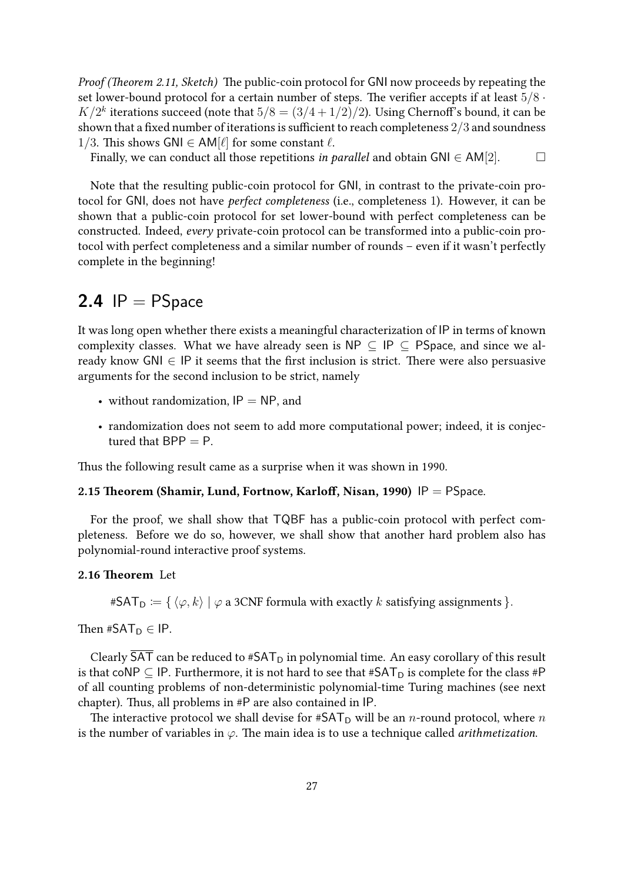*Proof (Theorem 2.11, Sketch)* The public-coin protocol for GNI now proceeds by repeating the set lower-bound protocol for a certain number of steps. The verifier accepts if at least $5/8 \cdot K/2^k$ iterations succeed (note that $5/8 = (3/4 + 1/2)/2$). Using Chernoff's bound, it can be shown that a fixed number of iterations is sufficient to reach completeness $2/3$ and soundness $1/3$. This shows $\mathsf{GNI} \in \mathsf{AM}[\ell]$ for some constant $\ell$.

Finally, we can conduct all those repetitions *in parallel* and obtain $\mathsf{GNI} \in \mathsf{AM}[2]$. □

Note that the resulting public-coin protocol for GNI, in contrast to the private-coin protocol for GNI, does not have *perfect completeness* (i.e., completeness 1). However, it can be shown that a public-coin protocol for set lower-bound with perfect completeness can be constructed. Indeed, *every* private-coin protocol can be transformed into a public-coin protocol with perfect completeness and a similar number of rounds – even if it wasn't perfectly complete in the beginning!

## 2.4 IP = PSpace

It was long open whether there exists a meaningful characterization of IP in terms of known complexity classes. What we have already seen is $\mathsf{NP} \subseteq \mathsf{IP} \subseteq \mathsf{PSpace}$, and since we already know $\mathsf{GNI} \in \mathsf{IP}$ it seems that the first inclusion is strict. There were also persuasive arguments for the second inclusion to be strict, namely

- without randomization, $\mathsf{IP} = \mathsf{NP}$, and
- randomization does not seem to add more computational power; indeed, it is conjectured that $\mathsf{BPP} = \mathsf{P}$.

Thus the following result came as a surprise when it was shown in 1990.

**2.15 Theorem (Shamir, Lund, Fortnow, Karloff, Nisan, 1990)** $\mathsf{IP} = \mathsf{PSpace}$.

For the proof, we shall show that TQBF has a public-coin protocol with perfect completeness. Before we do so, however, we shall show that another hard problem also has polynomial-round interactive proof systems.

**2.16 Theorem** Let

$$\#\mathsf{SAT}_\mathsf{D} := \{\, \langle \varphi, k \rangle \mid \varphi \text{ a 3CNF formula with exactly } k \text{ satisfying assignments} \,\}.$$

Then $\#\mathsf{SAT}_\mathsf{D} \in \mathsf{IP}$.

Clearly $\overline{\mathsf{SAT}}$ can be reduced to $\#\mathsf{SAT}_\mathsf{D}$ in polynomial time. An easy corollary of this result is that $\mathsf{coNP} \subseteq \mathsf{IP}$. Furthermore, it is not hard to see that $\#\mathsf{SAT}_\mathsf{D}$ is complete for the class #P of all counting problems of non-deterministic polynomial-time Turing machines (see next chapter). Thus, all problems in #P are also contained in IP.

The interactive protocol we shall devise for $\#\mathsf{SAT}_\mathsf{D}$ will be an $n$-round protocol, where $n$ is the number of variables in $\varphi$. The main idea is to use a technique called *arithmetization*.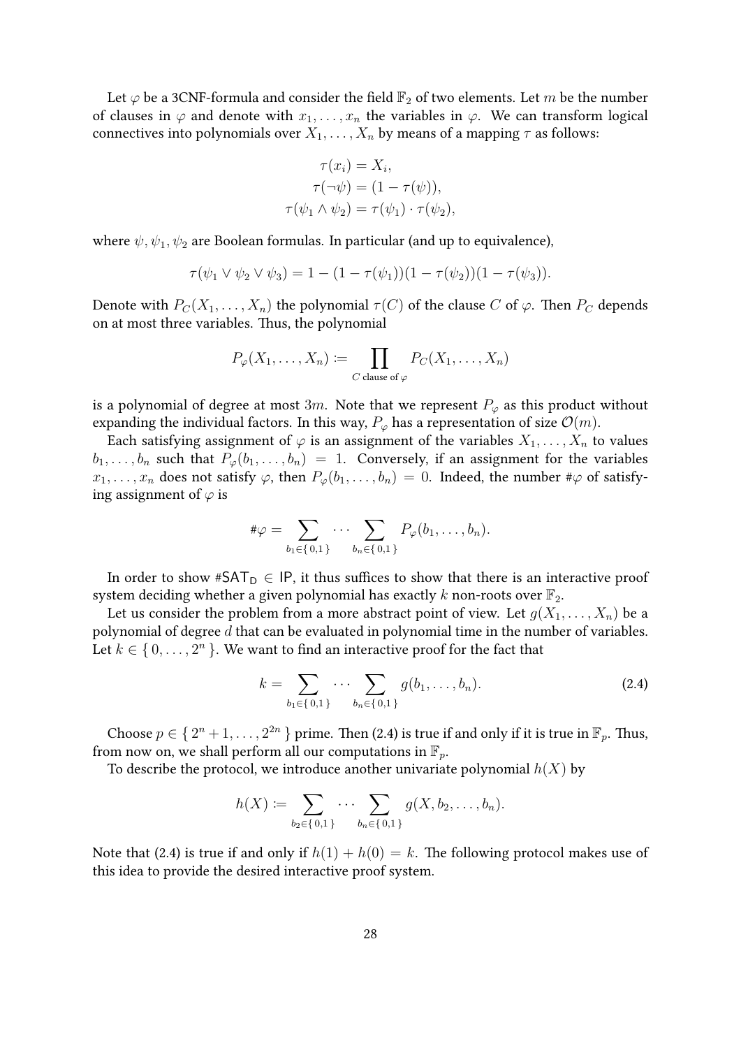Let $\varphi$ be a 3CNF-formula and consider the field $\mathbb{F}_2$ of two elements. Let $m$ be the number of clauses in $\varphi$ and denote with $x_1, \ldots, x_n$ the variables in $\varphi$. We can transform logical connectives into polynomials over $X_1, \ldots, X_n$ by means of a mapping $\tau$ as follows:

$$\tau(x_i) = X_i,$$
$$\tau(\neg\psi) = (1 - \tau(\psi)),$$
$$\tau(\psi_1 \wedge \psi_2) = \tau(\psi_1) \cdot \tau(\psi_2),$$

where $\psi, \psi_1, \psi_2$ are Boolean formulas. In particular (and up to equivalence),

$$\tau(\psi_1 \vee \psi_2 \vee \psi_3) = 1 - (1 - \tau(\psi_1))(1 - \tau(\psi_2))(1 - \tau(\psi_3)).$$

Denote with $P_C(X_1, \ldots, X_n)$ the polynomial $\tau(C)$ of the clause $C$ of $\varphi$. Then $P_C$ depends on at most three variables. Thus, the polynomial

$$P_\varphi(X_1, \ldots, X_n) \coloneqq \prod_{C \text{ clause of } \varphi} P_C(X_1, \ldots, X_n)$$

is a polynomial of degree at most $3m$. Note that we represent $P_\varphi$ as this product without expanding the individual factors. In this way, $P_\varphi$ has a representation of size $\mathcal{O}(m)$.

Each satisfying assignment of $\varphi$ is an assignment of the variables $X_1, \ldots, X_n$ to values $b_1, \ldots, b_n$ such that $P_\varphi(b_1, \ldots, b_n) = 1$. Conversely, if an assignment for the variables $x_1, \ldots, x_n$ does not satisfy $\varphi$, then $P_\varphi(b_1, \ldots, b_n) = 0$. Indeed, the number $\#\varphi$ of satisfying assignment of $\varphi$ is

$$\#\varphi = \sum_{b_1 \in \{0,1\}} \cdots \sum_{b_n \in \{0,1\}} P_\varphi(b_1, \ldots, b_n).$$

In order to show $\#\mathsf{SAT}_\mathsf{D} \in \mathsf{IP}$, it thus suffices to show that there is an interactive proof system deciding whether a given polynomial has exactly $k$ non-roots over $\mathbb{F}_2$.

Let us consider the problem from a more abstract point of view. Let $g(X_1, \ldots, X_n)$ be a polynomial of degree $d$ that can be evaluated in polynomial time in the number of variables. Let $k \in \{0, \ldots, 2^n\}$. We want to find an interactive proof for the fact that

$$k = \sum_{b_1 \in \{0,1\}} \cdots \sum_{b_n \in \{0,1\}} g(b_1, \ldots, b_n). \tag{2.4}$$

Choose $p \in \{2^n + 1, \ldots, 2^{2n}\}$ prime. Then (2.4) is true if and only if it is true in $\mathbb{F}_p$. Thus, from now on, we shall perform all our computations in $\mathbb{F}_p$.

To describe the protocol, we introduce another univariate polynomial $h(X)$ by

$$h(X) \coloneqq \sum_{b_2 \in \{0,1\}} \cdots \sum_{b_n \in \{0,1\}} g(X, b_2, \ldots, b_n).$$

Note that (2.4) is true if and only if $h(1) + h(0) = k$. The following protocol makes use of this idea to provide the desired interactive proof system.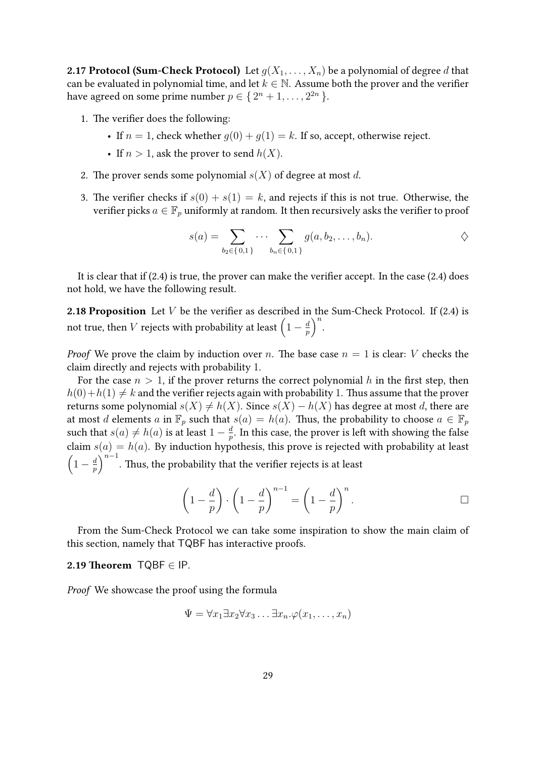**2.17 Protocol (Sum-Check Protocol)** Let $g(X_1, \ldots, X_n)$ be a polynomial of degree $d$ that can be evaluated in polynomial time, and let $k \in \mathbb{N}$. Assume both the prover and the verifier have agreed on some prime number $p \in \{ 2^n + 1, \ldots, 2^{2n} \}$.

1. The verifier does the following:
   - If $n = 1$, check whether $g(0) + g(1) = k$. If so, accept, otherwise reject.
   - If $n > 1$, ask the prover to send $h(X)$.
2. The prover sends some polynomial $s(X)$ of degree at most $d$.
3. The verifier checks if $s(0) + s(1) = k$, and rejects if this is not true. Otherwise, the verifier picks $a \in \mathbb{F}_p$ uniformly at random. It then recursively asks the verifier to proof

$$s(a) = \sum_{b_2 \in \{0,1\}} \cdots \sum_{b_n \in \{0,1\}} g(a, b_2, \ldots, b_n). \qquad \diamondsuit$$

It is clear that if (2.4) is true, the prover can make the verifier accept. In the case (2.4) does not hold, we have the following result.

**2.18 Proposition** Let $V$ be the verifier as described in the Sum-Check Protocol. If (2.4) is not true, then $V$ rejects with probability at least $\left(1 - \frac{d}{p}\right)^n$.

*Proof* We prove the claim by induction over $n$. The base case $n = 1$ is clear: $V$ checks the claim directly and rejects with probability $1$.

For the case $n > 1$, if the prover returns the correct polynomial $h$ in the first step, then $h(0) + h(1) \neq k$ and the verifier rejects again with probability $1$. Thus assume that the prover returns some polynomial $s(X) \neq h(X)$. Since $s(X) - h(X)$ has degree at most $d$, there are at most $d$ elements $a$ in $\mathbb{F}_p$ such that $s(a) = h(a)$. Thus, the probability to choose $a \in \mathbb{F}_p$ such that $s(a) \neq h(a)$ is at least $1 - \frac{d}{p}$. In this case, the prover is left with showing the false claim $s(a) = h(a)$. By induction hypothesis, this prove is rejected with probability at least $\left(1 - \frac{d}{p}\right)^{n-1}$. Thus, the probability that the verifier rejects is at least

$$\left(1 - \frac{d}{p}\right) \cdot \left(1 - \frac{d}{p}\right)^{n-1} = \left(1 - \frac{d}{p}\right)^n. \qquad \square$$

From the Sum-Check Protocol we can take some inspiration to show the main claim of this section, namely that TQBF has interactive proofs.

**2.19 Theorem** TQBF $\in$ IP.

*Proof* We showcase the proof using the formula

$$\Psi = \forall x_1 \exists x_2 \forall x_3 \ldots \exists x_n . \varphi(x_1, \ldots, x_n)$$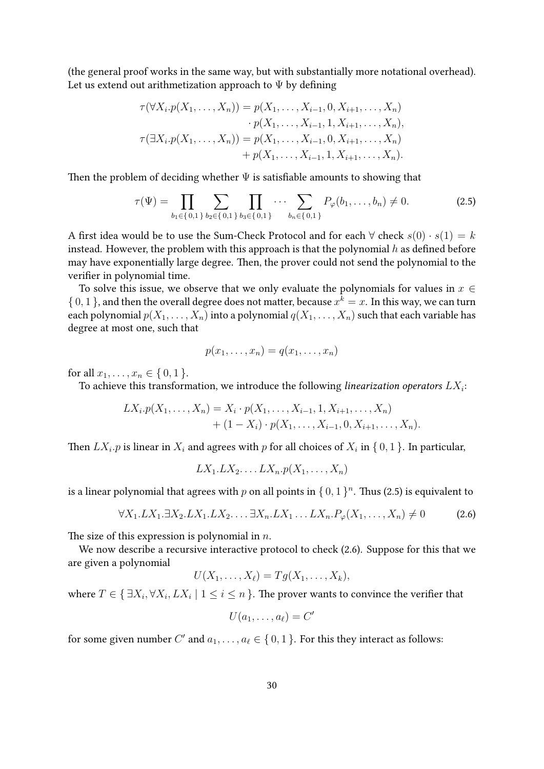(the general proof works in the same way, but with substantially more notational overhead). Let us extend out arithmetization approach to $\Psi$ by defining

$$
\begin{aligned}
\tau(\forall X_i.p(X_1,\dots,X_n)) &= p(X_1,\dots,X_{i-1},0,X_{i+1},\dots,X_n) \\
&\quad\cdot p(X_1,\dots,X_{i-1},1,X_{i+1},\dots,X_n), \\
\tau(\exists X_i.p(X_1,\dots,X_n)) &= p(X_1,\dots,X_{i-1},0,X_{i+1},\dots,X_n) \\
&\quad+ p(X_1,\dots,X_{i-1},1,X_{i+1},\dots,X_n).
\end{aligned}
$$

Then the problem of deciding whether $\Psi$ is satisfiable amounts to showing that

$$
\tau(\Psi) = \prod_{b_1\in\{0,1\}} \sum_{b_2\in\{0,1\}} \prod_{b_3\in\{0,1\}} \cdots \sum_{b_n\in\{0,1\}} P_\varphi(b_1,\dots,b_n) \neq 0. \tag{2.5}
$$

A first idea would be to use the Sum-Check Protocol and for each $\forall$ check $s(0)\cdot s(1) = k$ instead. However, the problem with this approach is that the polynomial $h$ as defined before may have exponentially large degree. Then, the prover could not send the polynomial to the verifier in polynomial time.

To solve this issue, we observe that we only evaluate the polynomials for values in $x \in \{0,1\}$, and then the overall degree does not matter, because $x^k = x$. In this way, we can turn each polynomial $p(X_1,\dots,X_n)$ into a polynomial $q(X_1,\dots,X_n)$ such that each variable has degree at most one, such that

$$
p(x_1,\dots,x_n) = q(x_1,\dots,x_n)
$$

for all $x_1,\dots,x_n \in \{0,1\}$.

To achieve this transformation, we introduce the following *linearization operators* $LX_i$:

$$
\begin{aligned}
LX_i.p(X_1,\dots,X_n) &= X_i\cdot p(X_1,\dots,X_{i-1},1,X_{i+1},\dots,X_n) \\
&\quad+ (1-X_i)\cdot p(X_1,\dots,X_{i-1},0,X_{i+1},\dots,X_n).
\end{aligned}
$$

Then $LX_i.p$ is linear in $X_i$ and agrees with $p$ for all choices of $X_i$ in $\{0,1\}$. In particular,

$$
LX_1.LX_2.\dots.LX_n.p(X_1,\dots,X_n)
$$

is a linear polynomial that agrees with $p$ on all points in $\{0,1\}^n$. Thus (2.5) is equivalent to

$$
\forall X_1.LX_1.\exists X_2.LX_1.LX_2.\dots.\exists X_n.LX_1\dots LX_n.P_\varphi(X_1,\dots,X_n) \neq 0 \tag{2.6}
$$

The size of this expression is polynomial in $n$.

We now describe a recursive interactive protocol to check (2.6). Suppose for this that we are given a polynomial

$$
U(X_1,\dots,X_\ell) = Tg(X_1,\dots,X_k),
$$

where $T \in \{\exists X_i, \forall X_i, LX_i \mid 1 \le i \le n\}$. The prover wants to convince the verifier that

$$
U(a_1,\dots,a_\ell) = C'
$$

for some given number $C'$ and $a_1,\dots,a_\ell \in \{0,1\}$. For this they interact as follows: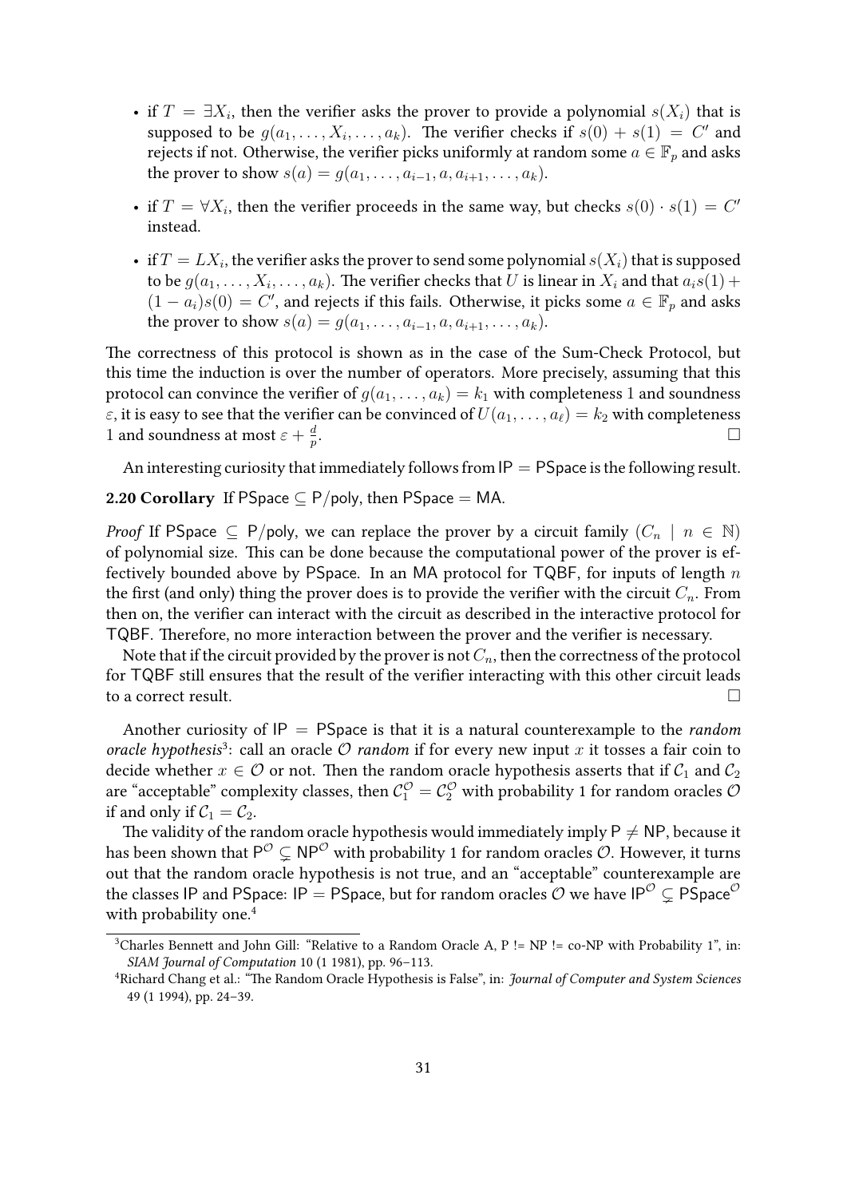- if $T = \exists X_i$, then the verifier asks the prover to provide a polynomial $s(X_i)$ that is supposed to be $g(a_1, \ldots, X_i, \ldots, a_k)$. The verifier checks if $s(0) + s(1) = C'$ and rejects if not. Otherwise, the verifier picks uniformly at random some $a \in \mathbb{F}_p$ and asks the prover to show $s(a) = g(a_1, \ldots, a_{i-1}, a, a_{i+1}, \ldots, a_k)$.
- if $T = \forall X_i$, then the verifier proceeds in the same way, but checks $s(0) \cdot s(1) = C'$ instead.
- if $T = LX_i$, the verifier asks the prover to send some polynomial $s(X_i)$ that is supposed to be $g(a_1, \ldots, X_i, \ldots, a_k)$. The verifier checks that $U$ is linear in $X_i$ and that $a_i s(1) + (1 - a_i)s(0) = C'$, and rejects if this fails. Otherwise, it picks some $a \in \mathbb{F}_p$ and asks the prover to show $s(a) = g(a_1, \ldots, a_{i-1}, a, a_{i+1}, \ldots, a_k)$.

The correctness of this protocol is shown as in the case of the Sum-Check Protocol, but this time the induction is over the number of operators. More precisely, assuming that this protocol can convince the verifier of $g(a_1, \ldots, a_k) = k_1$ with completeness 1 and soundness $\varepsilon$, it is easy to see that the verifier can be convinced of $U(a_1, \ldots, a_\ell) = k_2$ with completeness 1 and soundness at most $\varepsilon + \frac{d}{p}$. □

An interesting curiosity that immediately follows from $\mathsf{IP} = \mathsf{PSpace}$ is the following result.

**2.20 Corollary** If $\mathsf{PSpace} \subseteq \mathsf{P/poly}$, then $\mathsf{PSpace} = \mathsf{MA}$.

*Proof* If $\mathsf{PSpace} \subseteq \mathsf{P/poly}$, we can replace the prover by a circuit family $(C_n \mid n \in \mathbb{N})$ of polynomial size. This can be done because the computational power of the prover is effectively bounded above by $\mathsf{PSpace}$. In an $\mathsf{MA}$ protocol for $\mathsf{TQBF}$, for inputs of length $n$ the first (and only) thing the prover does is to provide the verifier with the circuit $C_n$. From then on, the verifier can interact with the circuit as described in the interactive protocol for $\mathsf{TQBF}$. Therefore, no more interaction between the prover and the verifier is necessary.

Note that if the circuit provided by the prover is not $C_n$, then the correctness of the protocol for $\mathsf{TQBF}$ still ensures that the result of the verifier interacting with this other circuit leads to a correct result. □

Another curiosity of $\mathsf{IP} = \mathsf{PSpace}$ is that it is a natural counterexample to the *random oracle hypothesis*[3]: call an oracle $\mathcal{O}$ *random* if for every new input $x$ it tosses a fair coin to decide whether $x \in \mathcal{O}$ or not. Then the random oracle hypothesis asserts that if $\mathcal{C}_1$ and $\mathcal{C}_2$ are "acceptable" complexity classes, then $\mathcal{C}_1^{\mathcal{O}} = \mathcal{C}_2^{\mathcal{O}}$ with probability 1 for random oracles $\mathcal{O}$ if and only if $\mathcal{C}_1 = \mathcal{C}_2$.

The validity of the random oracle hypothesis would immediately imply $\mathsf{P} \neq \mathsf{NP}$, because it has been shown that $\mathsf{P}^{\mathcal{O}} \subsetneq \mathsf{NP}^{\mathcal{O}}$ with probability 1 for random oracles $\mathcal{O}$. However, it turns out that the random oracle hypothesis is not true, and an "acceptable" counterexample are the classes $\mathsf{IP}$ and $\mathsf{PSpace}$: $\mathsf{IP} = \mathsf{PSpace}$, but for random oracles $\mathcal{O}$ we have $\mathsf{IP}^{\mathcal{O}} \subsetneq \mathsf{PSpace}^{\mathcal{O}}$ with probability one.[4]

[3] Charles Bennett and John Gill: "Relative to a Random Oracle A, P != NP != co-NP with Probability 1", in: *SIAM Journal of Computation* 10 (1 1981), pp. 96–113.

[4] Richard Chang et al.: "The Random Oracle Hypothesis is False", in: *Journal of Computer and System Sciences* 49 (1 1994), pp. 24–39.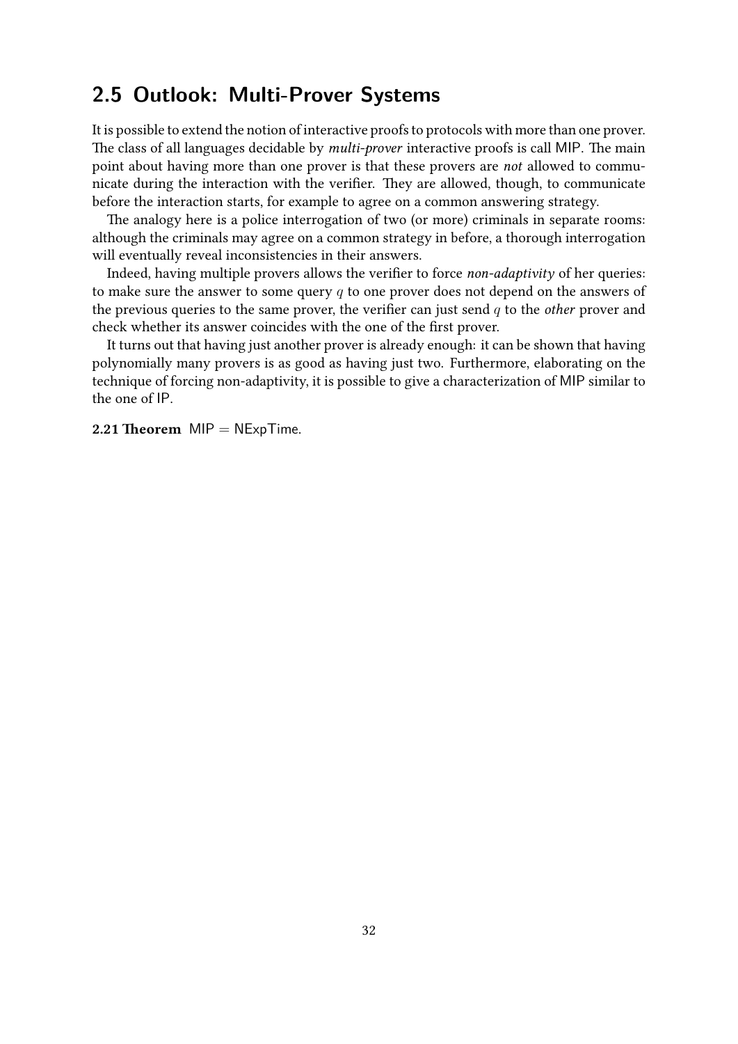## 2.5 Outlook: Multi-Prover Systems

It is possible to extend the notion of interactive proofs to protocols with more than one prover. The class of all languages decidable by *multi-prover* interactive proofs is call MIP. The main point about having more than one prover is that these provers are *not* allowed to communicate during the interaction with the verifier. They are allowed, though, to communicate before the interaction starts, for example to agree on a common answering strategy.

The analogy here is a police interrogation of two (or more) criminals in separate rooms: although the criminals may agree on a common strategy in before, a thorough interrogation will eventually reveal inconsistencies in their answers.

Indeed, having multiple provers allows the verifier to force *non-adaptivity* of her queries: to make sure the answer to some query $q$ to one prover does not depend on the answers of the previous queries to the same prover, the verifier can just send $q$ to the *other* prover and check whether its answer coincides with the one of the first prover.

It turns out that having just another prover is already enough: it can be shown that having polynomially many provers is as good as having just two. Furthermore, elaborating on the technique of forcing non-adaptivity, it is possible to give a characterization of MIP similar to the one of IP.

**2.21 Theorem** MIP = NExpTime.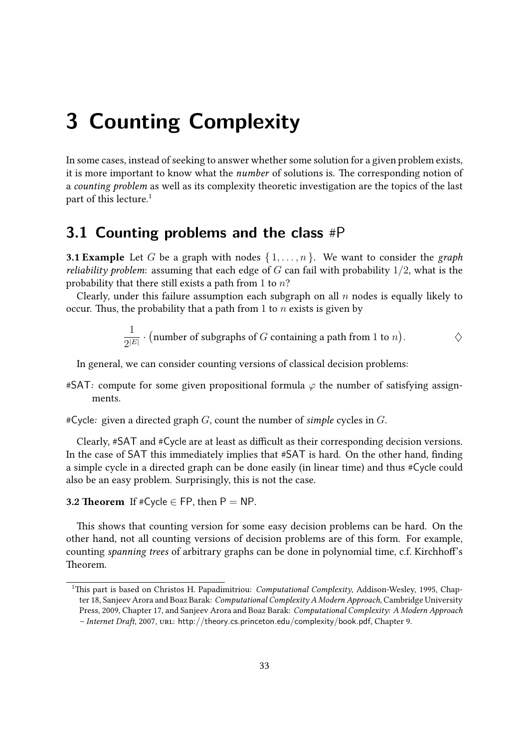# 3 Counting Complexity

In some cases, instead of seeking to answer whether some solution for a given problem exists, it is more important to know what the *number* of solutions is. The corresponding notion of a *counting problem* as well as its complexity theoretic investigation are the topics of the last part of this lecture.[1]

## 3.1 Counting problems and the class #P

**3.1 Example** Let $G$ be a graph with nodes $\{ 1, \ldots, n \}$. We want to consider the *graph reliability problem*: assuming that each edge of $G$ can fail with probability $1/2$, what is the probability that there still exists a path from $1$ to $n$?

Clearly, under this failure assumption each subgraph on all $n$ nodes is equally likely to occur. Thus, the probability that a path from $1$ to $n$ exists is given by

$$\frac{1}{2^{|E|}} \cdot \big(\text{number of subgraphs of } G \text{ containing a path from } 1 \text{ to } n\big). \qquad \diamondsuit$$

In general, we can consider counting versions of classical decision problems:

#SAT*:* compute for some given propositional formula $\varphi$ the number of satisfying assignments.

#Cycle*:* given a directed graph $G$, count the number of *simple* cycles in $G$.

Clearly, #SAT and #Cycle are at least as difficult as their corresponding decision versions. In the case of SAT this immediately implies that #SAT is hard. On the other hand, finding a simple cycle in a directed graph can be done easily (in linear time) and thus #Cycle could also be an easy problem. Surprisingly, this is not the case.

**3.2 Theorem** If #Cycle $\in$ FP, then P $=$ NP.

This shows that counting version for some easy decision problems can be hard. On the other hand, not all counting versions of decision problems are of this form. For example, counting *spanning trees* of arbitrary graphs can be done in polynomial time, c.f. Kirchhoff's Theorem.

[1] This part is based on Christos H. Papadimitriou: *Computational Complexity*, Addison-Wesley, 1995, Chapter 18, Sanjeev Arora and Boaz Barak: *Computational Complexity A Modern Approach*, Cambridge University Press, 2009, Chapter 17, and Sanjeev Arora and Boaz Barak: *Computational Complexity: A Modern Approach – Internet Draft*, 2007, URL: http://theory.cs.princeton.edu/complexity/book.pdf, Chapter 9.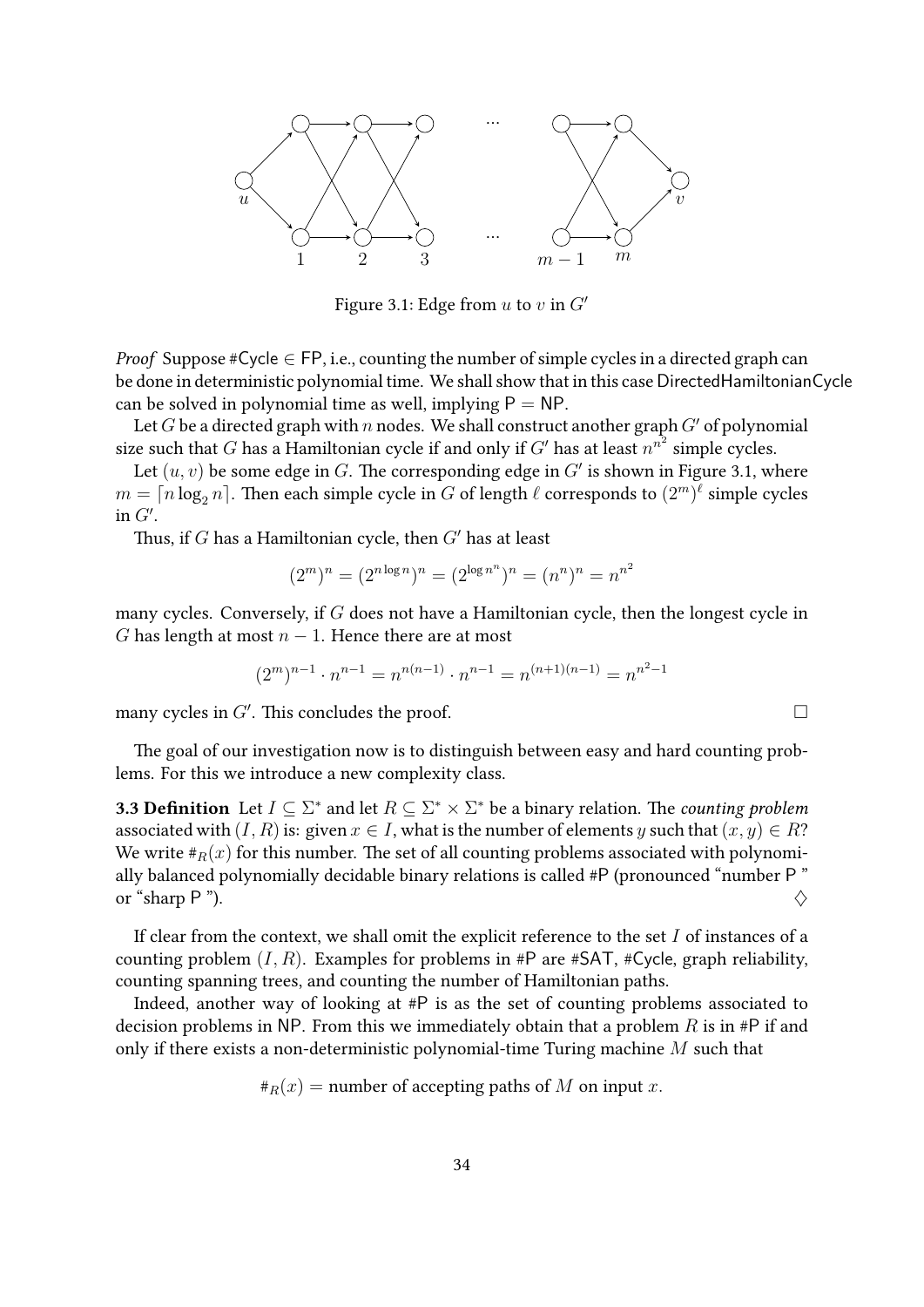Figure 3.1: Edge from $u$ to $v$ in $G'$

*Proof* Suppose #Cycle $\in$ FP, i.e., counting the number of simple cycles in a directed graph can be done in deterministic polynomial time. We shall show that in this case DirectedHamiltonianCycle can be solved in polynomial time as well, implying P = NP.

Let $G$ be a directed graph with $n$ nodes. We shall construct another graph $G'$ of polynomial size such that $G$ has a Hamiltonian cycle if and only if $G'$ has at least $n^{n^2}$ simple cycles.

Let $(u, v)$ be some edge in $G$. The corresponding edge in $G'$ is shown in Figure 3.1, where $m = \lceil n \log_2 n \rceil$. Then each simple cycle in $G$ of length $\ell$ corresponds to $(2^m)^\ell$ simple cycles in $G'$.

Thus, if $G$ has a Hamiltonian cycle, then $G'$ has at least

$$(2^m)^n = (2^{n \log n})^n = (2^{\log n^n})^n = (n^n)^n = n^{n^2}$$

many cycles. Conversely, if $G$ does not have a Hamiltonian cycle, then the longest cycle in $G$ has length at most $n - 1$. Hence there are at most

$$(2^m)^{n-1} \cdot n^{n-1} = n^{n(n-1)} \cdot n^{n-1} = n^{(n+1)(n-1)} = n^{n^2-1}$$

many cycles in $G'$. This concludes the proof. □

The goal of our investigation now is to distinguish between easy and hard counting problems. For this we introduce a new complexity class.

**3.3 Definition** Let $I \subseteq \Sigma^*$ and let $R \subseteq \Sigma^* \times \Sigma^*$ be a binary relation. The *counting problem* associated with $(I, R)$ is: given $x \in I$, what is the number of elements $y$ such that $(x, y) \in R$? We write $\#_R(x)$ for this number. The set of all counting problems associated with polynomially balanced polynomially decidable binary relations is called #P (pronounced "number P" or "sharp P"). ♢

If clear from the context, we shall omit the explicit reference to the set $I$ of instances of a counting problem $(I, R)$. Examples for problems in #P are #SAT, #Cycle, graph reliability, counting spanning trees, and counting the number of Hamiltonian paths.

Indeed, another way of looking at #P is as the set of counting problems associated to decision problems in NP. From this we immediately obtain that a problem $R$ is in #P if and only if there exists a non-deterministic polynomial-time Turing machine $M$ such that

$$\#_R(x) = \text{number of accepting paths of } M \text{ on input } x.$$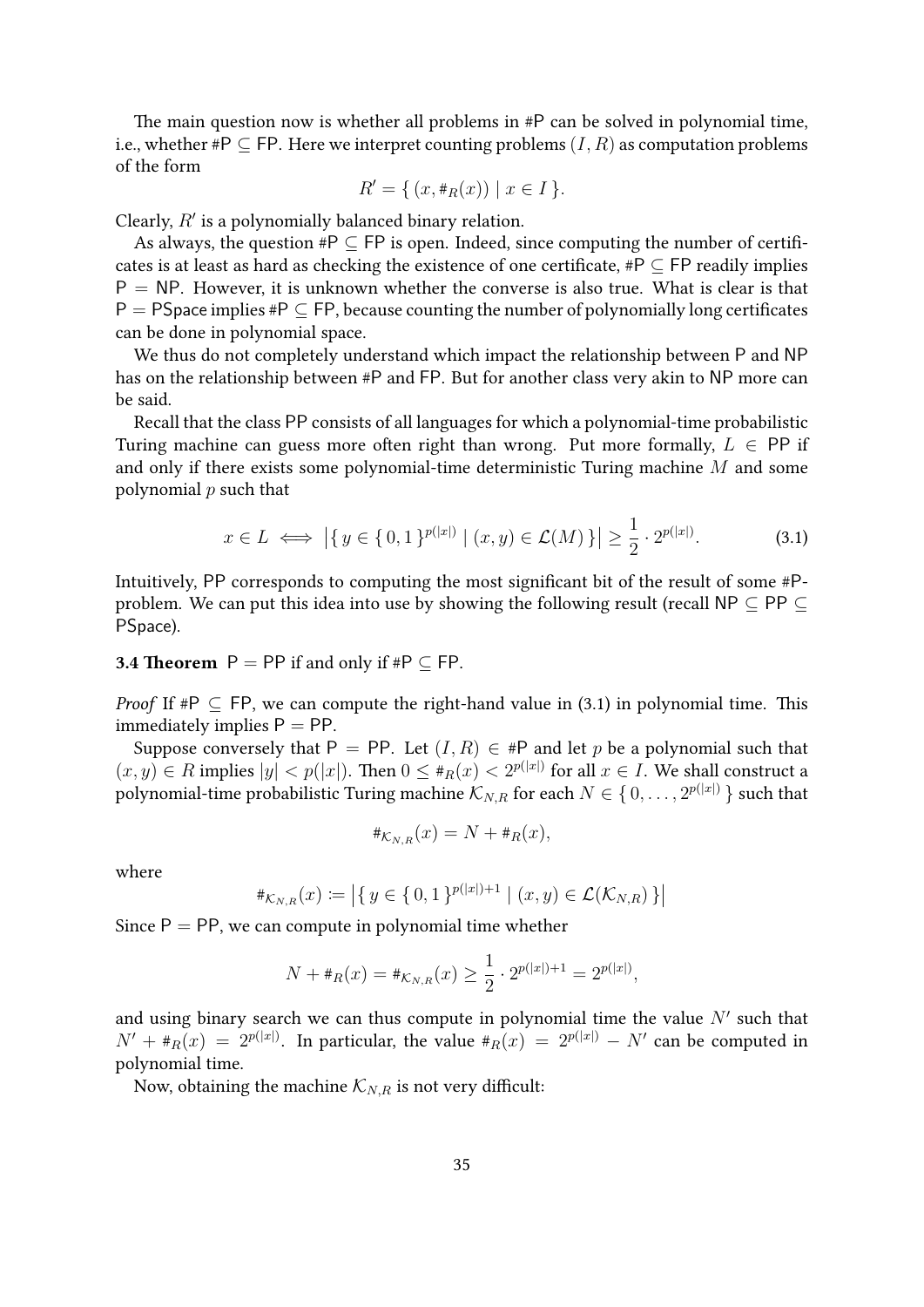The main question now is whether all problems in #P can be solved in polynomial time, i.e., whether #P $\subseteq$ FP. Here we interpret counting problems $(I, R)$ as computation problems of the form

$$R' = \{ (x, \#_R(x)) \mid x \in I \}.$$

Clearly, $R'$ is a polynomially balanced binary relation.

As always, the question #P $\subseteq$ FP is open. Indeed, since computing the number of certificates is at least as hard as checking the existence of one certificate, #P $\subseteq$ FP readily implies P = NP. However, it is unknown whether the converse is also true. What is clear is that P = PSpace implies #P $\subseteq$ FP, because counting the number of polynomially long certificates can be done in polynomial space.

We thus do not completely understand which impact the relationship between P and NP has on the relationship between #P and FP. But for another class very akin to NP more can be said.

Recall that the class PP consists of all languages for which a polynomial-time probabilistic Turing machine can guess more often right than wrong. Put more formally, $L \in$ PP if and only if there exists some polynomial-time deterministic Turing machine $M$ and some polynomial $p$ such that

$$x \in L \iff \left|\{ y \in \{0,1\}^{p(|x|)} \mid (x, y) \in \mathcal{L}(M) \}\right| \geq \frac{1}{2} \cdot 2^{p(|x|)}. \tag{3.1}$$

Intuitively, PP corresponds to computing the most significant bit of the result of some #P-problem. We can put this idea into use by showing the following result (recall NP $\subseteq$ PP $\subseteq$ PSpace).

**3.4 Theorem** P = PP if and only if #P $\subseteq$ FP.

*Proof* If #P $\subseteq$ FP, we can compute the right-hand value in (3.1) in polynomial time. This immediately implies P = PP.

Suppose conversely that P = PP. Let $(I, R) \in$ #P and let $p$ be a polynomial such that $(x, y) \in R$ implies $|y| < p(|x|)$. Then $0 \leq \#_R(x) < 2^{p(|x|)}$ for all $x \in I$. We shall construct a polynomial-time probabilistic Turing machine $\mathcal{K}_{N,R}$ for each $N \in \{0, \dots, 2^{p(|x|)}\}$ such that

$$\#_{\mathcal{K}_{N,R}}(x) = N + \#_R(x),$$

where

$$\#_{\mathcal{K}_{N,R}}(x) := \left|\{ y \in \{0,1\}^{p(|x|)+1} \mid (x, y) \in \mathcal{L}(\mathcal{K}_{N,R}) \}\right|$$

Since P = PP, we can compute in polynomial time whether

$$N + \#_R(x) = \#_{\mathcal{K}_{N,R}}(x) \geq \frac{1}{2} \cdot 2^{p(|x|)+1} = 2^{p(|x|)},$$

and using binary search we can thus compute in polynomial time the value $N'$ such that $N' + \#_R(x) = 2^{p(|x|)}$. In particular, the value $\#_R(x) = 2^{p(|x|)} - N'$ can be computed in polynomial time.

Now, obtaining the machine $\mathcal{K}_{N,R}$ is not very difficult: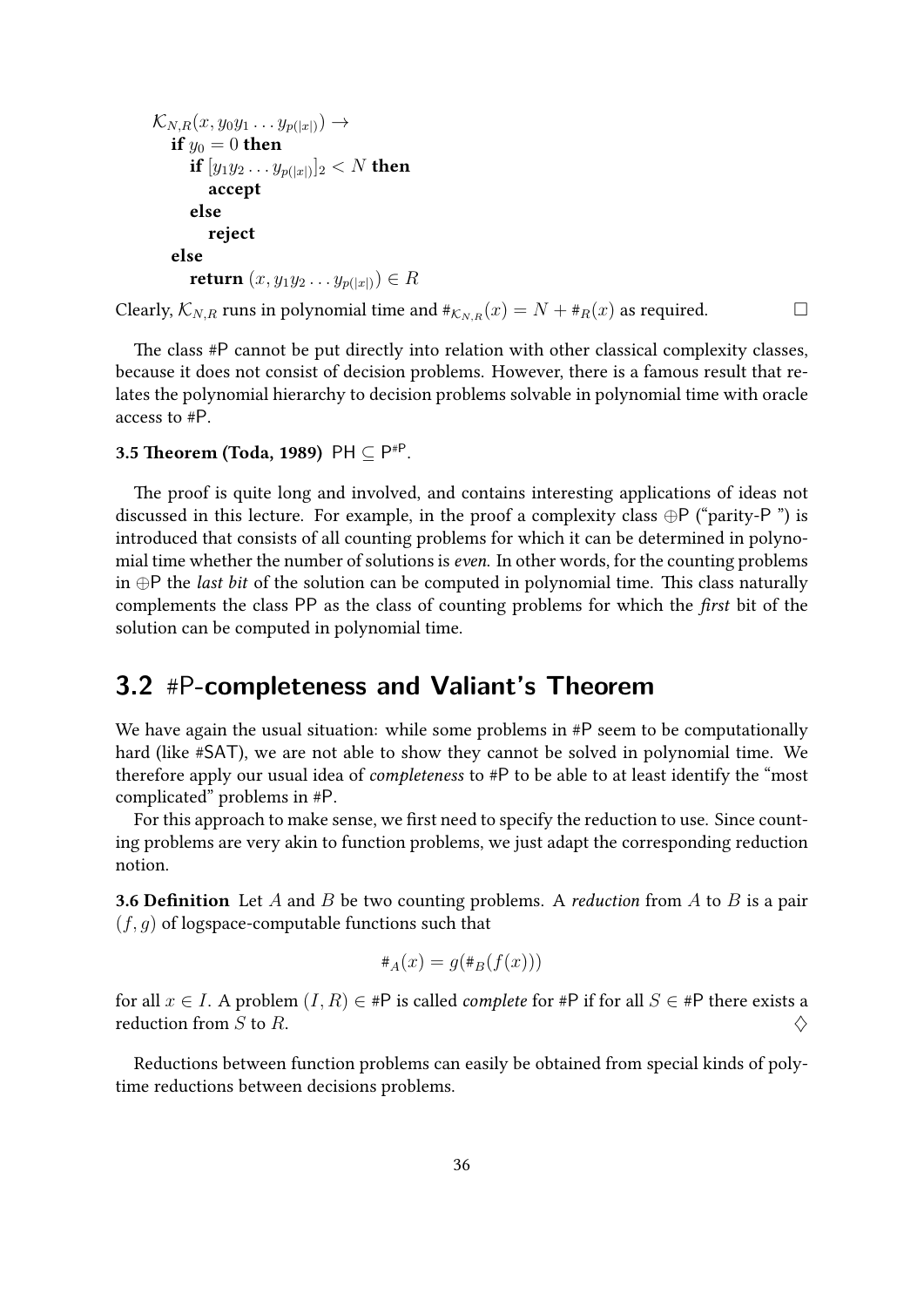```
K_{N,R}(x, y_0 y_1 ... y_{p(|x|)}) →
  if y_0 = 0 then
    if [y_1 y_2 ... y_{p(|x|)}]_2 < N then
      accept
    else
      reject
  else
    return (x, y_1 y_2 ... y_{p(|x|)}) ∈ R
```

Clearly, $\mathcal{K}_{N,R}$ runs in polynomial time and $\#_{\mathcal{K}_{N,R}}(x) = N + \#_R(x)$ as required. □

The class #P cannot be put directly into relation with other classical complexity classes, because it does not consist of decision problems. However, there is a famous result that relates the polynomial hierarchy to decision problems solvable in polynomial time with oracle access to #P.

**3.5 Theorem (Toda, 1989)** $\mathsf{PH} \subseteq \mathsf{P}^{\#\mathsf{P}}$.

The proof is quite long and involved, and contains interesting applications of ideas not discussed in this lecture. For example, in the proof a complexity class $\oplus\mathsf{P}$ ("parity-P ") is introduced that consists of all counting problems for which it can be determined in polynomial time whether the number of solutions is *even*. In other words, for the counting problems in $\oplus\mathsf{P}$ the *last bit* of the solution can be computed in polynomial time. This class naturally complements the class PP as the class of counting problems for which the *first* bit of the solution can be computed in polynomial time.

## 3.2 #P-completeness and Valiant's Theorem

We have again the usual situation: while some problems in #P seem to be computationally hard (like #SAT), we are not able to show they cannot be solved in polynomial time. We therefore apply our usual idea of *completeness* to #P to be able to at least identify the "most complicated" problems in #P.

For this approach to make sense, we first need to specify the reduction to use. Since counting problems are very akin to function problems, we just adapt the corresponding reduction notion.

**3.6 Definition** Let $A$ and $B$ be two counting problems. A *reduction* from $A$ to $B$ is a pair $(f, g)$ of logspace-computable functions such that

$$\#_A(x) = g(\#_B(f(x)))$$

for all $x \in I$. A problem $(I, R) \in \#\mathsf{P}$ is called *complete* for #P if for all $S \in \#\mathsf{P}$ there exists a reduction from $S$ to $R$. ♢

Reductions between function problems can easily be obtained from special kinds of polytime reductions between decisions problems.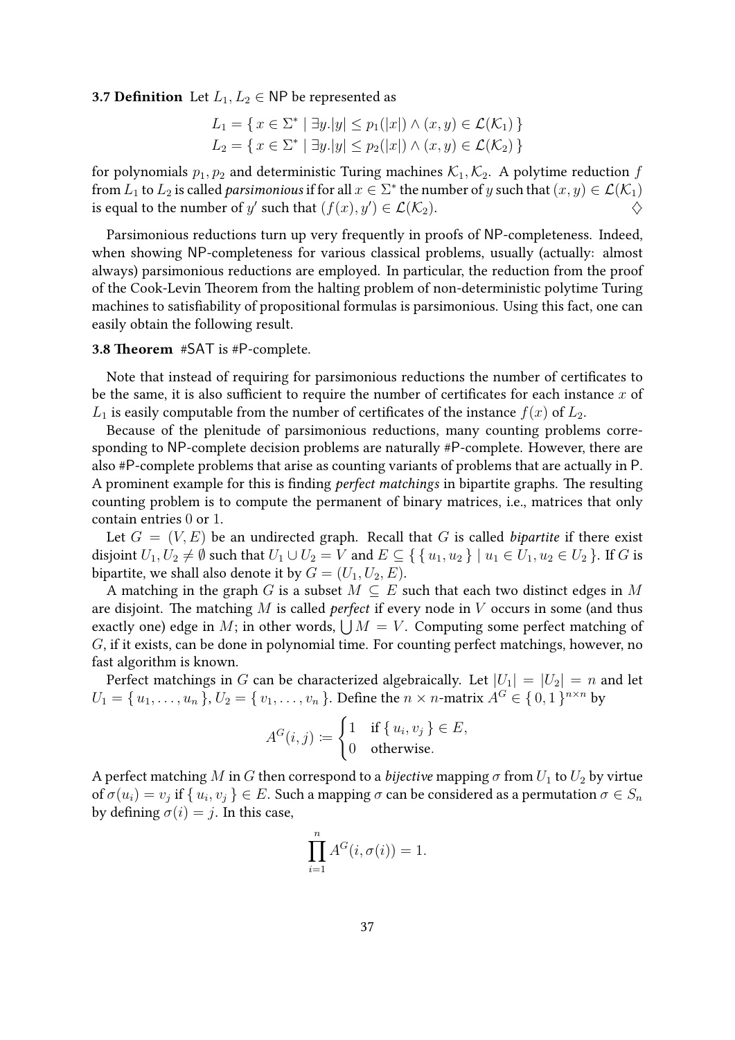**3.7 Definition** Let $L_1, L_2 \in \mathsf{NP}$ be represented as

$$L_1 = \{\, x \in \Sigma^* \mid \exists y. |y| \leq p_1(|x|) \wedge (x, y) \in \mathcal{L}(\mathcal{K}_1) \,\}$$
$$L_2 = \{\, x \in \Sigma^* \mid \exists y. |y| \leq p_2(|x|) \wedge (x, y) \in \mathcal{L}(\mathcal{K}_2) \,\}$$

for polynomials $p_1, p_2$ and deterministic Turing machines $\mathcal{K}_1, \mathcal{K}_2$. A polytime reduction $f$ from $L_1$ to $L_2$ is called *parsimonious* if for all $x \in \Sigma^*$ the number of $y$ such that $(x, y) \in \mathcal{L}(\mathcal{K}_1)$ is equal to the number of $y'$ such that $(f(x), y') \in \mathcal{L}(\mathcal{K}_2)$. $\diamondsuit$

Parsimonious reductions turn up very frequently in proofs of NP-completeness. Indeed, when showing NP-completeness for various classical problems, usually (actually: almost always) parsimonious reductions are employed. In particular, the reduction from the proof of the Cook-Levin Theorem from the halting problem of non-deterministic polytime Turing machines to satisfiability of propositional formulas is parsimonious. Using this fact, one can easily obtain the following result.

**3.8 Theorem** #SAT is #P-complete.

Note that instead of requiring for parsimonious reductions the number of certificates to be the same, it is also sufficient to require the number of certificates for each instance $x$ of $L_1$ is easily computable from the number of certificates of the instance $f(x)$ of $L_2$.

Because of the plenitude of parsimonious reductions, many counting problems corresponding to NP-complete decision problems are naturally #P-complete. However, there are also #P-complete problems that arise as counting variants of problems that are actually in P. A prominent example for this is finding *perfect matchings* in bipartite graphs. The resulting counting problem is to compute the permanent of binary matrices, i.e., matrices that only contain entries 0 or 1.

Let $G = (V, E)$ be an undirected graph. Recall that $G$ is called *bipartite* if there exist disjoint $U_1, U_2 \neq \emptyset$ such that $U_1 \cup U_2 = V$ and $E \subseteq \{\, \{u_1, u_2\} \mid u_1 \in U_1, u_2 \in U_2 \,\}$. If $G$ is bipartite, we shall also denote it by $G = (U_1, U_2, E)$.

A matching in the graph $G$ is a subset $M \subseteq E$ such that each two distinct edges in $M$ are disjoint. The matching $M$ is called *perfect* if every node in $V$ occurs in some (and thus exactly one) edge in $M$; in other words, $\bigcup M = V$. Computing some perfect matching of $G$, if it exists, can be done in polynomial time. For counting perfect matchings, however, no fast algorithm is known.

Perfect matchings in $G$ can be characterized algebraically. Let $|U_1| = |U_2| = n$ and let $U_1 = \{ u_1, \dots, u_n \}$, $U_2 = \{ v_1, \dots, v_n \}$. Define the $n \times n$-matrix $A^G \in \{ 0, 1 \}^{n \times n}$ by

$$A^G(i, j) := \begin{cases} 1 & \text{if } \{ u_i, v_j \} \in E, \\ 0 & \text{otherwise.} \end{cases}$$

A perfect matching $M$ in $G$ then correspond to a *bijective* mapping $\sigma$ from $U_1$ to $U_2$ by virtue of $\sigma(u_i) = v_j$ if $\{ u_i, v_j \} \in E$. Such a mapping $\sigma$ can be considered as a permutation $\sigma \in S_n$ by defining $\sigma(i) = j$. In this case,

$$\prod_{i=1}^{n} A^G(i, \sigma(i)) = 1.$$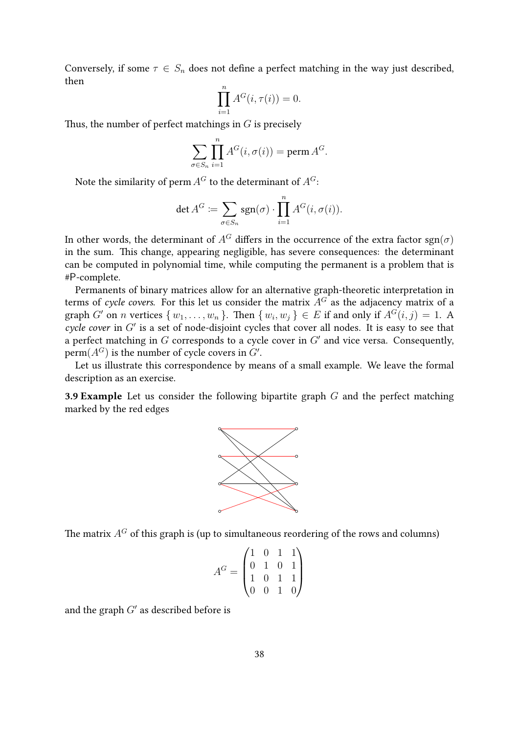Conversely, if some $\tau \in S_n$ does not define a perfect matching in the way just described, then

$$\prod_{i=1}^{n} A^G(i, \tau(i)) = 0.$$

Thus, the number of perfect matchings in $G$ is precisely

$$\sum_{\sigma \in S_n} \prod_{i=1}^{n} A^G(i, \sigma(i)) = \operatorname{perm} A^G.$$

Note the similarity of perm $A^G$ to the determinant of $A^G$:

$$\det A^G := \sum_{\sigma \in S_n} \operatorname{sgn}(\sigma) \cdot \prod_{i=1}^{n} A^G(i, \sigma(i)).$$

In other words, the determinant of $A^G$ differs in the occurrence of the extra factor $\operatorname{sgn}(\sigma)$ in the sum. This change, appearing negligible, has severe consequences: the determinant can be computed in polynomial time, while computing the permanent is a problem that is #P-complete.

Permanents of binary matrices allow for an alternative graph-theoretic interpretation in terms of *cycle covers*. For this let us consider the matrix $A^G$ as the adjacency matrix of a graph $G'$ on $n$ vertices $\{ w_1, \ldots, w_n \}$. Then $\{ w_i, w_j \} \in E$ if and only if $A^G(i,j) = 1$. A *cycle cover* in $G'$ is a set of node-disjoint cycles that cover all nodes. It is easy to see that a perfect matching in $G$ corresponds to a cycle cover in $G'$ and vice versa. Consequently, $\operatorname{perm}(A^G)$ is the number of cycle covers in $G'$.

Let us illustrate this correspondence by means of a small example. We leave the formal description as an exercise.

**3.9 Example** Let us consider the following bipartite graph $G$ and the perfect matching marked by the red edges

The matrix $A^G$ of this graph is (up to simultaneous reordering of the rows and columns)

$$A^G = \begin{pmatrix} 1 & 0 & 1 & 1 \\ 0 & 1 & 0 & 1 \\ 1 & 0 & 1 & 1 \\ 0 & 0 & 1 & 0 \end{pmatrix}$$

and the graph $G'$ as described before is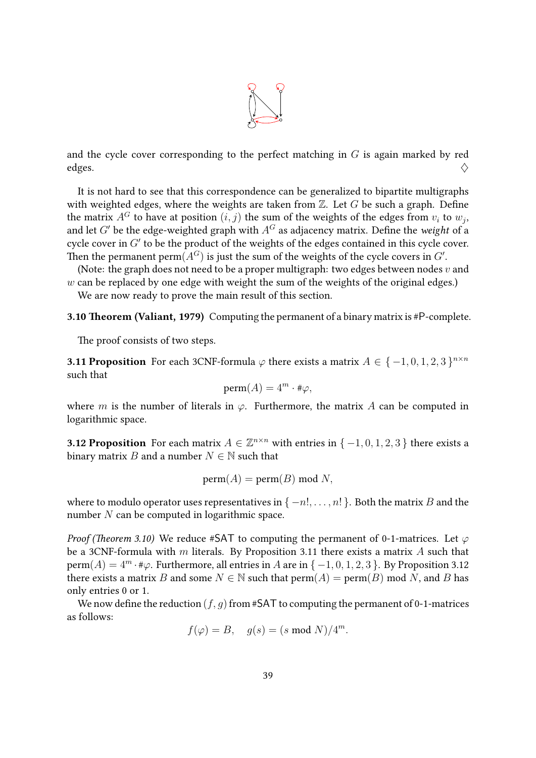and the cycle cover corresponding to the perfect matching in $G$ is again marked by red edges. $\diamondsuit$

It is not hard to see that this correspondence can be generalized to bipartite multigraphs with weighted edges, where the weights are taken from $\mathbb{Z}$. Let $G$ be such a graph. Define the matrix $A^G$ to have at position $(i, j)$ the sum of the weights of the edges from $v_i$ to $w_j$, and let $G'$ be the edge-weighted graph with $A^G$ as adjacency matrix. Define the *weight* of a cycle cover in $G'$ to be the product of the weights of the edges contained in this cycle cover. Then the permanent $\operatorname{perm}(A^G)$ is just the sum of the weights of the cycle covers in $G'$.

(Note: the graph does not need to be a proper multigraph: two edges between nodes $v$ and $w$ can be replaced by one edge with weight the sum of the weights of the original edges.)

We are now ready to prove the main result of this section.

**3.10 Theorem (Valiant, 1979)** Computing the permanent of a binary matrix is #P-complete.

The proof consists of two steps.

**3.11 Proposition** For each 3CNF-formula $\varphi$ there exists a matrix $A \in \{-1, 0, 1, 2, 3\}^{n\times n}$ such that

$$\operatorname{perm}(A) = 4^m \cdot \#\varphi,$$

where $m$ is the number of literals in $\varphi$. Furthermore, the matrix $A$ can be computed in logarithmic space.

**3.12 Proposition** For each matrix $A \in \mathbb{Z}^{n\times n}$ with entries in $\{-1, 0, 1, 2, 3\}$ there exists a binary matrix $B$ and a number $N \in \mathbb{N}$ such that

$$\operatorname{perm}(A) = \operatorname{perm}(B) \bmod N,$$

where to modulo operator uses representatives in $\{-n!, \dots, n!\}$. Both the matrix $B$ and the number $N$ can be computed in logarithmic space.

*Proof (Theorem 3.10)* We reduce #SAT to computing the permanent of 0-1-matrices. Let $\varphi$ be a 3CNF-formula with $m$ literals. By Proposition 3.11 there exists a matrix $A$ such that $\operatorname{perm}(A) = 4^m \cdot \#\varphi$. Furthermore, all entries in $A$ are in $\{-1, 0, 1, 2, 3\}$. By Proposition 3.12 there exists a matrix $B$ and some $N \in \mathbb{N}$ such that $\operatorname{perm}(A) = \operatorname{perm}(B) \bmod N$, and $B$ has only entries 0 or 1.

We now define the reduction $(f, g)$ from #SAT to computing the permanent of 0-1-matrices as follows:

$$f(\varphi) = B, \quad g(s) = (s \bmod N)/4^m.$$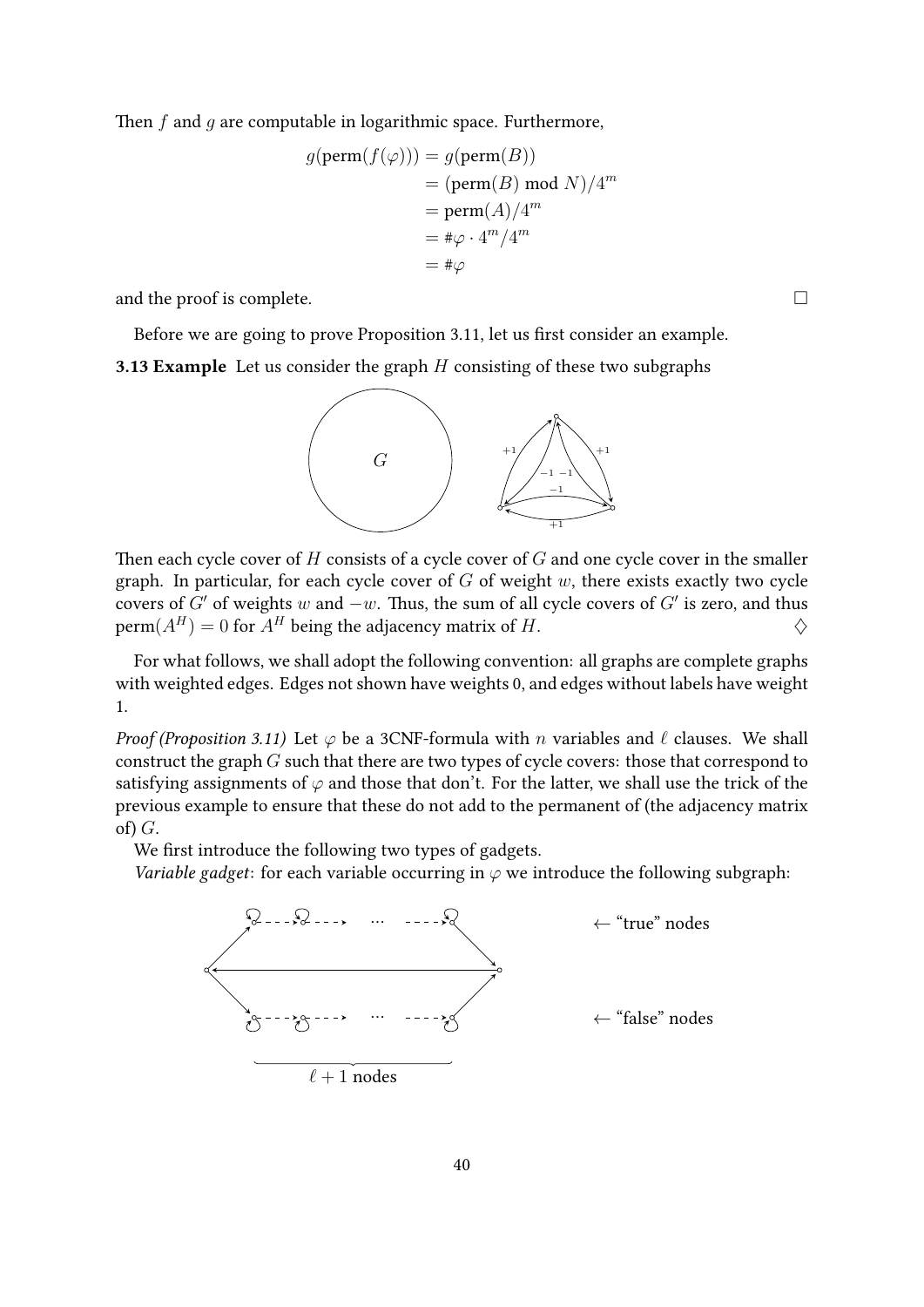Then $f$ and $g$ are computable in logarithmic space. Furthermore,

$$
\begin{aligned}
g(\text{perm}(f(\varphi))) &= g(\text{perm}(B)) \\
&= (\text{perm}(B) \bmod N)/4^m \\
&= \text{perm}(A)/4^m \\
&= \#\varphi \cdot 4^m/4^m \\
&= \#\varphi
\end{aligned}
$$

and the proof is complete. □

Before we are going to prove Proposition 3.11, let us first consider an example.

**3.13 Example** Let us consider the graph $H$ consisting of these two subgraphs

Then each cycle cover of $H$ consists of a cycle cover of $G$ and one cycle cover in the smaller graph. In particular, for each cycle cover of $G$ of weight $w$, there exists exactly two cycle covers of $G'$ of weights $w$ and $-w$. Thus, the sum of all cycle covers of $G'$ is zero, and thus $\text{perm}(A^H) = 0$ for $A^H$ being the adjacency matrix of $H$. ♢

For what follows, we shall adopt the following convention: all graphs are complete graphs with weighted edges. Edges not shown have weights 0, and edges without labels have weight 1.

*Proof (Proposition 3.11)* Let $\varphi$ be a 3CNF-formula with $n$ variables and $\ell$ clauses. We shall construct the graph $G$ such that there are two types of cycle covers: those that correspond to satisfying assignments of $\varphi$ and those that don't. For the latter, we shall use the trick of the previous example to ensure that these do not add to the permanent of (the adjacency matrix of) $G$.

We first introduce the following two types of gadgets.

*Variable gadget*: for each variable occurring in $\varphi$ we introduce the following subgraph:

← "true" nodes

← "false" nodes

$\ell + 1$ nodes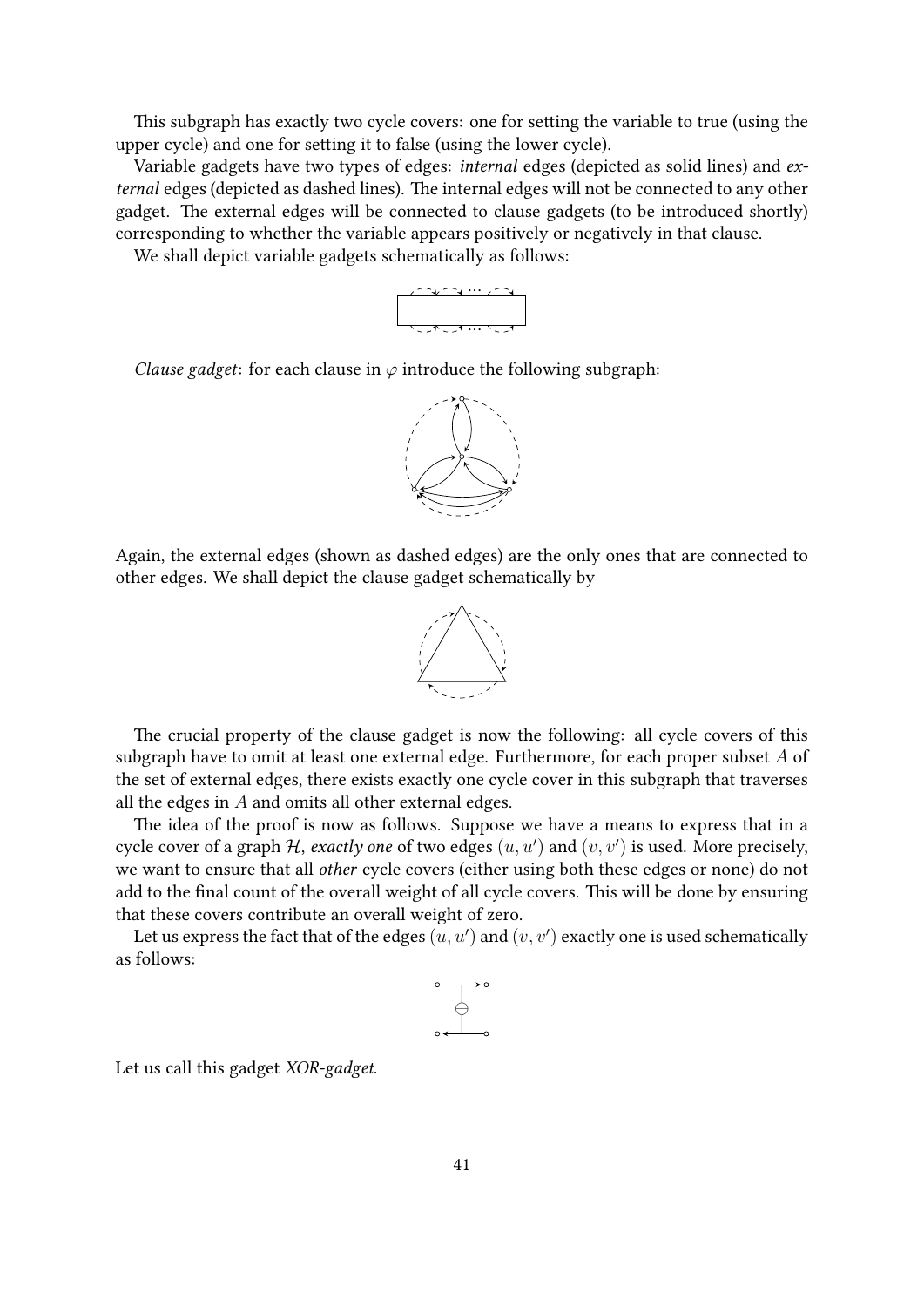This subgraph has exactly two cycle covers: one for setting the variable to true (using the upper cycle) and one for setting it to false (using the lower cycle).

Variable gadgets have two types of edges: *internal* edges (depicted as solid lines) and *external* edges (depicted as dashed lines). The internal edges will not be connected to any other gadget. The external edges will be connected to clause gadgets (to be introduced shortly) corresponding to whether the variable appears positively or negatively in that clause.

We shall depict variable gadgets schematically as follows:

*Clause gadget*: for each clause in $\varphi$ introduce the following subgraph:

Again, the external edges (shown as dashed edges) are the only ones that are connected to other edges. We shall depict the clause gadget schematically by

The crucial property of the clause gadget is now the following: all cycle covers of this subgraph have to omit at least one external edge. Furthermore, for each proper subset $A$ of the set of external edges, there exists exactly one cycle cover in this subgraph that traverses all the edges in $A$ and omits all other external edges.

The idea of the proof is now as follows. Suppose we have a means to express that in a cycle cover of a graph $\mathcal{H}$, *exactly one* of two edges $(u, u')$ and $(v, v')$ is used. More precisely, we want to ensure that all *other* cycle covers (either using both these edges or none) do not add to the final count of the overall weight of all cycle covers. This will be done by ensuring that these covers contribute an overall weight of zero.

Let us express the fact that of the edges $(u, u')$ and $(v, v')$ exactly one is used schematically as follows:

Let us call this gadget *XOR-gadget*.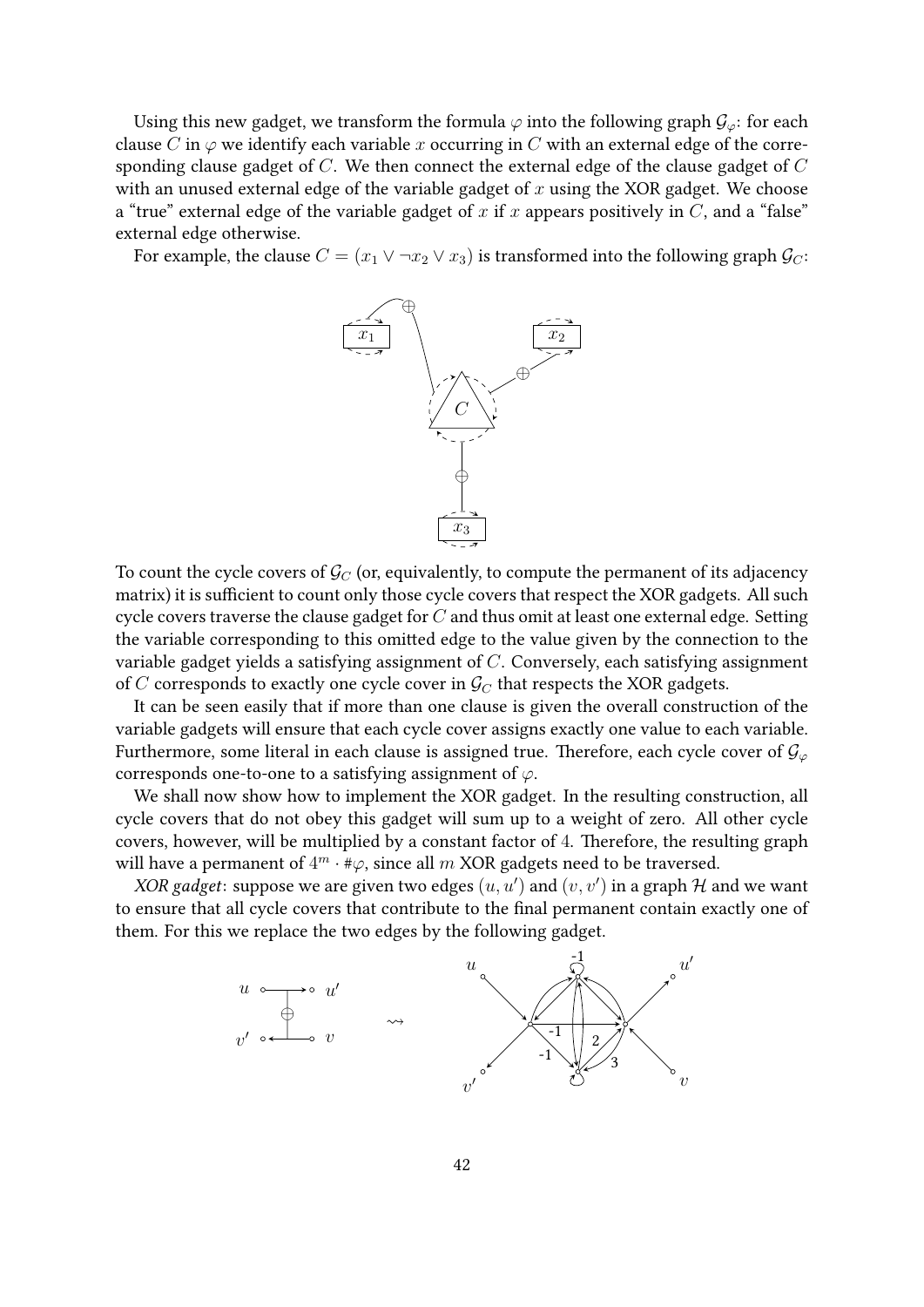Using this new gadget, we transform the formula $\varphi$ into the following graph $\mathcal{G}_\varphi$: for each clause $C$ in $\varphi$ we identify each variable $x$ occurring in $C$ with an external edge of the corresponding clause gadget of $C$. We then connect the external edge of the clause gadget of $C$ with an unused external edge of the variable gadget of $x$ using the XOR gadget. We choose a "true" external edge of the variable gadget of $x$ if $x$ appears positively in $C$, and a "false" external edge otherwise.

For example, the clause $C = (x_1 \vee \neg x_2 \vee x_3)$ is transformed into the following graph $\mathcal{G}_C$:

To count the cycle covers of $\mathcal{G}_C$ (or, equivalently, to compute the permanent of its adjacency matrix) it is sufficient to count only those cycle covers that respect the XOR gadgets. All such cycle covers traverse the clause gadget for $C$ and thus omit at least one external edge. Setting the variable corresponding to this omitted edge to the value given by the connection to the variable gadget yields a satisfying assignment of $C$. Conversely, each satisfying assignment of $C$ corresponds to exactly one cycle cover in $\mathcal{G}_C$ that respects the XOR gadgets.

It can be seen easily that if more than one clause is given the overall construction of the variable gadgets will ensure that each cycle cover assigns exactly one value to each variable. Furthermore, some literal in each clause is assigned true. Therefore, each cycle cover of $\mathcal{G}_\varphi$ corresponds one-to-one to a satisfying assignment of $\varphi$.

We shall now show how to implement the XOR gadget. In the resulting construction, all cycle covers that do not obey this gadget will sum up to a weight of zero. All other cycle covers, however, will be multiplied by a constant factor of 4. Therefore, the resulting graph will have a permanent of $4^m \cdot \#\varphi$, since all $m$ XOR gadgets need to be traversed.

*XOR gadget*: suppose we are given two edges $(u, u')$ and $(v, v')$ in a graph $\mathcal{H}$ and we want to ensure that all cycle covers that contribute to the final permanent contain exactly one of them. For this we replace the two edges by the following gadget.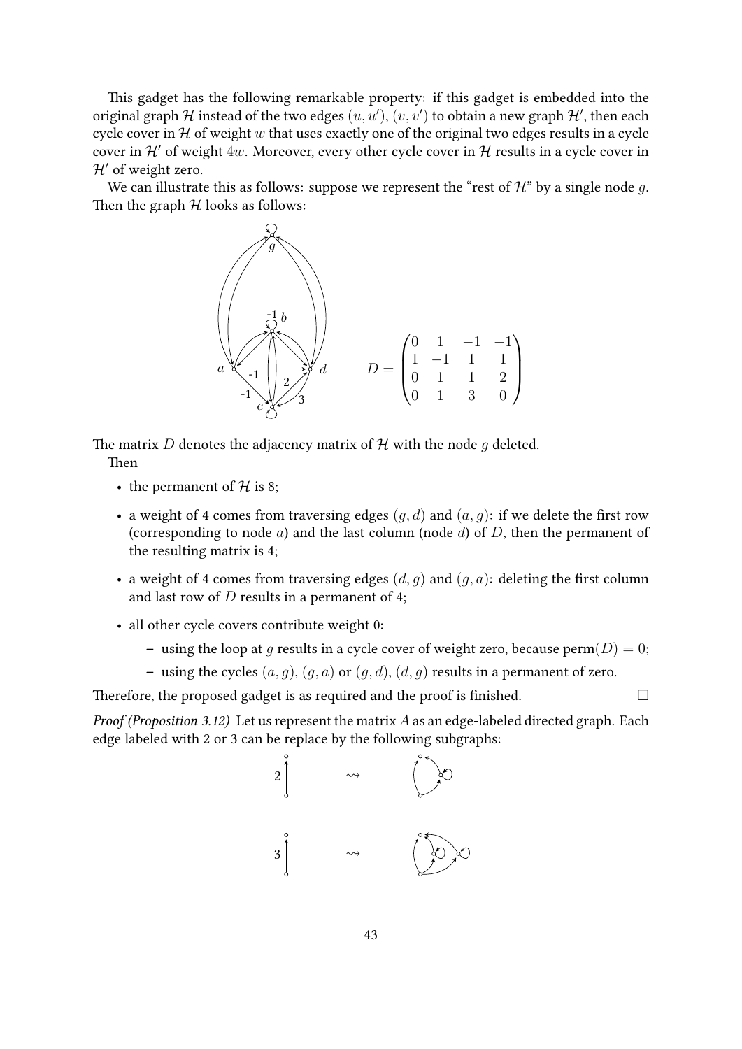This gadget has the following remarkable property: if this gadget is embedded into the original graph $\mathcal{H}$ instead of the two edges $(u, u')$, $(v, v')$ to obtain a new graph $\mathcal{H}'$, then each cycle cover in $\mathcal{H}$ of weight $w$ that uses exactly one of the original two edges results in a cycle cover in $\mathcal{H}'$ of weight $4w$. Moreover, every other cycle cover in $\mathcal{H}$ results in a cycle cover in $\mathcal{H}'$ of weight zero.

We can illustrate this as follows: suppose we represent the "rest of $\mathcal{H}$" by a single node $g$. Then the graph $\mathcal{H}$ looks as follows:

$$D = \begin{pmatrix} 0 & 1 & -1 & -1 \\ 1 & -1 & 1 & 1 \\ 0 & 1 & 1 & 2 \\ 0 & 1 & 3 & 0 \end{pmatrix}$$

The matrix $D$ denotes the adjacency matrix of $\mathcal{H}$ with the node $g$ deleted.

Then

- the permanent of $\mathcal{H}$ is 8;
- a weight of 4 comes from traversing edges $(g, d)$ and $(a, g)$: if we delete the first row (corresponding to node $a$) and the last column (node $d$) of $D$, then the permanent of the resulting matrix is 4;
- a weight of 4 comes from traversing edges $(d, g)$ and $(g, a)$: deleting the first column and last row of $D$ results in a permanent of 4;
- all other cycle covers contribute weight 0:
  - using the loop at $g$ results in a cycle cover of weight zero, because $\text{perm}(D) = 0$;
  - using the cycles $(a, g)$, $(g, a)$ or $(g, d)$, $(d, g)$ results in a permanent of zero.

Therefore, the proposed gadget is as required and the proof is finished. □

*Proof (Proposition 3.12)* Let us represent the matrix $A$ as an edge-labeled directed graph. Each edge labeled with 2 or 3 can be replace by the following subgraphs: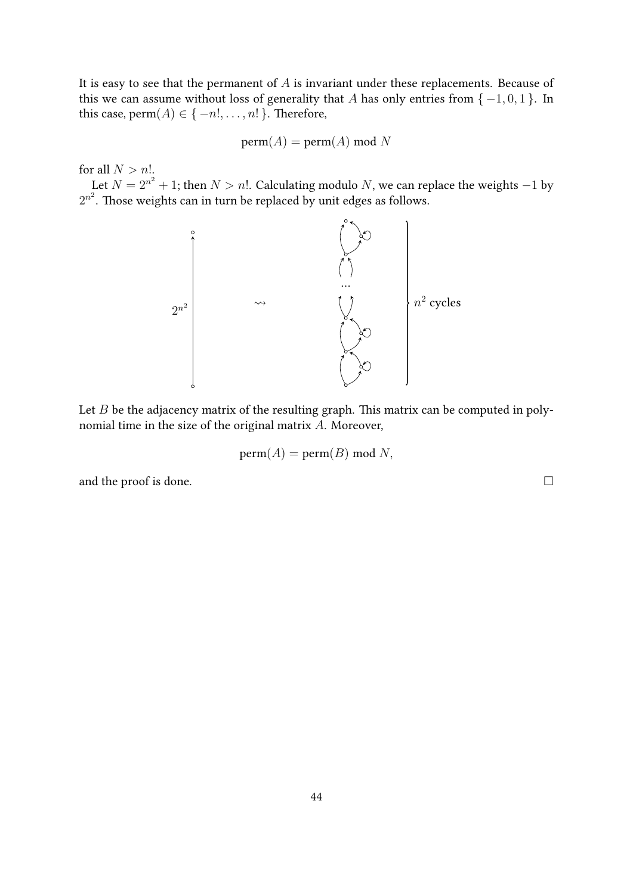It is easy to see that the permanent of $A$ is invariant under these replacements. Because of this we can assume without loss of generality that $A$ has only entries from $\{ -1, 0, 1 \}$. In this case, $\text{perm}(A) \in \{ -n!, \ldots, n! \}$. Therefore,

$$\text{perm}(A) = \text{perm}(A) \bmod N$$

for all $N > n!$.

Let $N = 2^{n^2} + 1$; then $N > n!$. Calculating modulo $N$, we can replace the weights $-1$ by $2^{n^2}$. Those weights can in turn be replaced by unit edges as follows.

$2^{n^2}$

$\rightsquigarrow$

...

$n^2$ cycles

Let $B$ be the adjacency matrix of the resulting graph. This matrix can be computed in polynomial time in the size of the original matrix $A$. Moreover,

$$\text{perm}(A) = \text{perm}(B) \bmod N,$$

and the proof is done. □